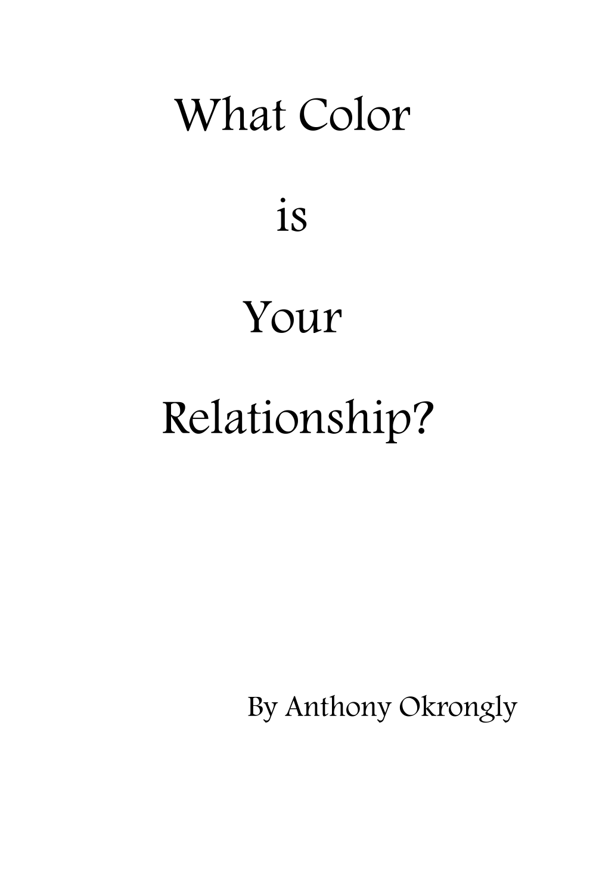# What Color is Your Relationship?

By Anthony Okrongly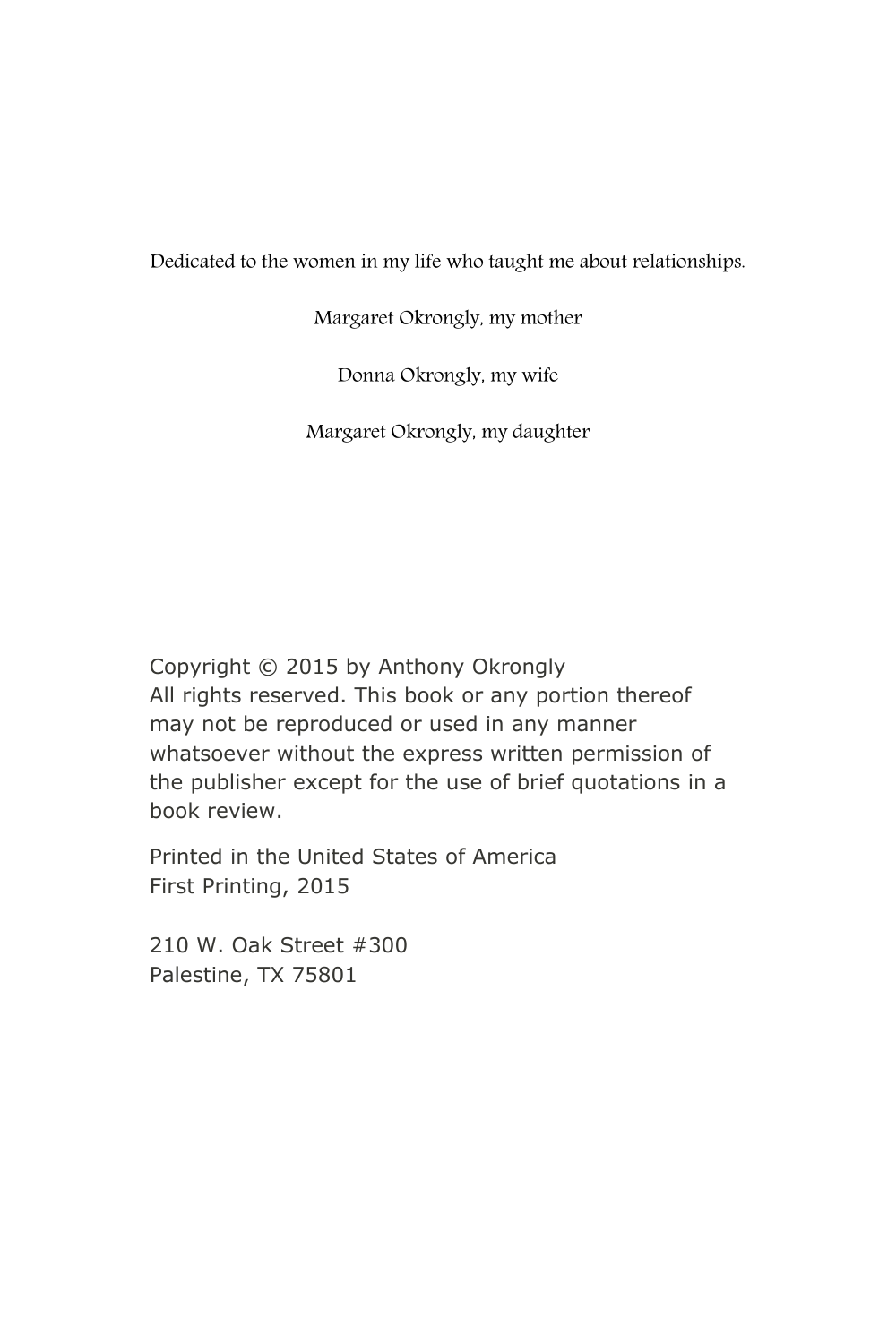Dedicated to the women in my life who taught me about relationships.

Margaret Okrongly, my mother

Donna Okrongly, my wife

Margaret Okrongly, my daughter

Copyright © 2015 by Anthony Okrongly
All rights reserved. This book or any portion thereof may not be reproduced or used in any manner whatsoever without the express written permission of the publisher except for the use of brief quotations in a book review.

Printed in the United States of America
First Printing, 2015

210 W. Oak Street #300
Palestine, TX 75801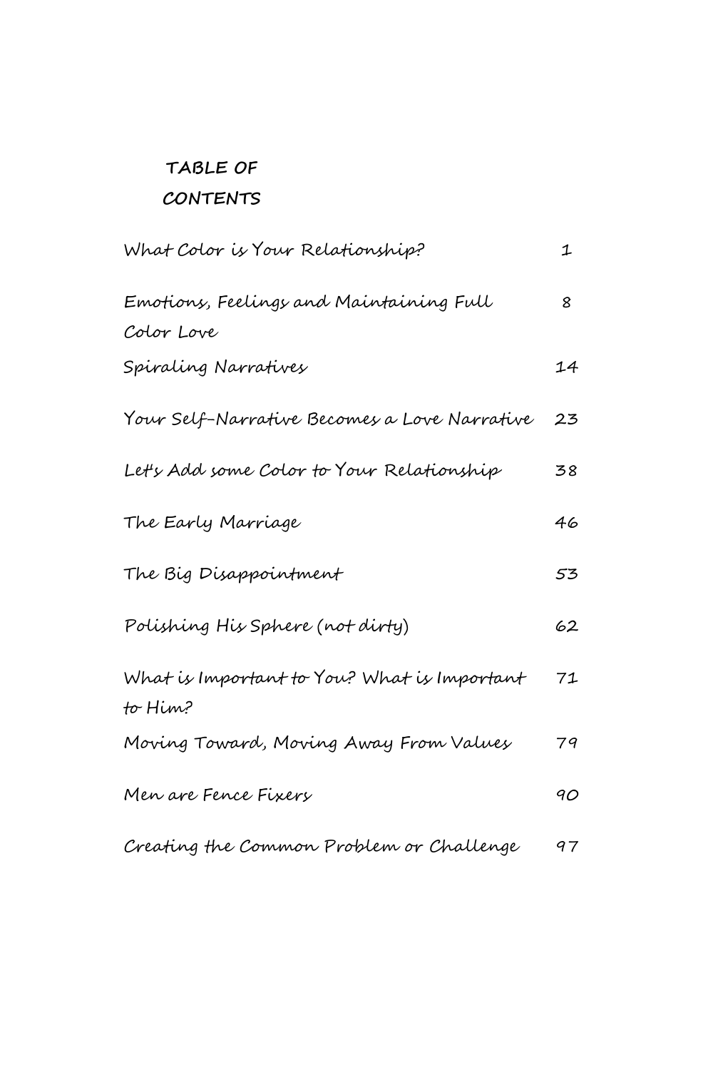# TABLE OF CONTENTS

| | |
|---|---|
| What Color is Your Relationship? | 1 |
| Emotions, Feelings and Maintaining Full Color Love | 8 |
| Spiraling Narratives | 14 |
| Your Self-Narrative Becomes a Love Narrative | 23 |
| Let's Add some Color to Your Relationship | 38 |
| The Early Marriage | 46 |
| The Big Disappointment | 53 |
| Polishing His Sphere (not dirty) | 62 |
| What is Important to You? What is Important to Him? | 71 |
| Moving Toward, Moving Away From Values | 79 |
| Men are Fence Fixers | 90 |
| Creating the Common Problem or Challenge | 97 |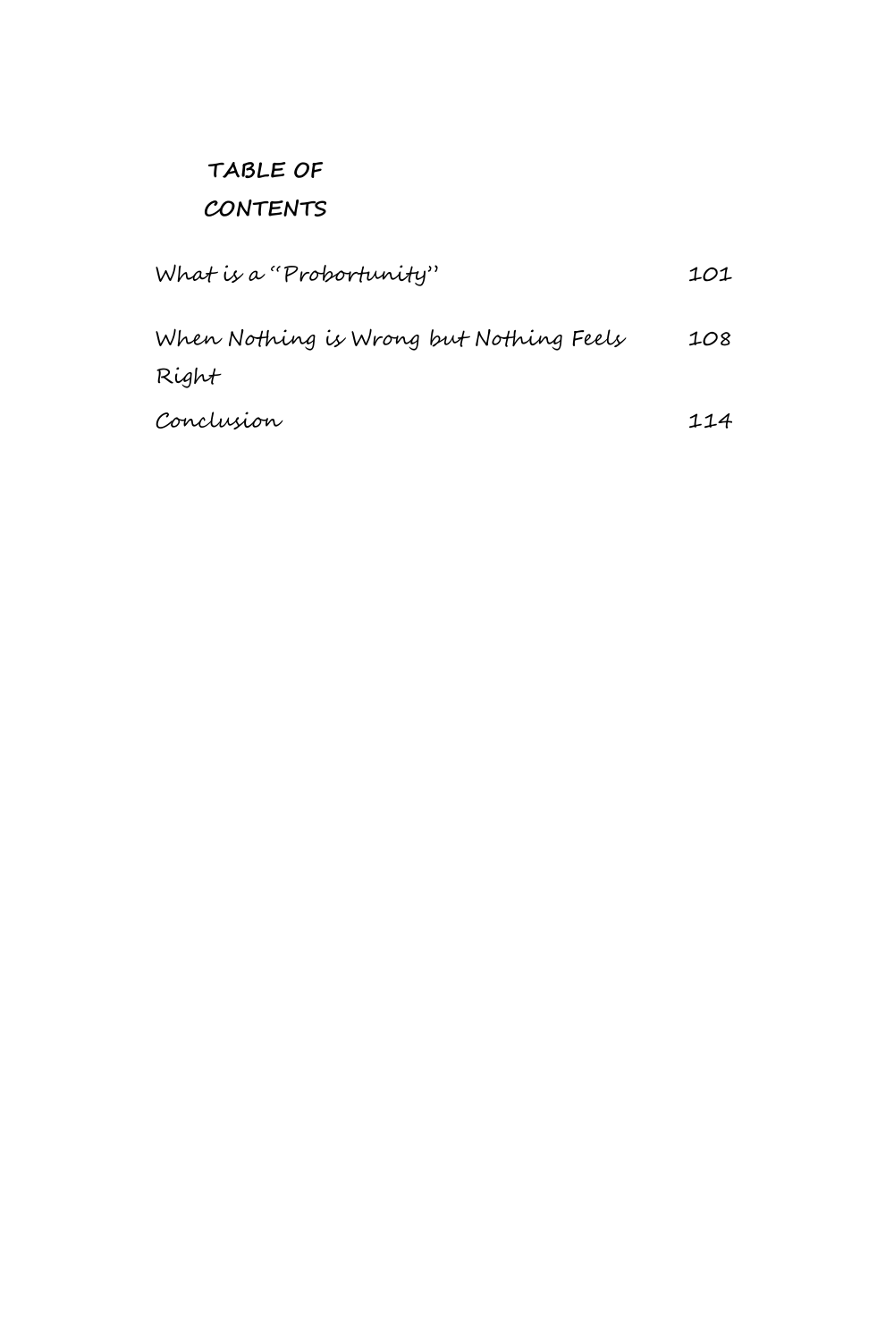## TABLE OF CONTENTS

| | |
|---|---|
| What is a "Probortunity" | 101 |
| When Nothing is Wrong but Nothing Feels Right | 108 |
| Conclusion | 114 |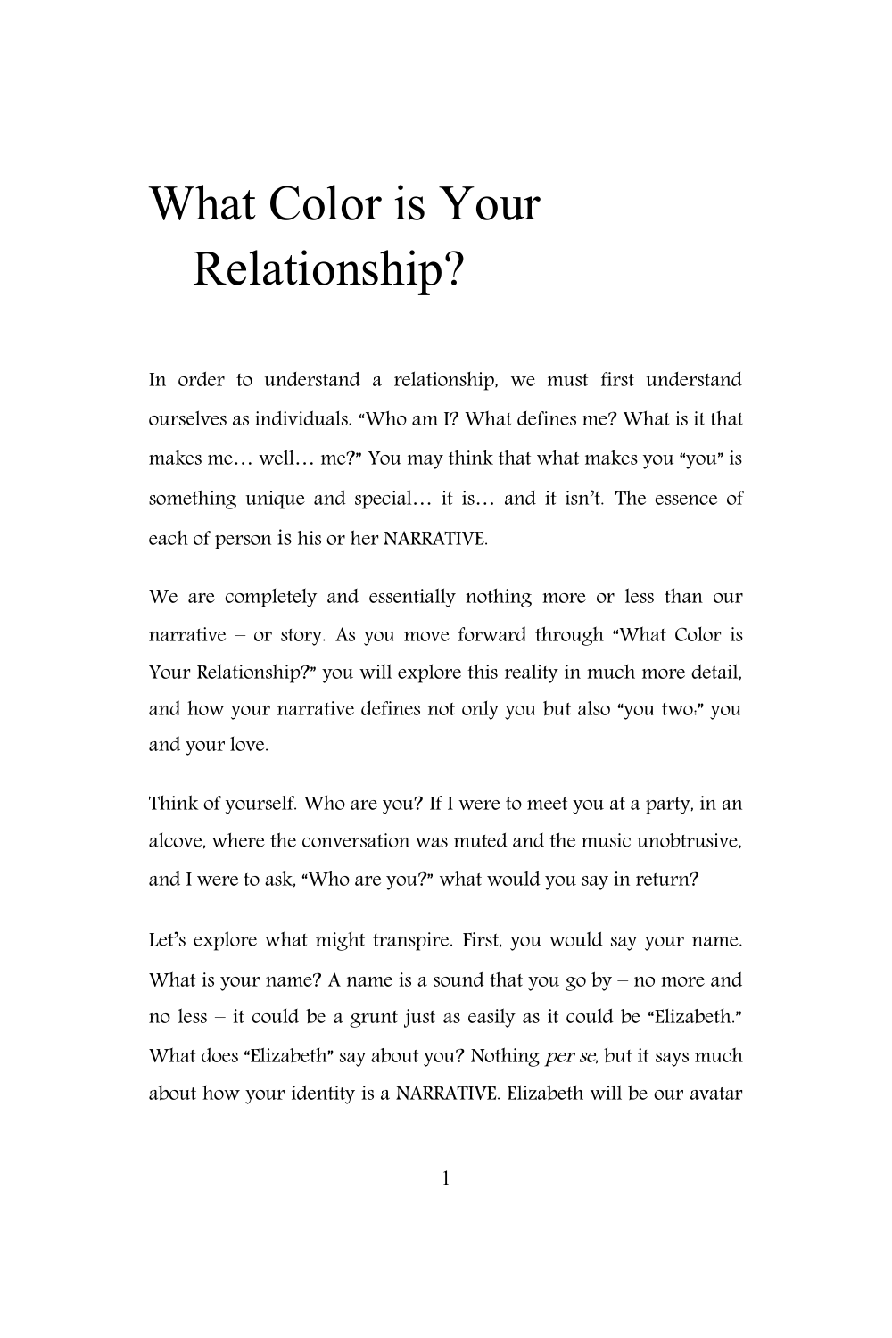# What Color is Your Relationship?

In order to understand a relationship, we must first understand ourselves as individuals. "Who am I? What defines me? What is it that makes me… well… me?" You may think that what makes you "you" is something unique and special… it is… and it isn't. The essence of each of person is his or her NARRATIVE.

We are completely and essentially nothing more or less than our narrative – or story. As you move forward through "What Color is Your Relationship?" you will explore this reality in much more detail, and how your narrative defines not only you but also "you two:" you and your love.

Think of yourself. Who are you? If I were to meet you at a party, in an alcove, where the conversation was muted and the music unobtrusive, and I were to ask, "Who are you?" what would you say in return?

Let's explore what might transpire. First, you would say your name. What is your name? A name is a sound that you go by – no more and no less – it could be a grunt just as easily as it could be "Elizabeth." What does "Elizabeth" say about you? Nothing *per se*, but it says much about how your identity is a NARRATIVE. Elizabeth will be our avatar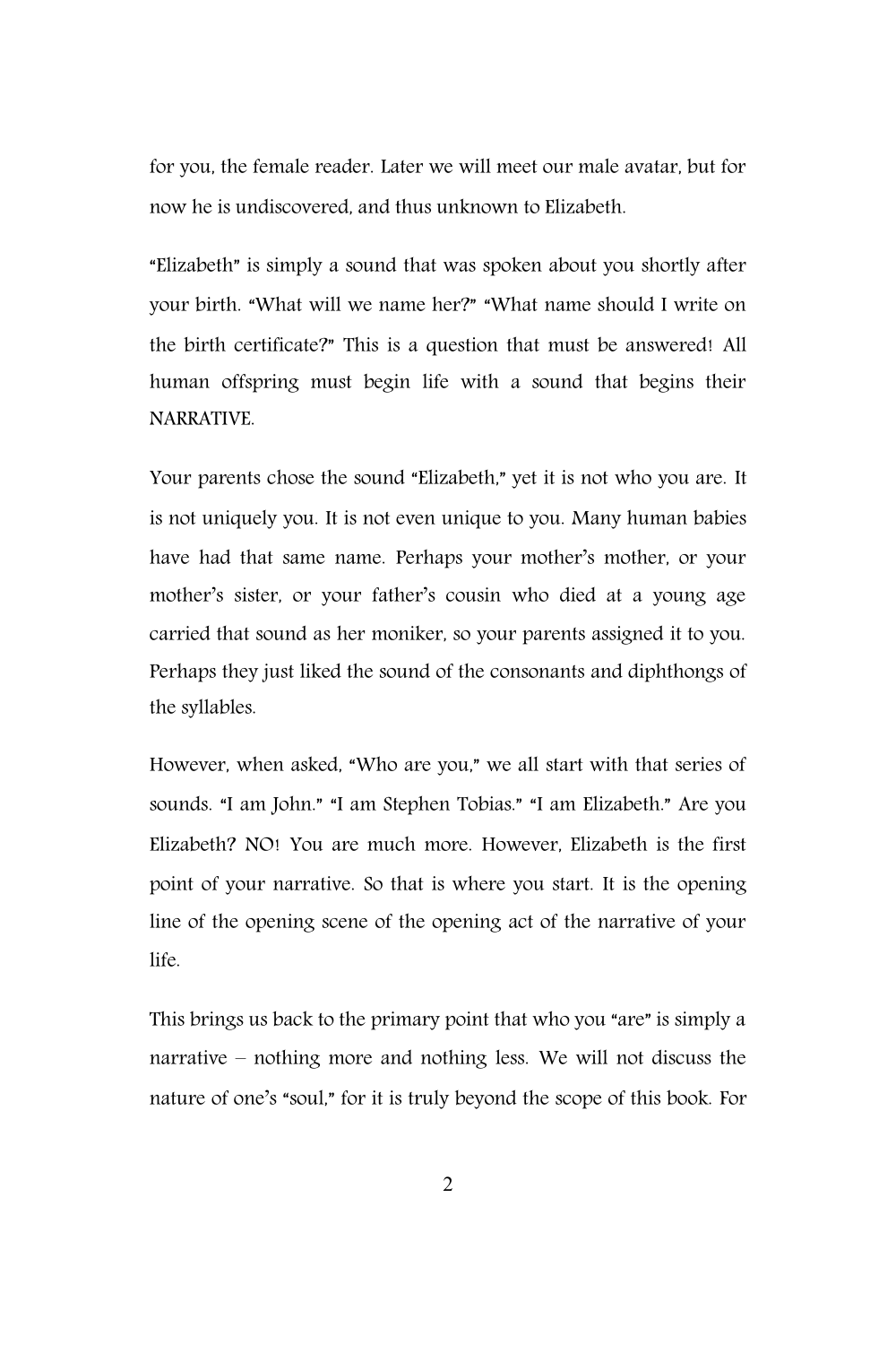for you, the female reader. Later we will meet our male avatar, but for now he is undiscovered, and thus unknown to Elizabeth.

"Elizabeth" is simply a sound that was spoken about you shortly after your birth. "What will we name her?" "What name should I write on the birth certificate?" This is a question that must be answered! All human offspring must begin life with a sound that begins their NARRATIVE.

Your parents chose the sound "Elizabeth," yet it is not who you are. It is not uniquely you. It is not even unique to you. Many human babies have had that same name. Perhaps your mother's mother, or your mother's sister, or your father's cousin who died at a young age carried that sound as her moniker, so your parents assigned it to you. Perhaps they just liked the sound of the consonants and diphthongs of the syllables.

However, when asked, "Who are you," we all start with that series of sounds. "I am John." "I am Stephen Tobias." "I am Elizabeth." Are you Elizabeth? NO! You are much more. However, Elizabeth is the first point of your narrative. So that is where you start. It is the opening line of the opening scene of the opening act of the narrative of your life.

This brings us back to the primary point that who you "are" is simply a narrative – nothing more and nothing less. We will not discuss the nature of one's "soul," for it is truly beyond the scope of this book. For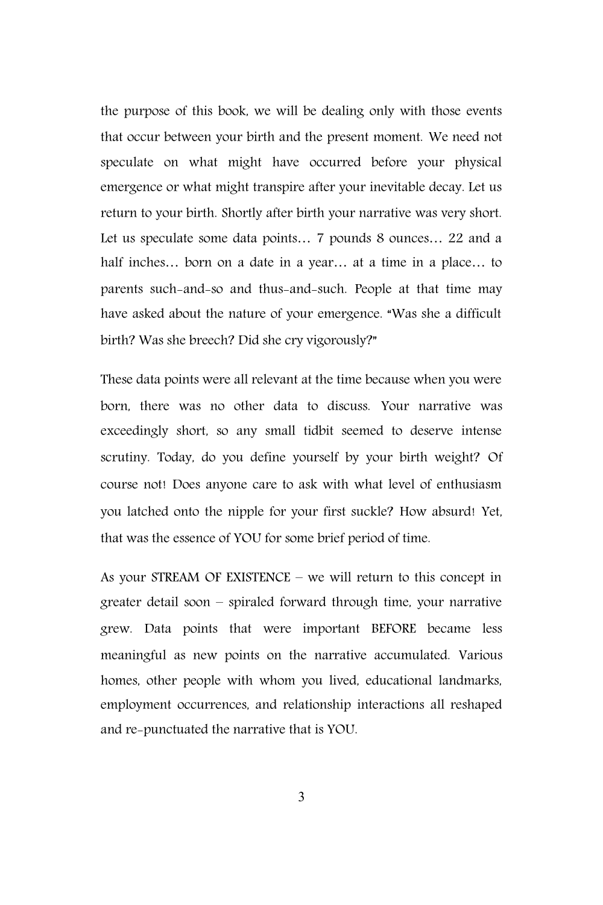the purpose of this book, we will be dealing only with those events that occur between your birth and the present moment. We need not speculate on what might have occurred before your physical emergence or what might transpire after your inevitable decay. Let us return to your birth. Shortly after birth your narrative was very short. Let us speculate some data points… 7 pounds 8 ounces… 22 and a half inches… born on a date in a year… at a time in a place… to parents such-and-so and thus-and-such. People at that time may have asked about the nature of your emergence. "Was she a difficult birth? Was she breech? Did she cry vigorously?"

These data points were all relevant at the time because when you were born, there was no other data to discuss. Your narrative was exceedingly short, so any small tidbit seemed to deserve intense scrutiny. Today, do you define yourself by your birth weight? Of course not! Does anyone care to ask with what level of enthusiasm you latched onto the nipple for your first suckle? How absurd! Yet, that was the essence of YOU for some brief period of time.

As your STREAM OF EXISTENCE – we will return to this concept in greater detail soon – spiraled forward through time, your narrative grew. Data points that were important BEFORE became less meaningful as new points on the narrative accumulated. Various homes, other people with whom you lived, educational landmarks, employment occurrences, and relationship interactions all reshaped and re-punctuated the narrative that is YOU.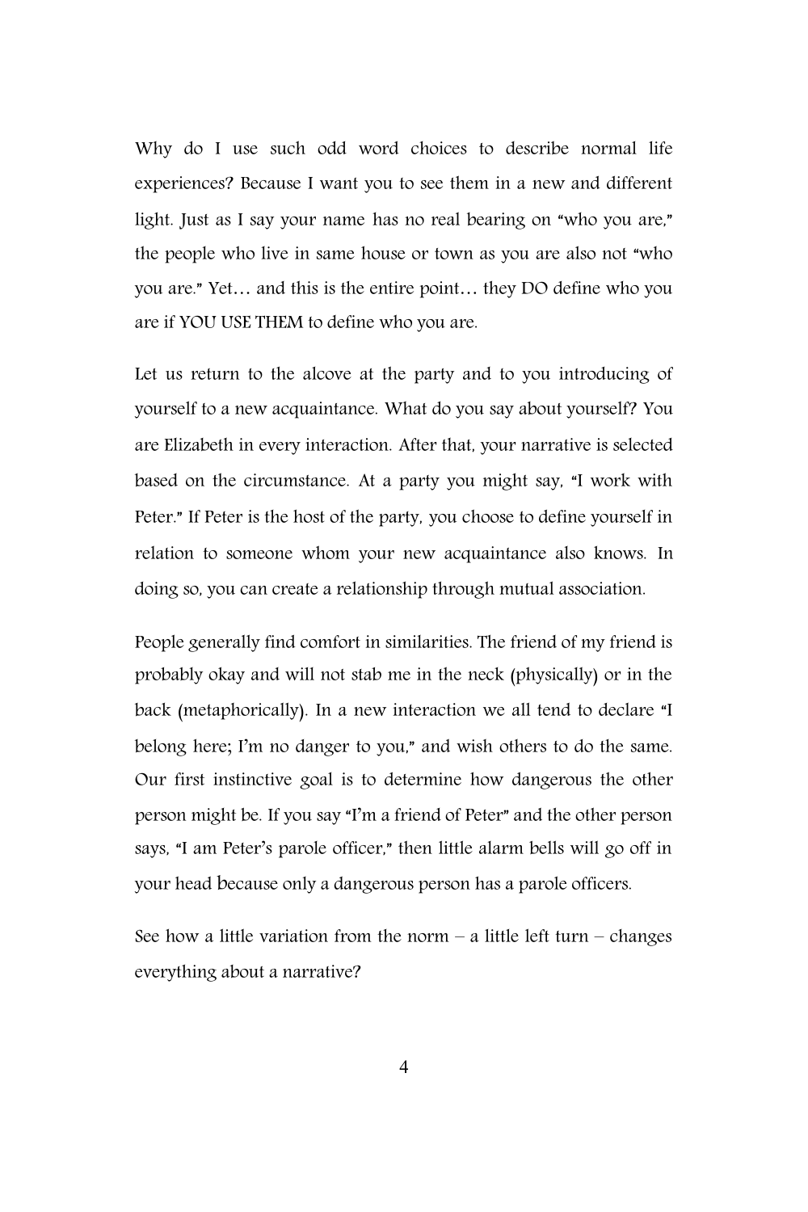Why do I use such odd word choices to describe normal life experiences? Because I want you to see them in a new and different light. Just as I say your name has no real bearing on "who you are," the people who live in same house or town as you are also not "who you are." Yet… and this is the entire point… they DO define who you are if YOU USE THEM to define who you are.

Let us return to the alcove at the party and to you introducing of yourself to a new acquaintance. What do you say about yourself? You are Elizabeth in every interaction. After that, your narrative is selected based on the circumstance. At a party you might say, "I work with Peter." If Peter is the host of the party, you choose to define yourself in relation to someone whom your new acquaintance also knows. In doing so, you can create a relationship through mutual association.

People generally find comfort in similarities. The friend of my friend is probably okay and will not stab me in the neck (physically) or in the back (metaphorically). In a new interaction we all tend to declare "I belong here; I'm no danger to you," and wish others to do the same. Our first instinctive goal is to determine how dangerous the other person might be. If you say "I'm a friend of Peter" and the other person says, "I am Peter's parole officer," then little alarm bells will go off in your head because only a dangerous person has a parole officers.

See how a little variation from the norm – a little left turn – changes everything about a narrative?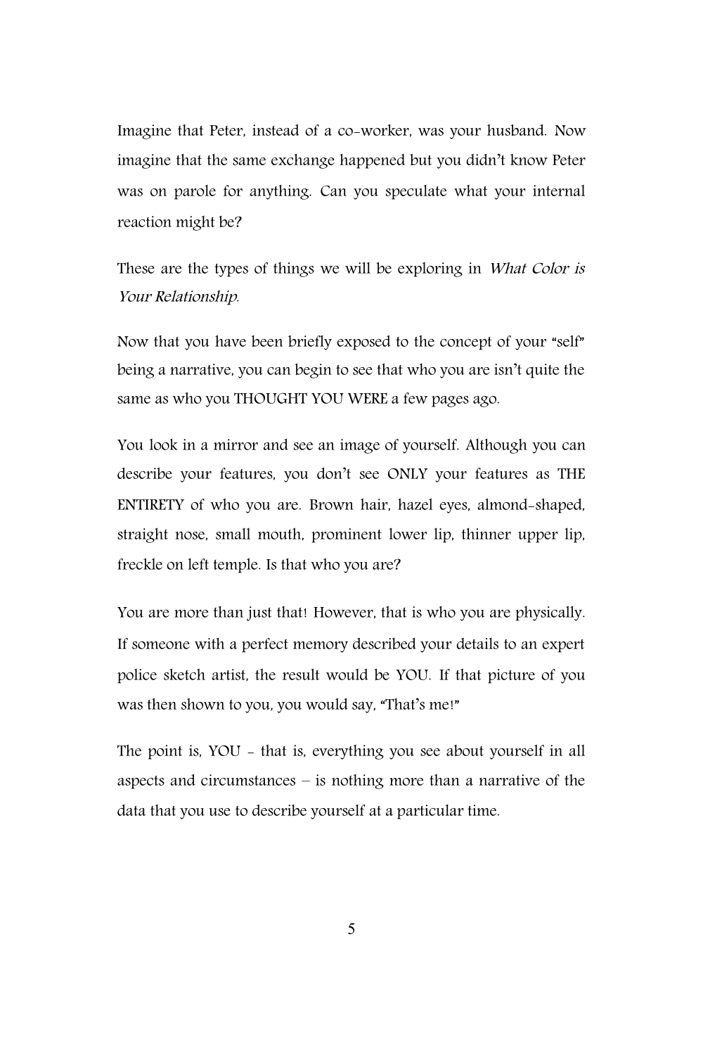Imagine that Peter, instead of a co-worker, was your husband. Now imagine that the same exchange happened but you didn't know Peter was on parole for anything. Can you speculate what your internal reaction might be?

These are the types of things we will be exploring in *What Color is Your Relationship*.

Now that you have been briefly exposed to the concept of your "self" being a narrative, you can begin to see that who you are isn't quite the same as who you THOUGHT YOU WERE a few pages ago.

You look in a mirror and see an image of yourself. Although you can describe your features, you don't see ONLY your features as THE ENTIRETY of who you are. Brown hair, hazel eyes, almond-shaped, straight nose, small mouth, prominent lower lip, thinner upper lip, freckle on left temple. Is that who you are?

You are more than just that! However, that is who you are physically. If someone with a perfect memory described your details to an expert police sketch artist, the result would be YOU. If that picture of you was then shown to you, you would say, "That's me!"

The point is, YOU - that is, everything you see about yourself in all aspects and circumstances – is nothing more than a narrative of the data that you use to describe yourself at a particular time.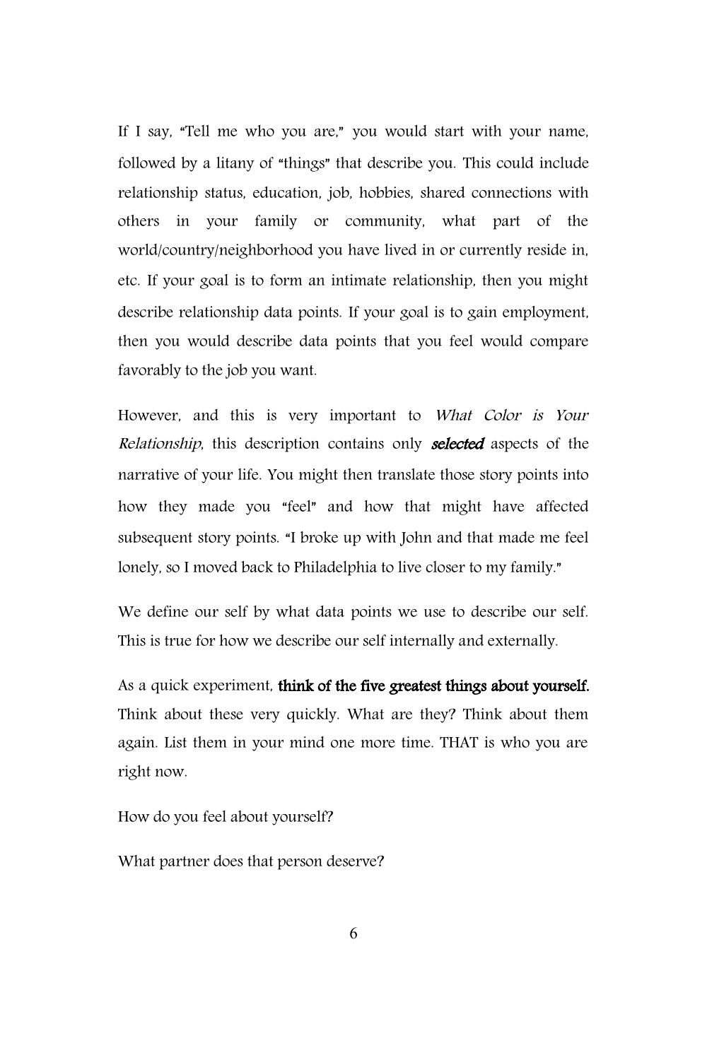If I say, "Tell me who you are," you would start with your name, followed by a litany of "things" that describe you. This could include relationship status, education, job, hobbies, shared connections with others in your family or community, what part of the world/country/neighborhood you have lived in or currently reside in, etc. If your goal is to form an intimate relationship, then you might describe relationship data points. If your goal is to gain employment, then you would describe data points that you feel would compare favorably to the job you want.

However, and this is very important to *What Color is Your Relationship*, this description contains only ***selected*** aspects of the narrative of your life. You might then translate those story points into how they made you "feel" and how that might have affected subsequent story points. "I broke up with John and that made me feel lonely, so I moved back to Philadelphia to live closer to my family."

We define our self by what data points we use to describe our self. This is true for how we describe our self internally and externally.

As a quick experiment, **think of the five greatest things about yourself.** Think about these very quickly. What are they? Think about them again. List them in your mind one more time. THAT is who you are right now.

How do you feel about yourself?

What partner does that person deserve?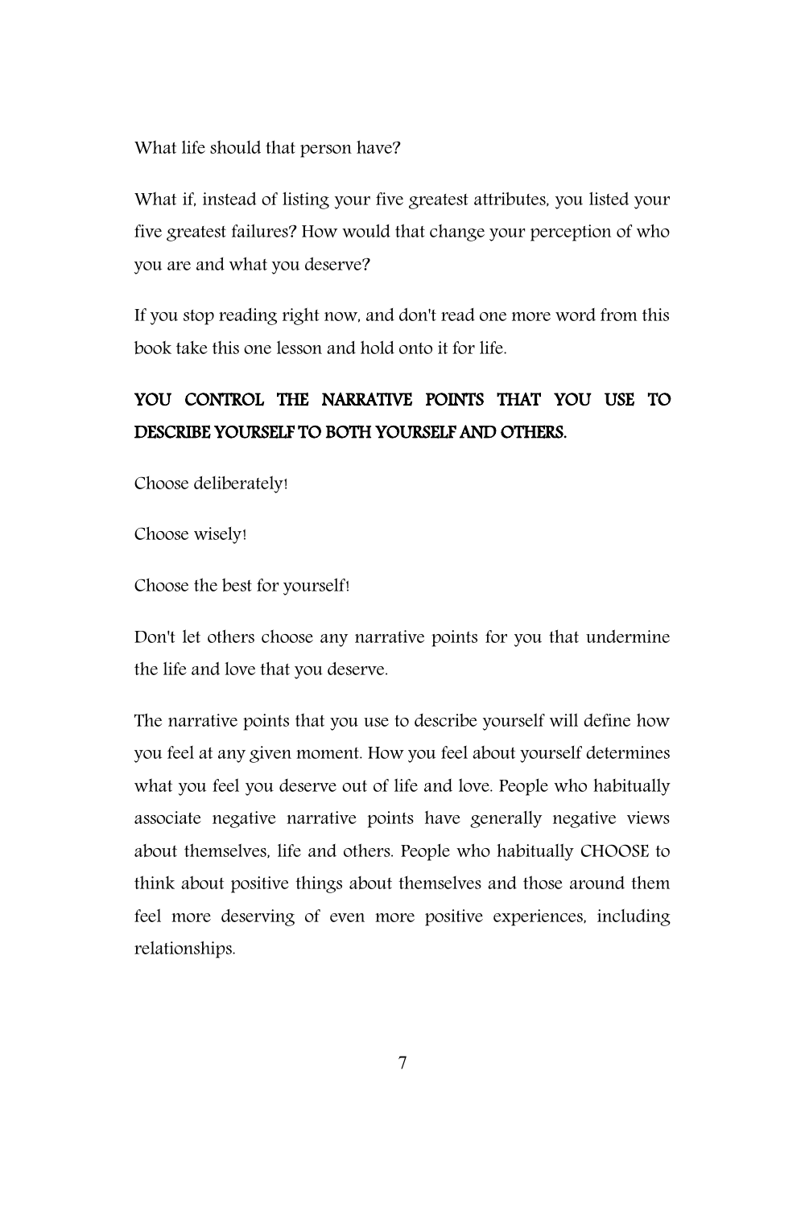What life should that person have?

What if, instead of listing your five greatest attributes, you listed your five greatest failures? How would that change your perception of who you are and what you deserve?

If you stop reading right now, and don't read one more word from this book take this one lesson and hold onto it for life.

**YOU CONTROL THE NARRATIVE POINTS THAT YOU USE TO DESCRIBE YOURSELF TO BOTH YOURSELF AND OTHERS.**

Choose deliberately!

Choose wisely!

Choose the best for yourself!

Don't let others choose any narrative points for you that undermine the life and love that you deserve.

The narrative points that you use to describe yourself will define how you feel at any given moment. How you feel about yourself determines what you feel you deserve out of life and love. People who habitually associate negative narrative points have generally negative views about themselves, life and others. People who habitually CHOOSE to think about positive things about themselves and those around them feel more deserving of even more positive experiences, including relationships.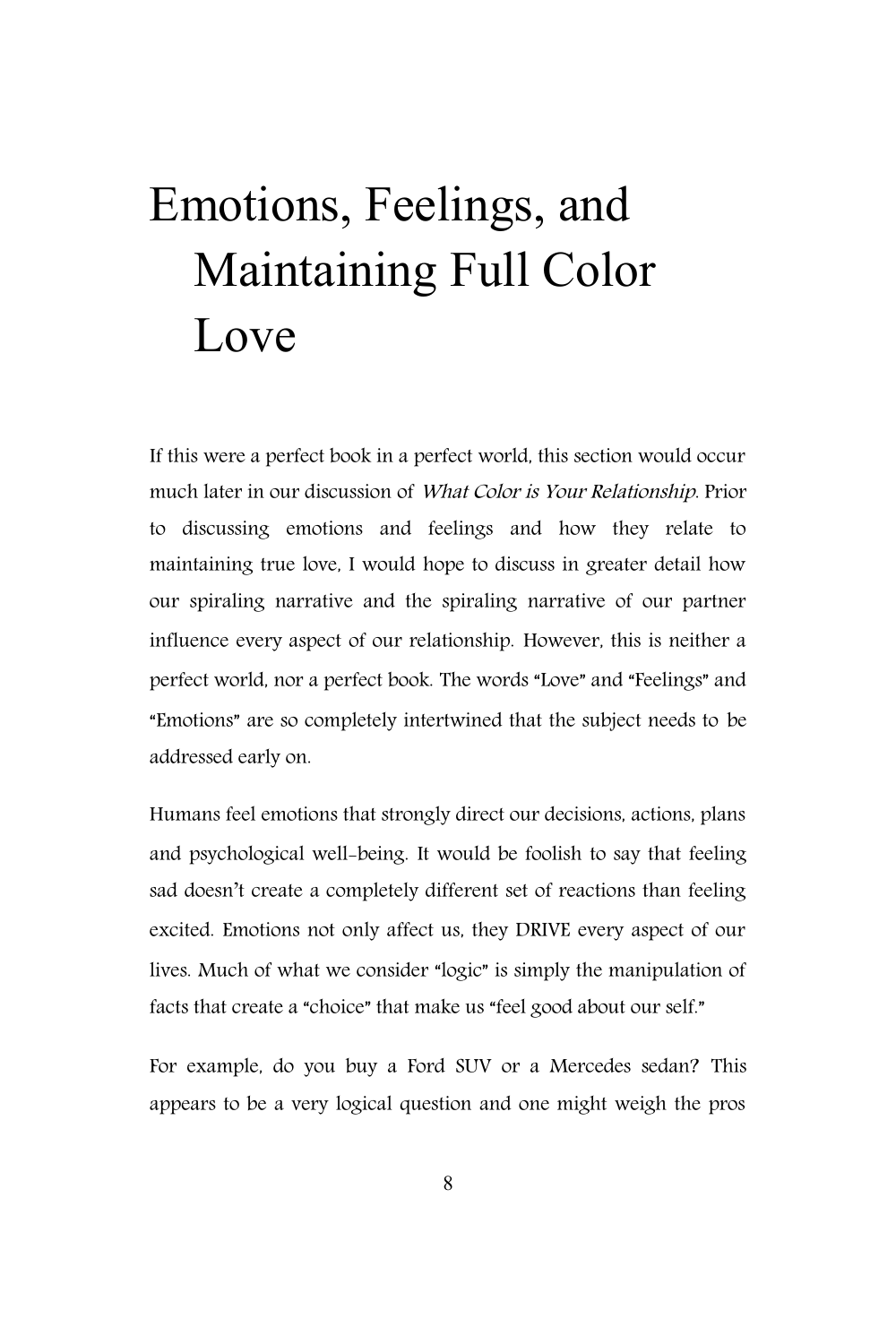# Emotions, Feelings, and Maintaining Full Color Love

If this were a perfect book in a perfect world, this section would occur much later in our discussion of *What Color is Your Relationship*. Prior to discussing emotions and feelings and how they relate to maintaining true love, I would hope to discuss in greater detail how our spiraling narrative and the spiraling narrative of our partner influence every aspect of our relationship. However, this is neither a perfect world, nor a perfect book. The words "Love" and "Feelings" and "Emotions" are so completely intertwined that the subject needs to be addressed early on.

Humans feel emotions that strongly direct our decisions, actions, plans and psychological well-being. It would be foolish to say that feeling sad doesn't create a completely different set of reactions than feeling excited. Emotions not only affect us, they DRIVE every aspect of our lives. Much of what we consider "logic" is simply the manipulation of facts that create a "choice" that make us "feel good about our self."

For example, do you buy a Ford SUV or a Mercedes sedan? This appears to be a very logical question and one might weigh the pros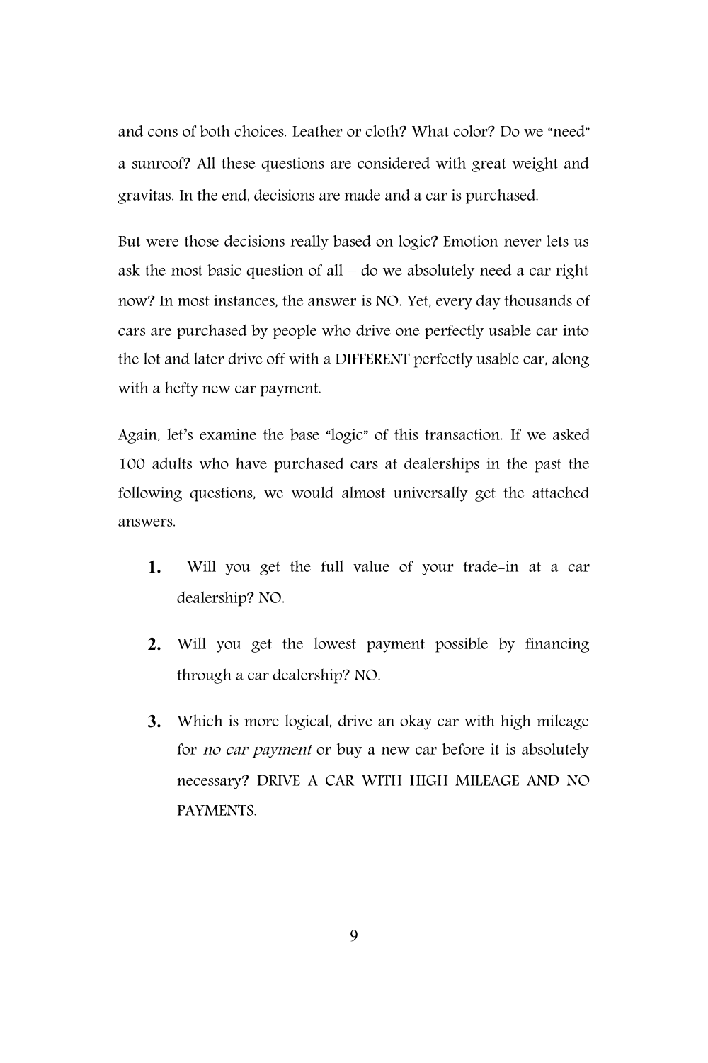and cons of both choices. Leather or cloth? What color? Do we "need" a sunroof? All these questions are considered with great weight and gravitas. In the end, decisions are made and a car is purchased.

But were those decisions really based on logic? Emotion never lets us ask the most basic question of all – do we absolutely need a car right now? In most instances, the answer is NO. Yet, every day thousands of cars are purchased by people who drive one perfectly usable car into the lot and later drive off with a DIFFERENT perfectly usable car, along with a hefty new car payment.

Again, let's examine the base "logic" of this transaction. If we asked 100 adults who have purchased cars at dealerships in the past the following questions, we would almost universally get the attached answers.

1. Will you get the full value of your trade-in at a car dealership? NO.

2. Will you get the lowest payment possible by financing through a car dealership? NO.

3. Which is more logical, drive an okay car with high mileage for *no car payment* or buy a new car before it is absolutely necessary? DRIVE A CAR WITH HIGH MILEAGE AND NO PAYMENTS.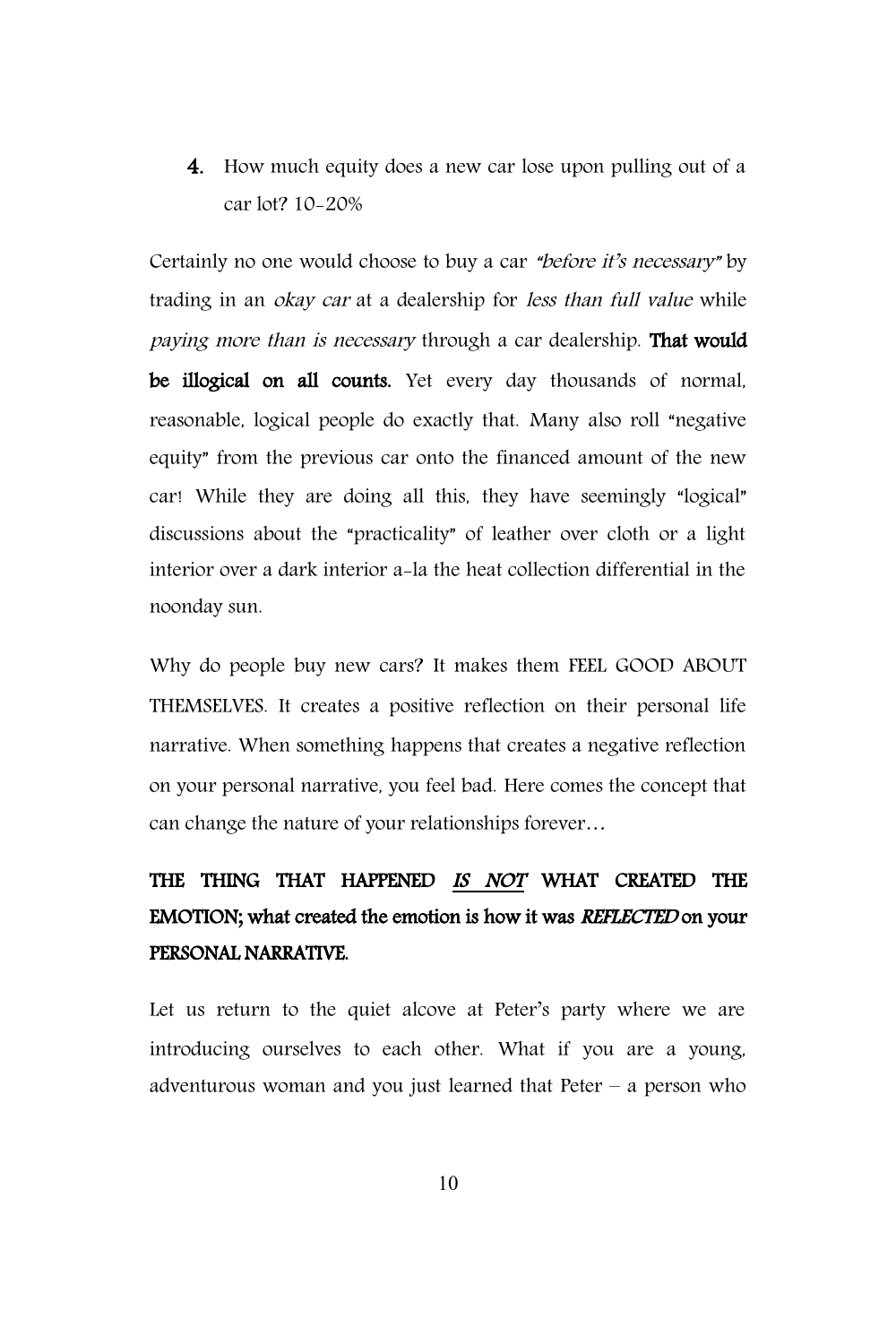4. How much equity does a new car lose upon pulling out of a car lot? 10-20%

Certainly no one would choose to buy a car *"before it's necessary"* by trading in an *okay car* at a dealership for *less than full value* while *paying more than is necessary* through a car dealership. **That would be illogical on all counts.** Yet every day thousands of normal, reasonable, logical people do exactly that. Many also roll "negative equity" from the previous car onto the financed amount of the new car! While they are doing all this, they have seemingly "logical" discussions about the "practicality" of leather over cloth or a light interior over a dark interior a-la the heat collection differential in the noonday sun.

Why do people buy new cars? It makes them FEEL GOOD ABOUT THEMSELVES. It creates a positive reflection on their personal life narrative. When something happens that creates a negative reflection on your personal narrative, you feel bad. Here comes the concept that can change the nature of your relationships forever…

**THE THING THAT HAPPENED *IS NOT* WHAT CREATED THE EMOTION; what created the emotion is how it was *REFLECTED* on your PERSONAL NARRATIVE.**

Let us return to the quiet alcove at Peter's party where we are introducing ourselves to each other. What if you are a young, adventurous woman and you just learned that Peter – a person who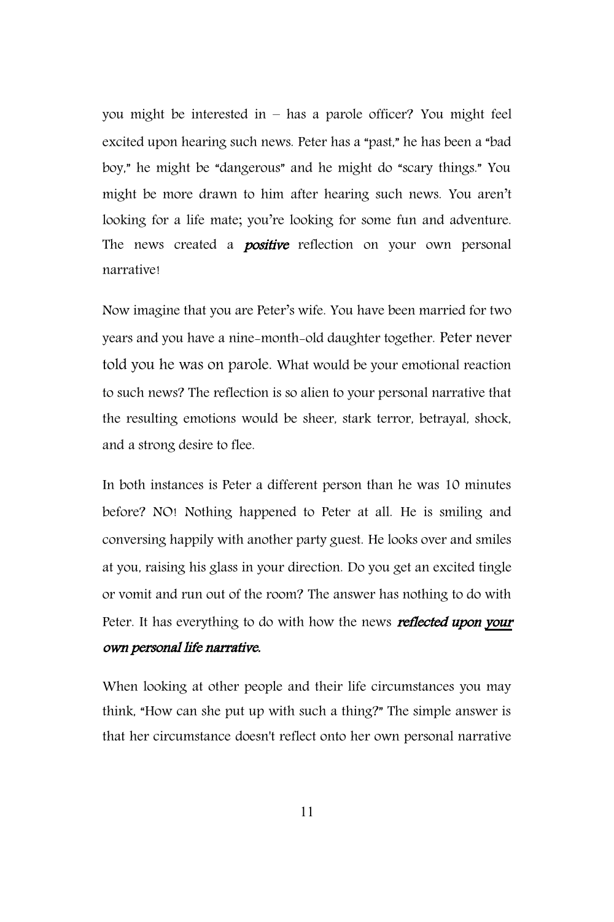you might be interested in – has a parole officer? You might feel excited upon hearing such news. Peter has a "past," he has been a "bad boy," he might be "dangerous" and he might do "scary things." You might be more drawn to him after hearing such news. You aren't looking for a life mate; you're looking for some fun and adventure. The news created a ***positive*** reflection on your own personal narrative!

Now imagine that you are Peter's wife. You have been married for two years and you have a nine-month-old daughter together. Peter never told you he was on parole. What would be your emotional reaction to such news? The reflection is so alien to your personal narrative that the resulting emotions would be sheer, stark terror, betrayal, shock, and a strong desire to flee.

In both instances is Peter a different person than he was 10 minutes before? NO! Nothing happened to Peter at all. He is smiling and conversing happily with another party guest. He looks over and smiles at you, raising his glass in your direction. Do you get an excited tingle or vomit and run out of the room? The answer has nothing to do with Peter. It has everything to do with how the news ***reflected upon <u>your</u> own personal life narrative.***

When looking at other people and their life circumstances you may think, "How can she put up with such a thing?" The simple answer is that her circumstance doesn't reflect onto her own personal narrative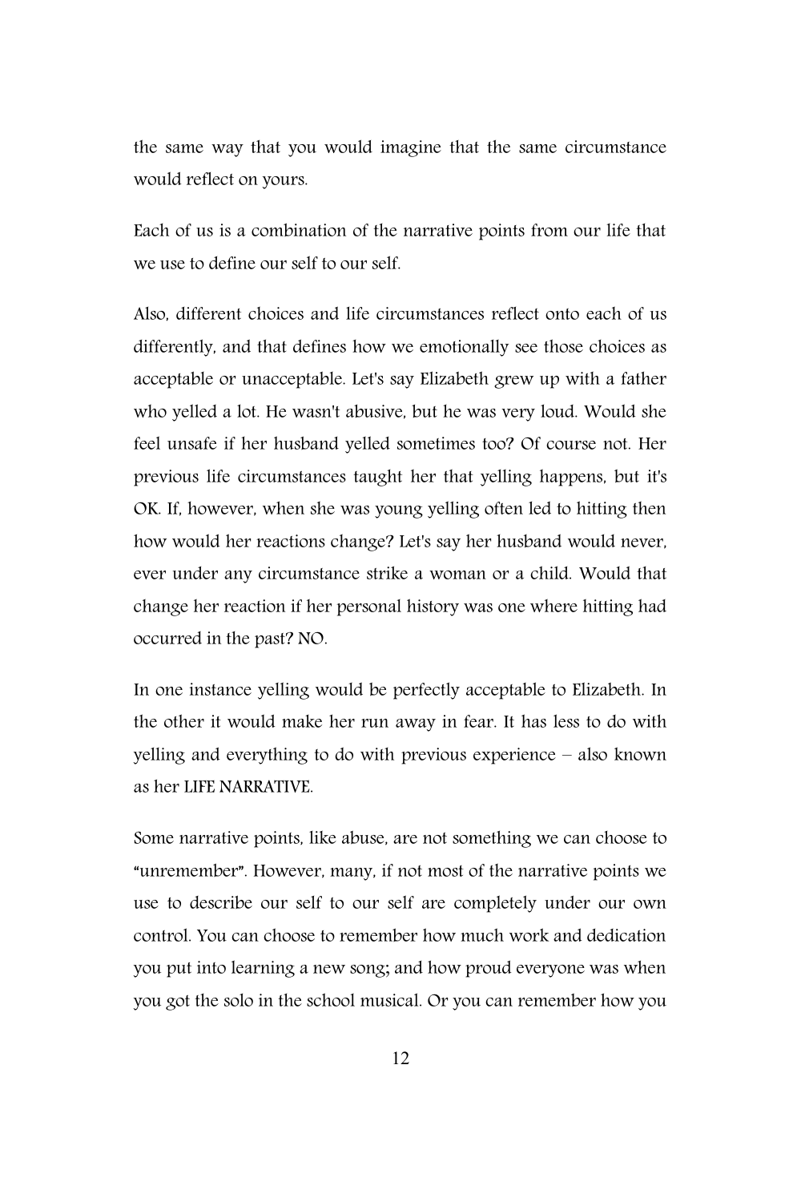the same way that you would imagine that the same circumstance would reflect on yours.

Each of us is a combination of the narrative points from our life that we use to define our self to our self.

Also, different choices and life circumstances reflect onto each of us differently, and that defines how we emotionally see those choices as acceptable or unacceptable. Let's say Elizabeth grew up with a father who yelled a lot. He wasn't abusive, but he was very loud. Would she feel unsafe if her husband yelled sometimes too? Of course not. Her previous life circumstances taught her that yelling happens, but it's OK. If, however, when she was young yelling often led to hitting then how would her reactions change? Let's say her husband would never, ever under any circumstance strike a woman or a child. Would that change her reaction if her personal history was one where hitting had occurred in the past? NO.

In one instance yelling would be perfectly acceptable to Elizabeth. In the other it would make her run away in fear. It has less to do with yelling and everything to do with previous experience – also known as her LIFE NARRATIVE.

Some narrative points, like abuse, are not something we can choose to "unremember". However, many, if not most of the narrative points we use to describe our self to our self are completely under our own control. You can choose to remember how much work and dedication you put into learning a new song; and how proud everyone was when you got the solo in the school musical. Or you can remember how you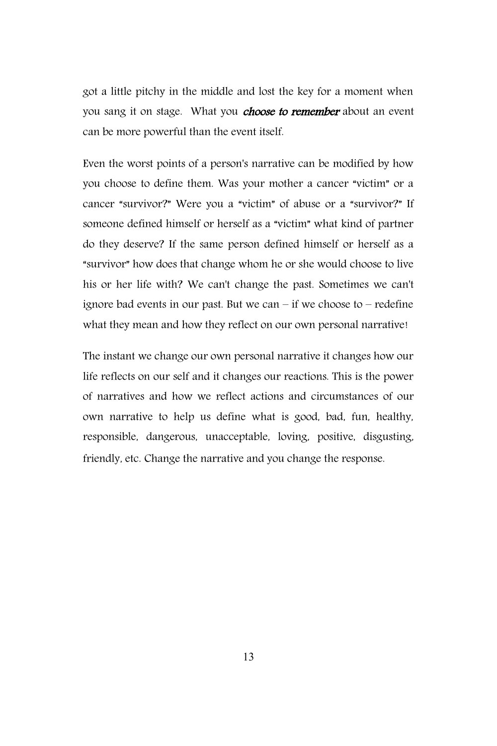got a little pitchy in the middle and lost the key for a moment when you sang it on stage. What you ***choose to remember*** about an event can be more powerful than the event itself.

Even the worst points of a person's narrative can be modified by how you choose to define them. Was your mother a cancer "victim" or a cancer "survivor?" Were you a "victim" of abuse or a "survivor?" If someone defined himself or herself as a "victim" what kind of partner do they deserve? If the same person defined himself or herself as a "survivor" how does that change whom he or she would choose to live his or her life with? We can't change the past. Sometimes we can't ignore bad events in our past. But we can – if we choose to – redefine what they mean and how they reflect on our own personal narrative!

The instant we change our own personal narrative it changes how our life reflects on our self and it changes our reactions. This is the power of narratives and how we reflect actions and circumstances of our own narrative to help us define what is good, bad, fun, healthy, responsible, dangerous, unacceptable, loving, positive, disgusting, friendly, etc. Change the narrative and you change the response.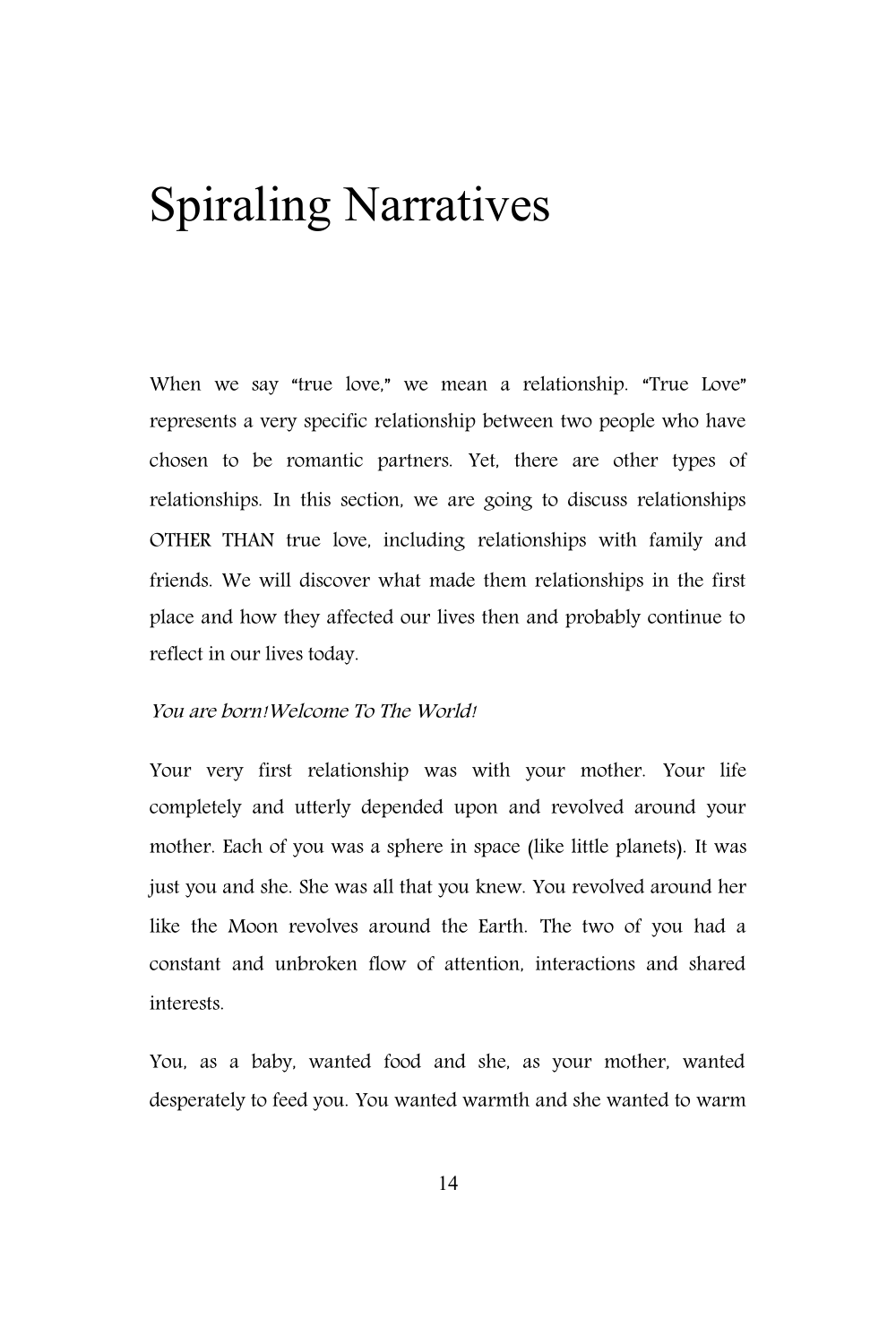# Spiraling Narratives

When we say "true love," we mean a relationship. "True Love" represents a very specific relationship between two people who have chosen to be romantic partners. Yet, there are other types of relationships. In this section, we are going to discuss relationships OTHER THAN true love, including relationships with family and friends. We will discover what made them relationships in the first place and how they affected our lives then and probably continue to reflect in our lives today.

*You are born! Welcome To The World!*

Your very first relationship was with your mother. Your life completely and utterly depended upon and revolved around your mother. Each of you was a sphere in space (like little planets). It was just you and she. She was all that you knew. You revolved around her like the Moon revolves around the Earth. The two of you had a constant and unbroken flow of attention, interactions and shared interests.

You, as a baby, wanted food and she, as your mother, wanted desperately to feed you. You wanted warmth and she wanted to warm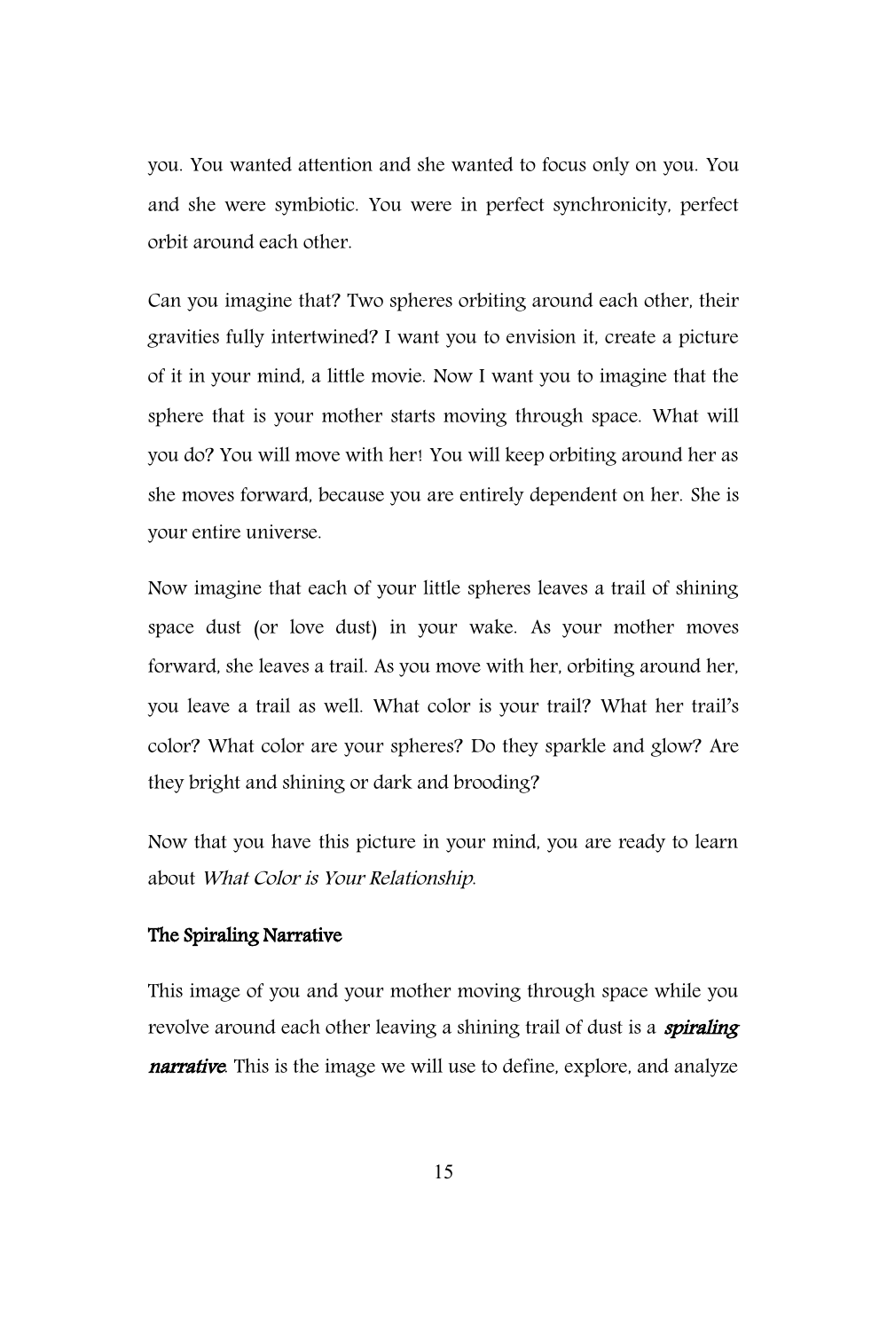you. You wanted attention and she wanted to focus only on you. You and she were symbiotic. You were in perfect synchronicity, perfect orbit around each other.

Can you imagine that? Two spheres orbiting around each other, their gravities fully intertwined? I want you to envision it, create a picture of it in your mind, a little movie. Now I want you to imagine that the sphere that is your mother starts moving through space. What will you do? You will move with her! You will keep orbiting around her as she moves forward, because you are entirely dependent on her. She is your entire universe.

Now imagine that each of your little spheres leaves a trail of shining space dust (or love dust) in your wake. As your mother moves forward, she leaves a trail. As you move with her, orbiting around her, you leave a trail as well. What color is your trail? What her trail's color? What color are your spheres? Do they sparkle and glow? Are they bright and shining or dark and brooding?

Now that you have this picture in your mind, you are ready to learn about *What Color is Your Relationship*.

### The Spiraling Narrative

This image of you and your mother moving through space while you revolve around each other leaving a shining trail of dust is a ***spiraling narrative***. This is the image we will use to define, explore, and analyze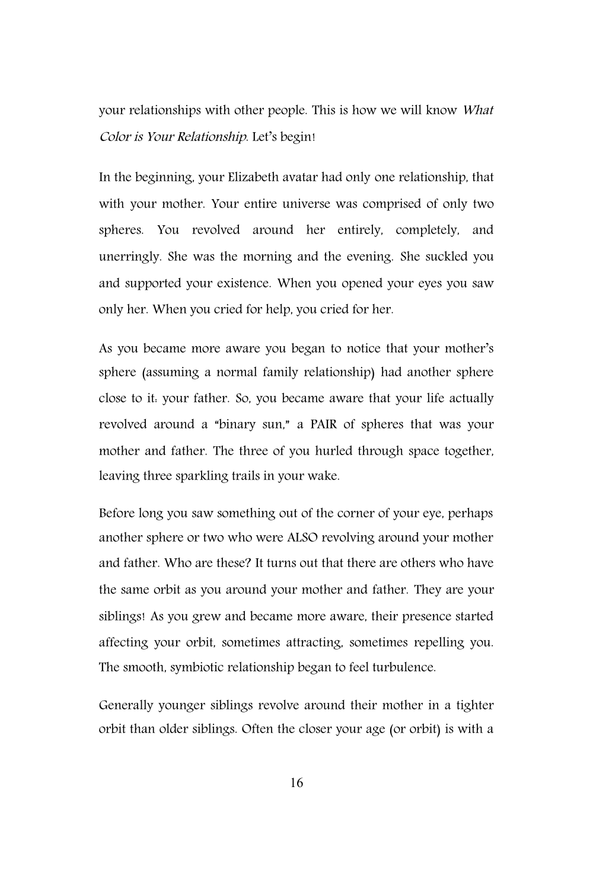your relationships with other people. This is how we will know *What Color is Your Relationship*. Let's begin!

In the beginning, your Elizabeth avatar had only one relationship, that with your mother. Your entire universe was comprised of only two spheres. You revolved around her entirely, completely, and unerringly. She was the morning and the evening. She suckled you and supported your existence. When you opened your eyes you saw only her. When you cried for help, you cried for her.

As you became more aware you began to notice that your mother's sphere (assuming a normal family relationship) had another sphere close to it: your father. So, you became aware that your life actually revolved around a "binary sun," a PAIR of spheres that was your mother and father. The three of you hurled through space together, leaving three sparkling trails in your wake.

Before long you saw something out of the corner of your eye, perhaps another sphere or two who were ALSO revolving around your mother and father. Who are these? It turns out that there are others who have the same orbit as you around your mother and father. They are your siblings! As you grew and became more aware, their presence started affecting your orbit, sometimes attracting, sometimes repelling you. The smooth, symbiotic relationship began to feel turbulence.

Generally younger siblings revolve around their mother in a tighter orbit than older siblings. Often the closer your age (or orbit) is with a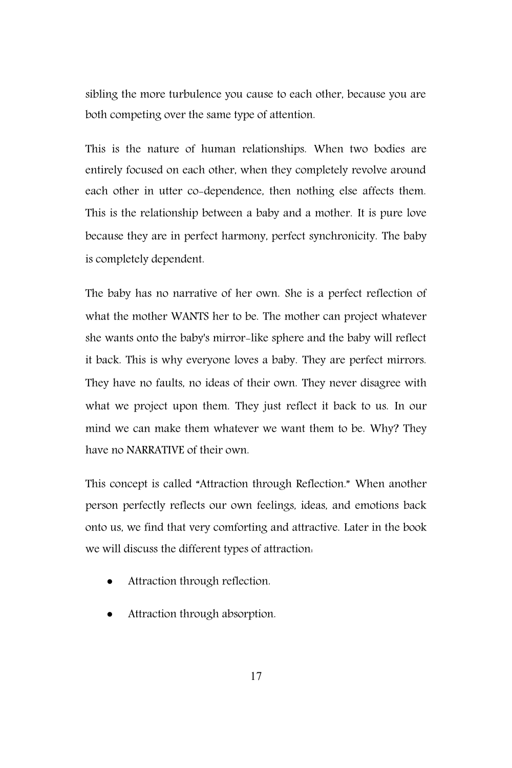sibling the more turbulence you cause to each other, because you are both competing over the same type of attention.

This is the nature of human relationships. When two bodies are entirely focused on each other, when they completely revolve around each other in utter co-dependence, then nothing else affects them. This is the relationship between a baby and a mother. It is pure love because they are in perfect harmony, perfect synchronicity. The baby is completely dependent.

The baby has no narrative of her own. She is a perfect reflection of what the mother WANTS her to be. The mother can project whatever she wants onto the baby's mirror-like sphere and the baby will reflect it back. This is why everyone loves a baby. They are perfect mirrors. They have no faults, no ideas of their own. They never disagree with what we project upon them. They just reflect it back to us. In our mind we can make them whatever we want them to be. Why? They have no NARRATIVE of their own.

This concept is called "Attraction through Reflection." When another person perfectly reflects our own feelings, ideas, and emotions back onto us, we find that very comforting and attractive. Later in the book we will discuss the different types of attraction:

- Attraction through reflection.
- Attraction through absorption.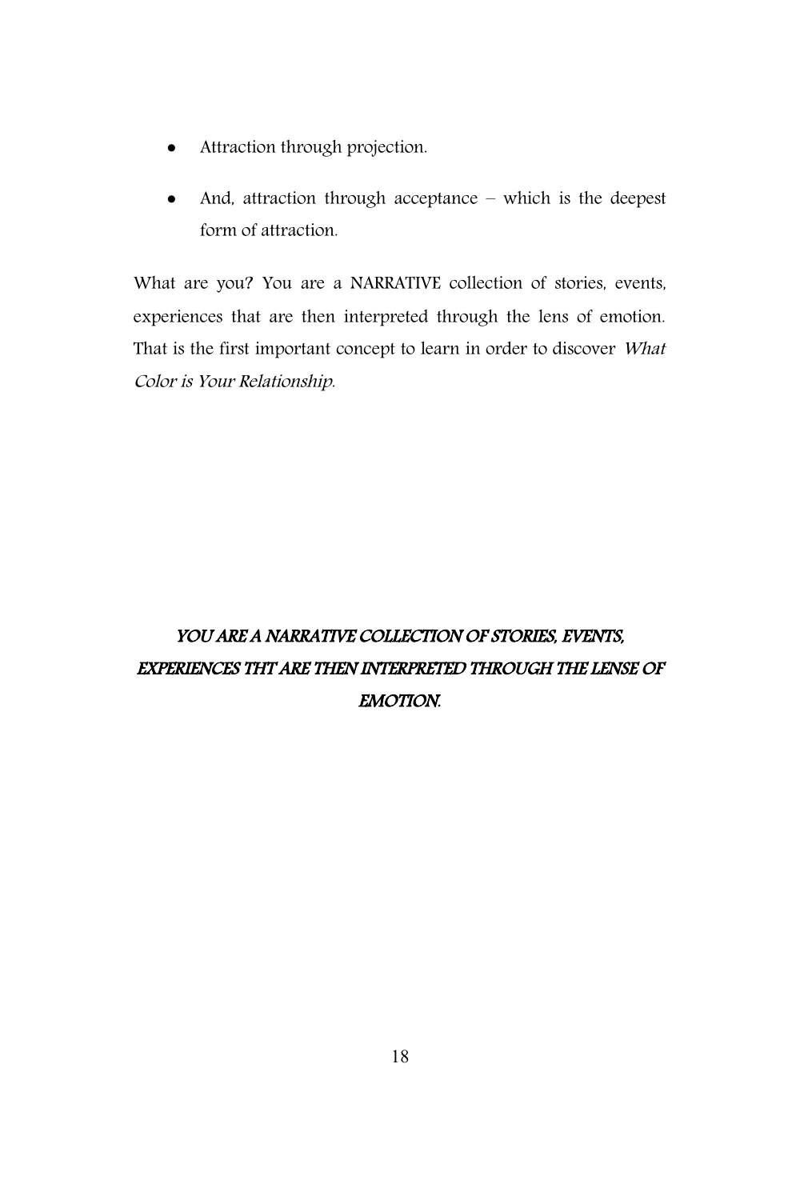- Attraction through projection.
- And, attraction through acceptance – which is the deepest form of attraction.

What are you? You are a NARRATIVE collection of stories, events, experiences that are then interpreted through the lens of emotion. That is the first important concept to learn in order to discover *What Color is Your Relationship.*

***YOU ARE A NARRATIVE COLLECTION OF STORIES, EVENTS, EXPERIENCES THT ARE THEN INTERPRETED THROUGH THE LENSE OF EMOTION.***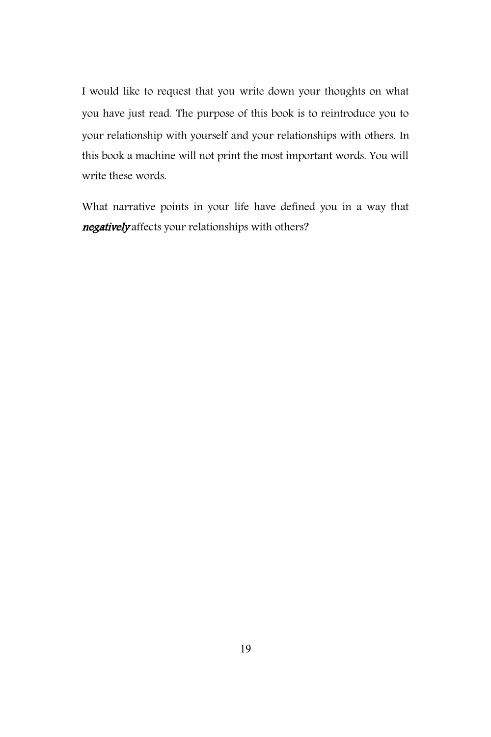I would like to request that you write down your thoughts on what you have just read. The purpose of this book is to reintroduce you to your relationship with yourself and your relationships with others. In this book a machine will not print the most important words. You will write these words.

What narrative points in your life have defined you in a way that ***negatively*** affects your relationships with others?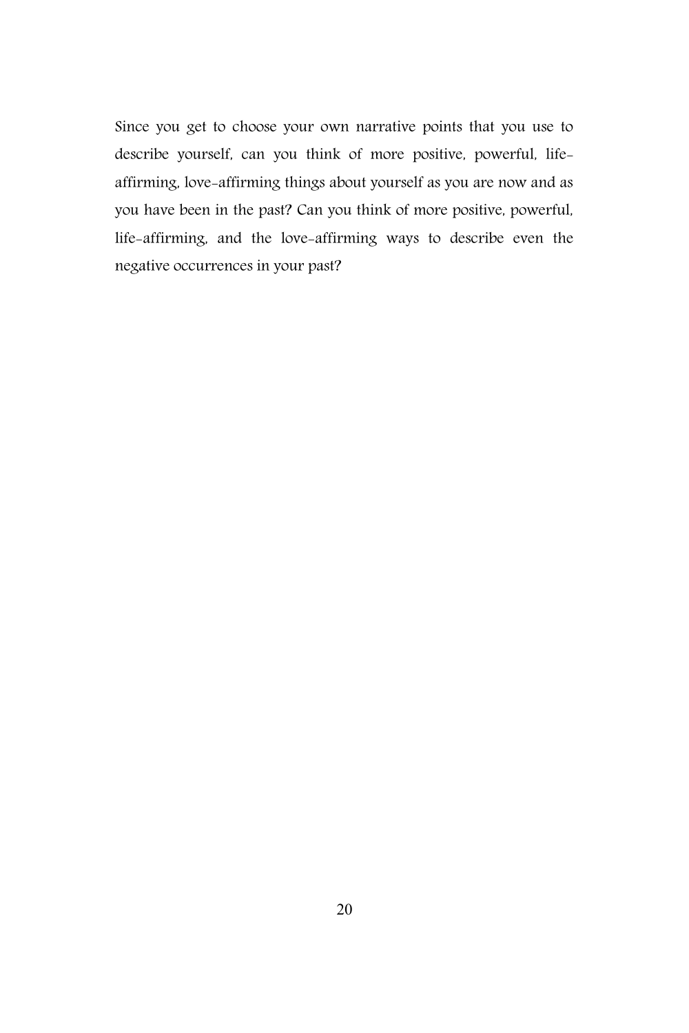Since you get to choose your own narrative points that you use to describe yourself, can you think of more positive, powerful, life-affirming, love-affirming things about yourself as you are now and as you have been in the past? Can you think of more positive, powerful, life-affirming, and the love-affirming ways to describe even the negative occurrences in your past?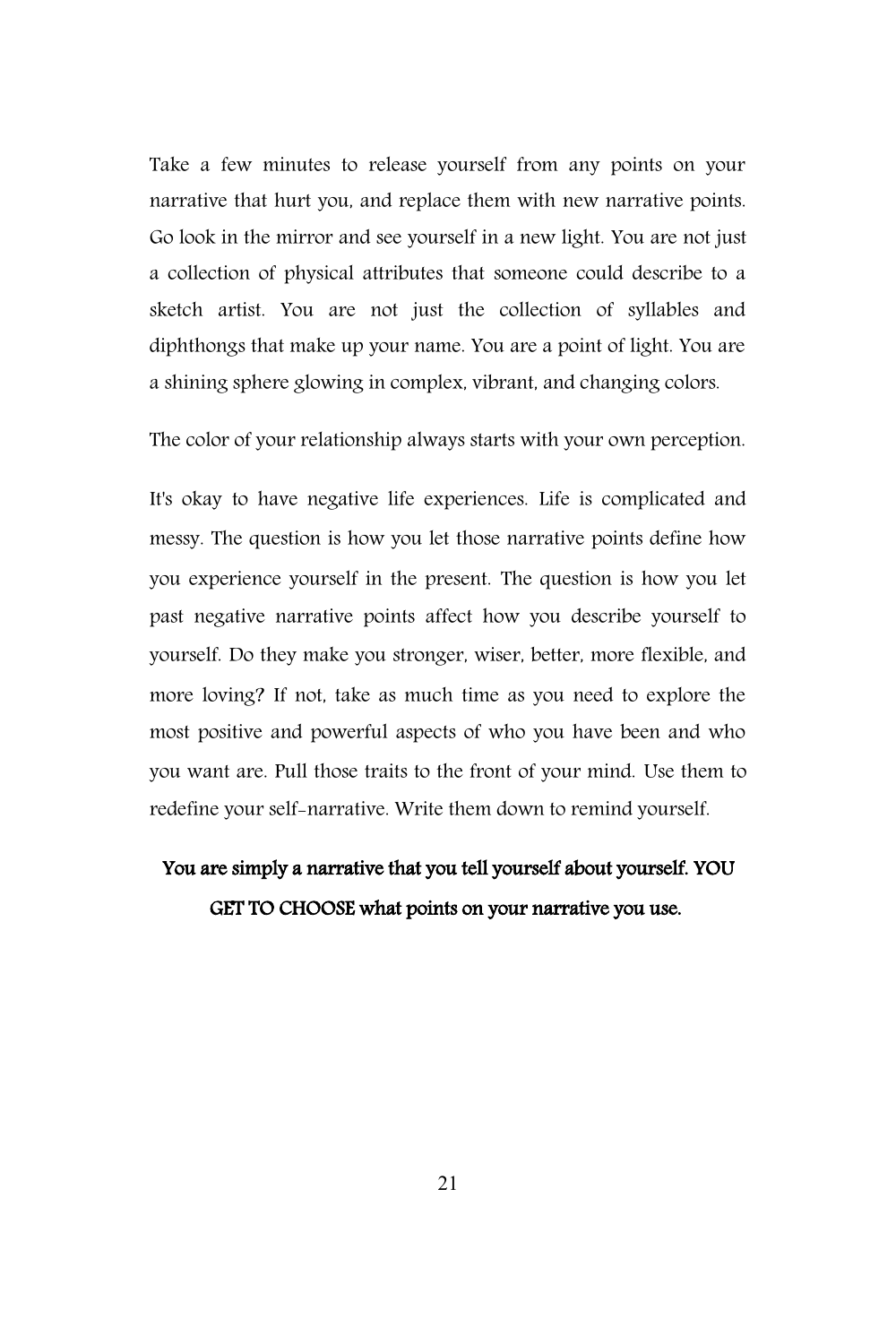Take a few minutes to release yourself from any points on your narrative that hurt you, and replace them with new narrative points. Go look in the mirror and see yourself in a new light. You are not just a collection of physical attributes that someone could describe to a sketch artist. You are not just the collection of syllables and diphthongs that make up your name. You are a point of light. You are a shining sphere glowing in complex, vibrant, and changing colors.

The color of your relationship always starts with your own perception.

It's okay to have negative life experiences. Life is complicated and messy. The question is how you let those narrative points define how you experience yourself in the present. The question is how you let past negative narrative points affect how you describe yourself to yourself. Do they make you stronger, wiser, better, more flexible, and more loving? If not, take as much time as you need to explore the most positive and powerful aspects of who you have been and who you want are. Pull those traits to the front of your mind. Use them to redefine your self-narrative. Write them down to remind yourself.

**You are simply a narrative that you tell yourself about yourself. YOU GET TO CHOOSE what points on your narrative you use.**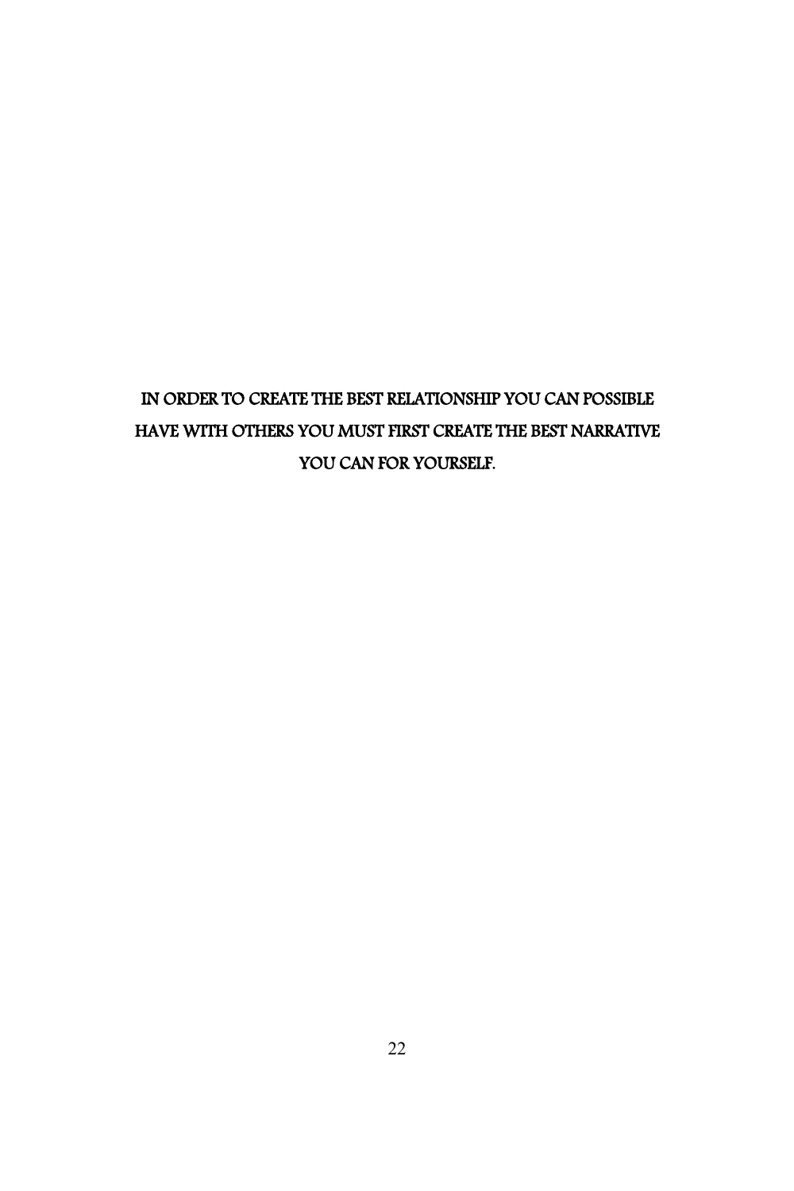IN ORDER TO CREATE THE BEST RELATIONSHIP YOU CAN POSSIBLE HAVE WITH OTHERS YOU MUST FIRST CREATE THE BEST NARRATIVE YOU CAN FOR YOURSELF.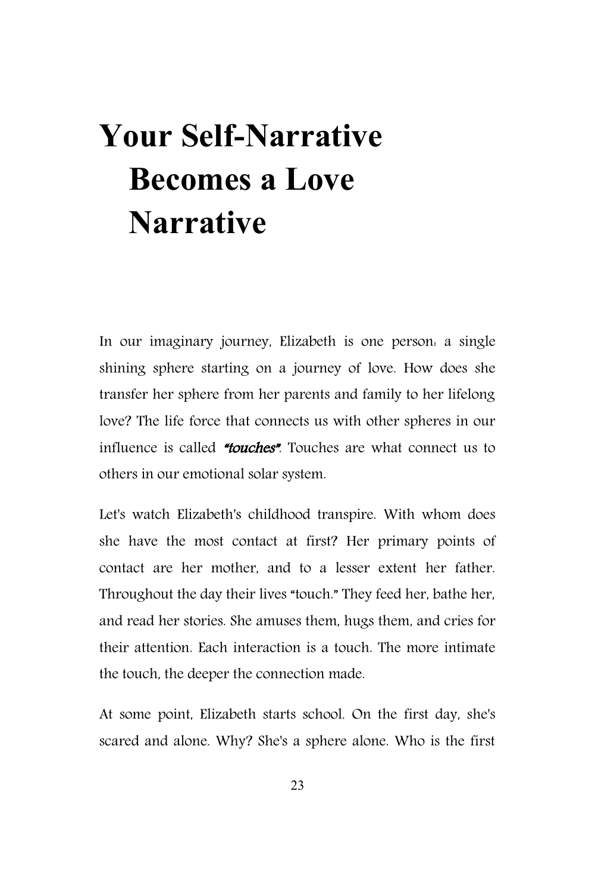# Your Self-Narrative Becomes a Love Narrative

In our imaginary journey, Elizabeth is one person: a single shining sphere starting on a journey of love. How does she transfer her sphere from her parents and family to her lifelong love? The life force that connects us with other spheres in our influence is called ***"touches"***. Touches are what connect us to others in our emotional solar system.

Let's watch Elizabeth's childhood transpire. With whom does she have the most contact at first? Her primary points of contact are her mother, and to a lesser extent her father. Throughout the day their lives "touch." They feed her, bathe her, and read her stories. She amuses them, hugs them, and cries for their attention. Each interaction is a touch. The more intimate the touch, the deeper the connection made.

At some point, Elizabeth starts school. On the first day, she's scared and alone. Why? She's a sphere alone. Who is the first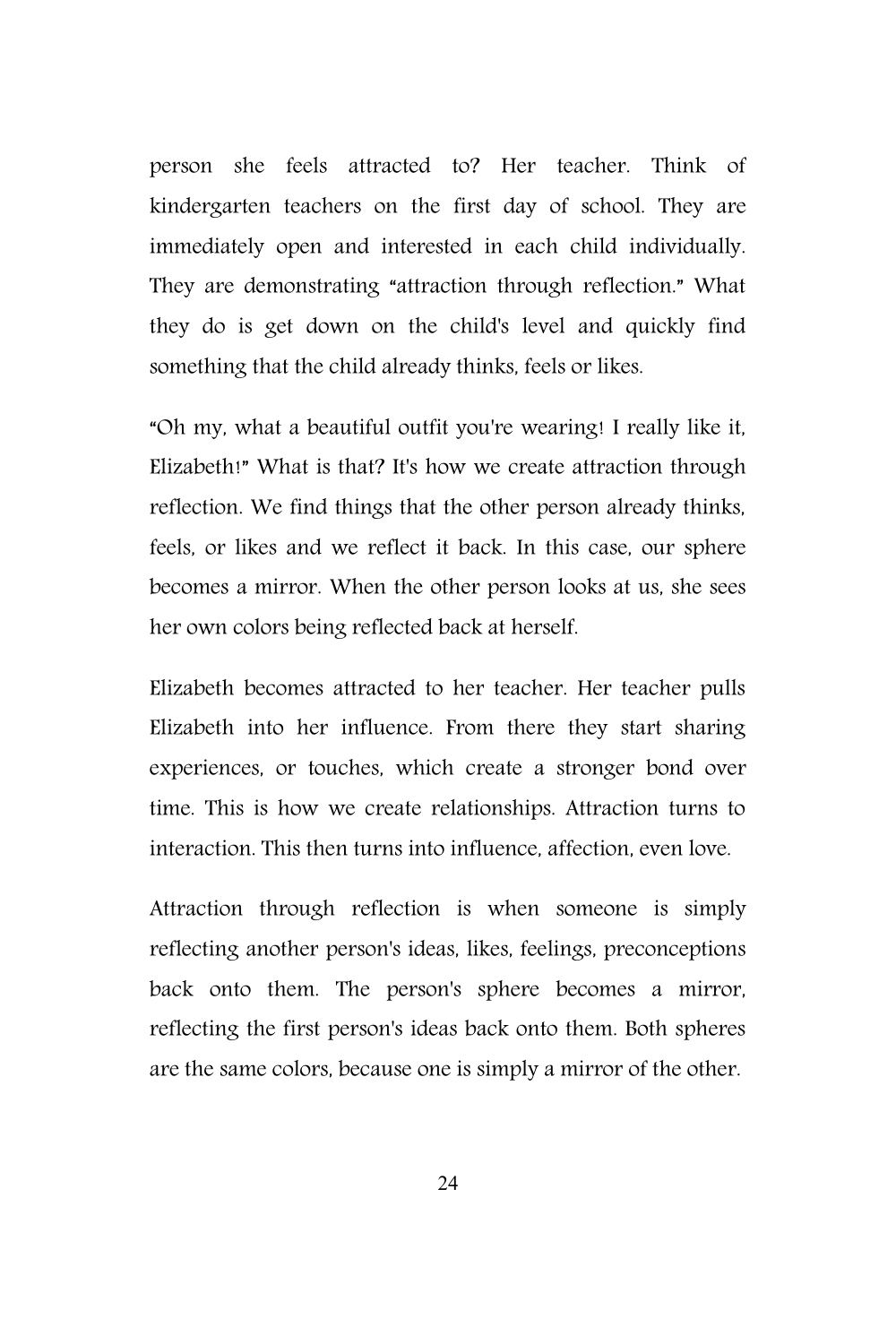person she feels attracted to? Her teacher. Think of kindergarten teachers on the first day of school. They are immediately open and interested in each child individually. They are demonstrating "attraction through reflection." What they do is get down on the child's level and quickly find something that the child already thinks, feels or likes.

"Oh my, what a beautiful outfit you're wearing! I really like it, Elizabeth!" What is that? It's how we create attraction through reflection. We find things that the other person already thinks, feels, or likes and we reflect it back. In this case, our sphere becomes a mirror. When the other person looks at us, she sees her own colors being reflected back at herself.

Elizabeth becomes attracted to her teacher. Her teacher pulls Elizabeth into her influence. From there they start sharing experiences, or touches, which create a stronger bond over time. This is how we create relationships. Attraction turns to interaction. This then turns into influence, affection, even love.

Attraction through reflection is when someone is simply reflecting another person's ideas, likes, feelings, preconceptions back onto them. The person's sphere becomes a mirror, reflecting the first person's ideas back onto them. Both spheres are the same colors, because one is simply a mirror of the other.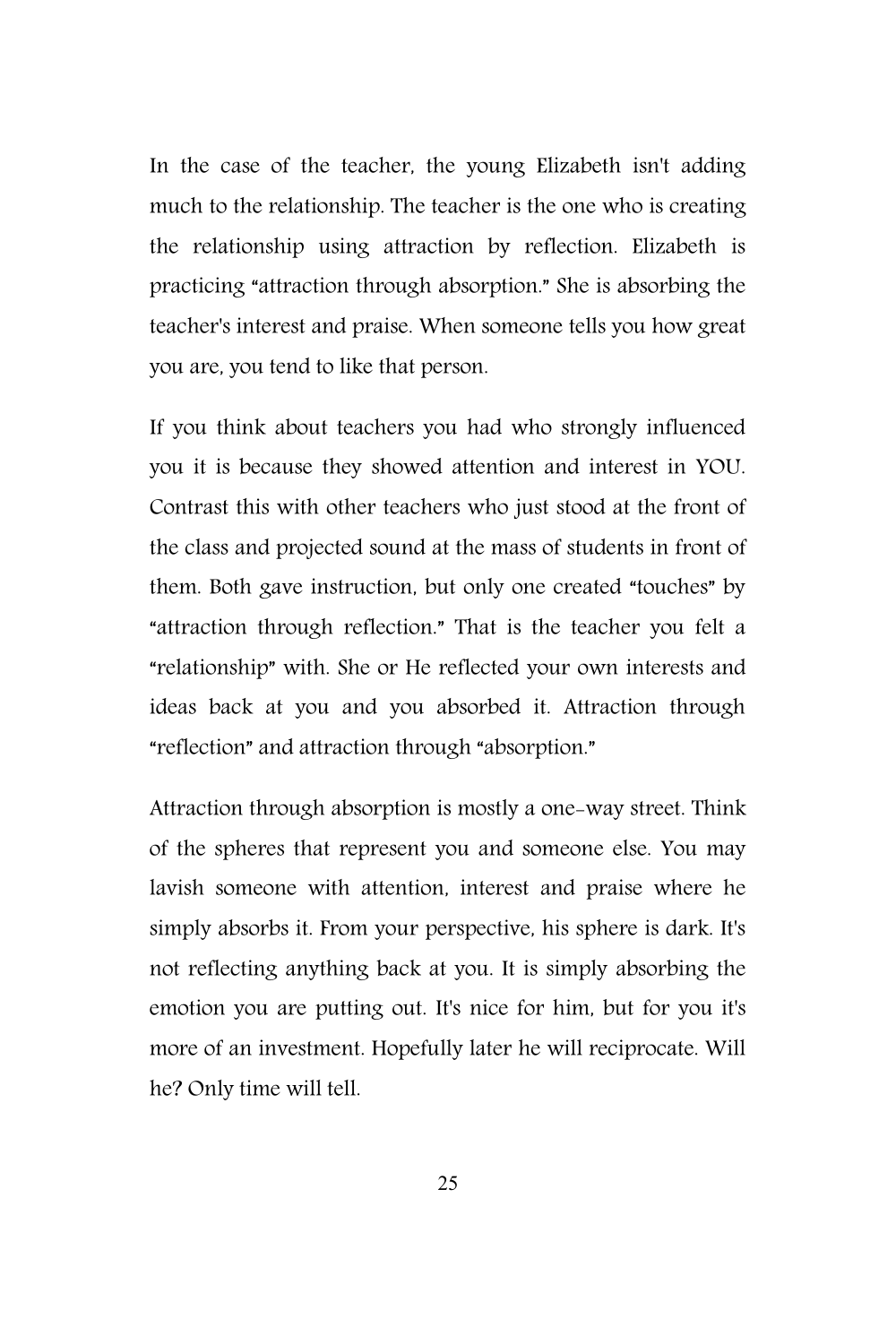In the case of the teacher, the young Elizabeth isn't adding much to the relationship. The teacher is the one who is creating the relationship using attraction by reflection. Elizabeth is practicing "attraction through absorption." She is absorbing the teacher's interest and praise. When someone tells you how great you are, you tend to like that person.

If you think about teachers you had who strongly influenced you it is because they showed attention and interest in YOU. Contrast this with other teachers who just stood at the front of the class and projected sound at the mass of students in front of them. Both gave instruction, but only one created "touches" by "attraction through reflection." That is the teacher you felt a "relationship" with. She or He reflected your own interests and ideas back at you and you absorbed it. Attraction through "reflection" and attraction through "absorption."

Attraction through absorption is mostly a one-way street. Think of the spheres that represent you and someone else. You may lavish someone with attention, interest and praise where he simply absorbs it. From your perspective, his sphere is dark. It's not reflecting anything back at you. It is simply absorbing the emotion you are putting out. It's nice for him, but for you it's more of an investment. Hopefully later he will reciprocate. Will he? Only time will tell.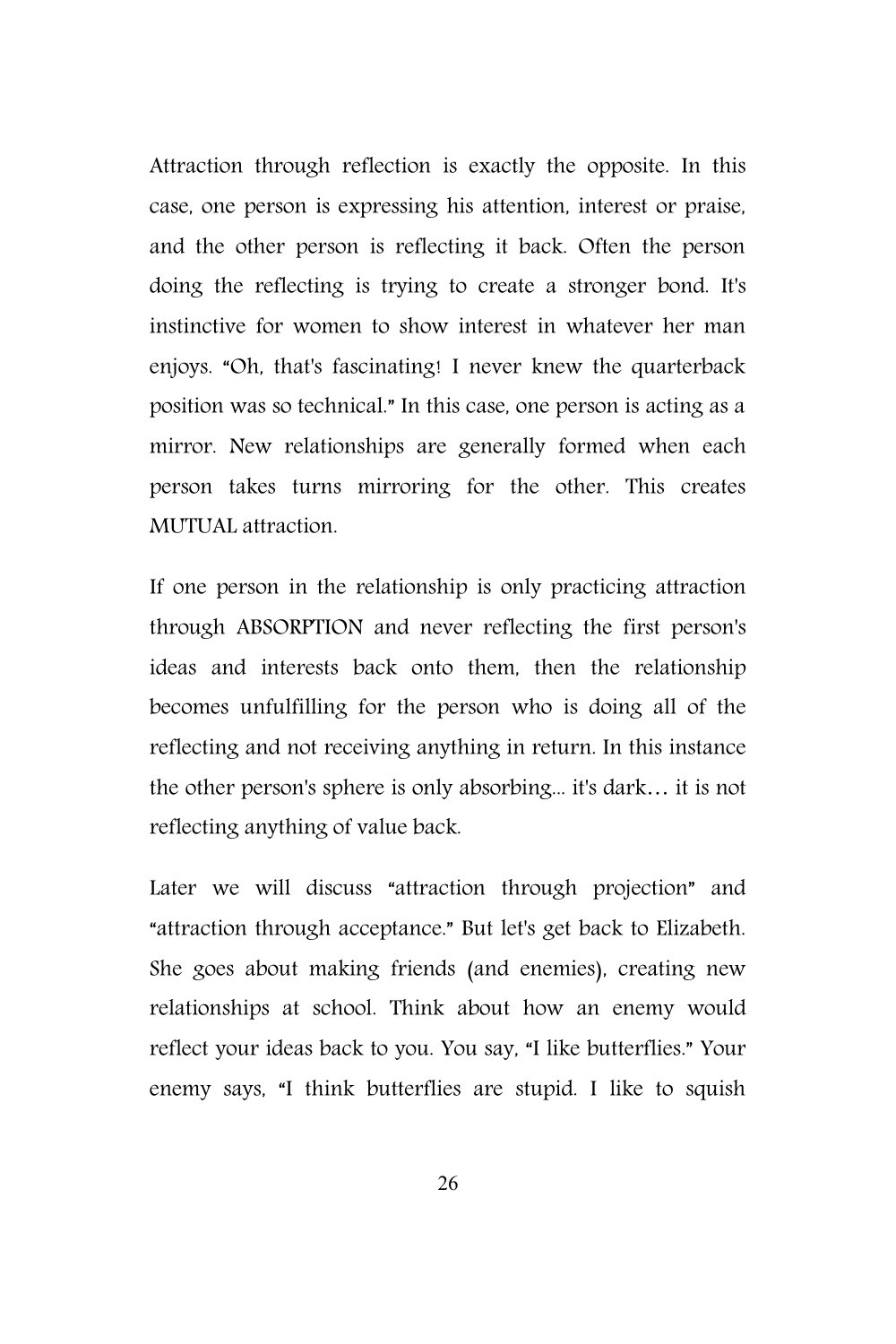Attraction through reflection is exactly the opposite. In this case, one person is expressing his attention, interest or praise, and the other person is reflecting it back. Often the person doing the reflecting is trying to create a stronger bond. It's instinctive for women to show interest in whatever her man enjoys. "Oh, that's fascinating! I never knew the quarterback position was so technical." In this case, one person is acting as a mirror. New relationships are generally formed when each person takes turns mirroring for the other. This creates MUTUAL attraction.

If one person in the relationship is only practicing attraction through ABSORPTION and never reflecting the first person's ideas and interests back onto them, then the relationship becomes unfulfilling for the person who is doing all of the reflecting and not receiving anything in return. In this instance the other person's sphere is only absorbing... it's dark… it is not reflecting anything of value back.

Later we will discuss "attraction through projection" and "attraction through acceptance." But let's get back to Elizabeth. She goes about making friends (and enemies), creating new relationships at school. Think about how an enemy would reflect your ideas back to you. You say, "I like butterflies." Your enemy says, "I think butterflies are stupid. I like to squish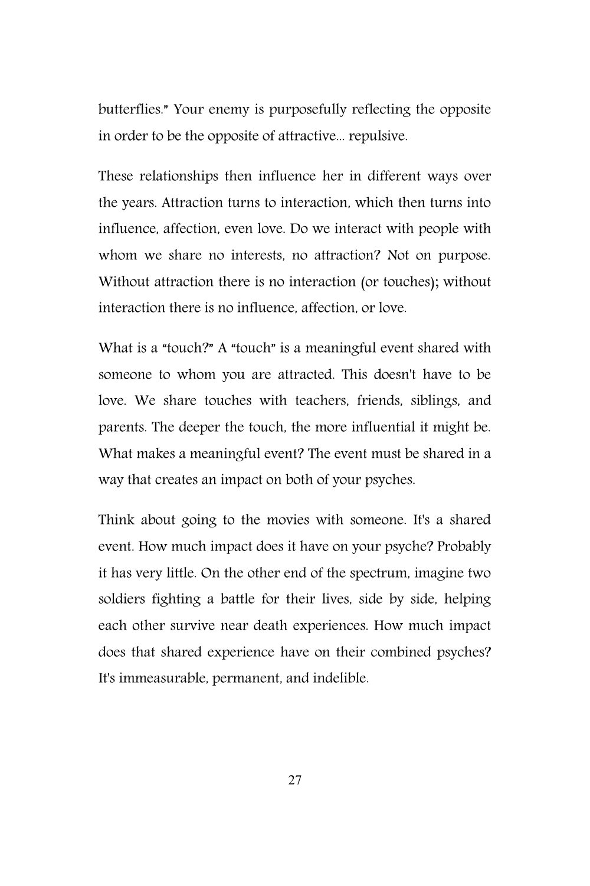butterflies." Your enemy is purposefully reflecting the opposite in order to be the opposite of attractive... repulsive.

These relationships then influence her in different ways over the years. Attraction turns to interaction, which then turns into influence, affection, even love. Do we interact with people with whom we share no interests, no attraction? Not on purpose. Without attraction there is no interaction (or touches); without interaction there is no influence, affection, or love.

What is a "touch?" A "touch" is a meaningful event shared with someone to whom you are attracted. This doesn't have to be love. We share touches with teachers, friends, siblings, and parents. The deeper the touch, the more influential it might be. What makes a meaningful event? The event must be shared in a way that creates an impact on both of your psyches.

Think about going to the movies with someone. It's a shared event. How much impact does it have on your psyche? Probably it has very little. On the other end of the spectrum, imagine two soldiers fighting a battle for their lives, side by side, helping each other survive near death experiences. How much impact does that shared experience have on their combined psyches? It's immeasurable, permanent, and indelible.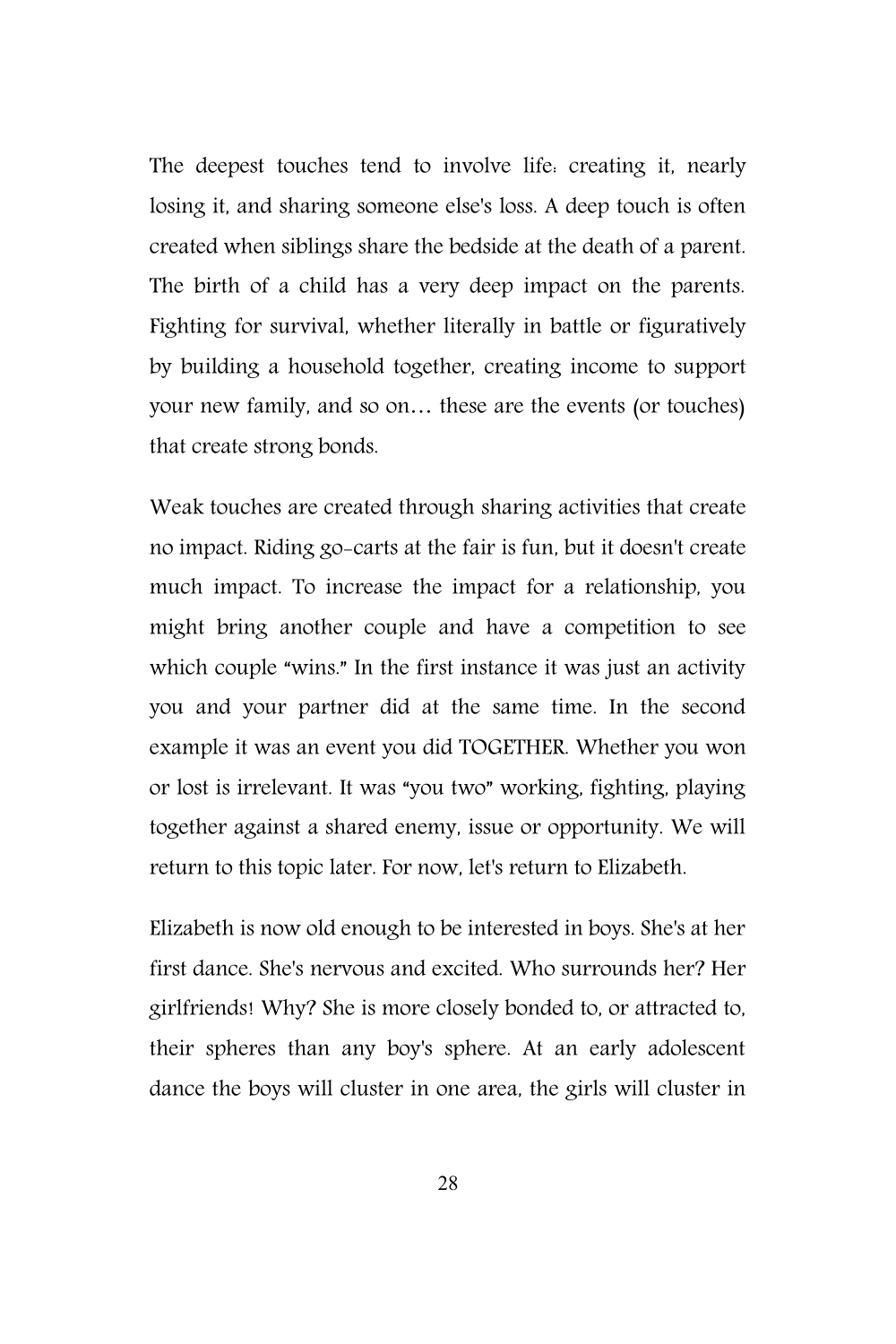The deepest touches tend to involve life: creating it, nearly losing it, and sharing someone else's loss. A deep touch is often created when siblings share the bedside at the death of a parent. The birth of a child has a very deep impact on the parents. Fighting for survival, whether literally in battle or figuratively by building a household together, creating income to support your new family, and so on… these are the events (or touches) that create strong bonds.

Weak touches are created through sharing activities that create no impact. Riding go-carts at the fair is fun, but it doesn't create much impact. To increase the impact for a relationship, you might bring another couple and have a competition to see which couple "wins." In the first instance it was just an activity you and your partner did at the same time. In the second example it was an event you did TOGETHER. Whether you won or lost is irrelevant. It was "you two" working, fighting, playing together against a shared enemy, issue or opportunity. We will return to this topic later. For now, let's return to Elizabeth.

Elizabeth is now old enough to be interested in boys. She's at her first dance. She's nervous and excited. Who surrounds her? Her girlfriends! Why? She is more closely bonded to, or attracted to, their spheres than any boy's sphere. At an early adolescent dance the boys will cluster in one area, the girls will cluster in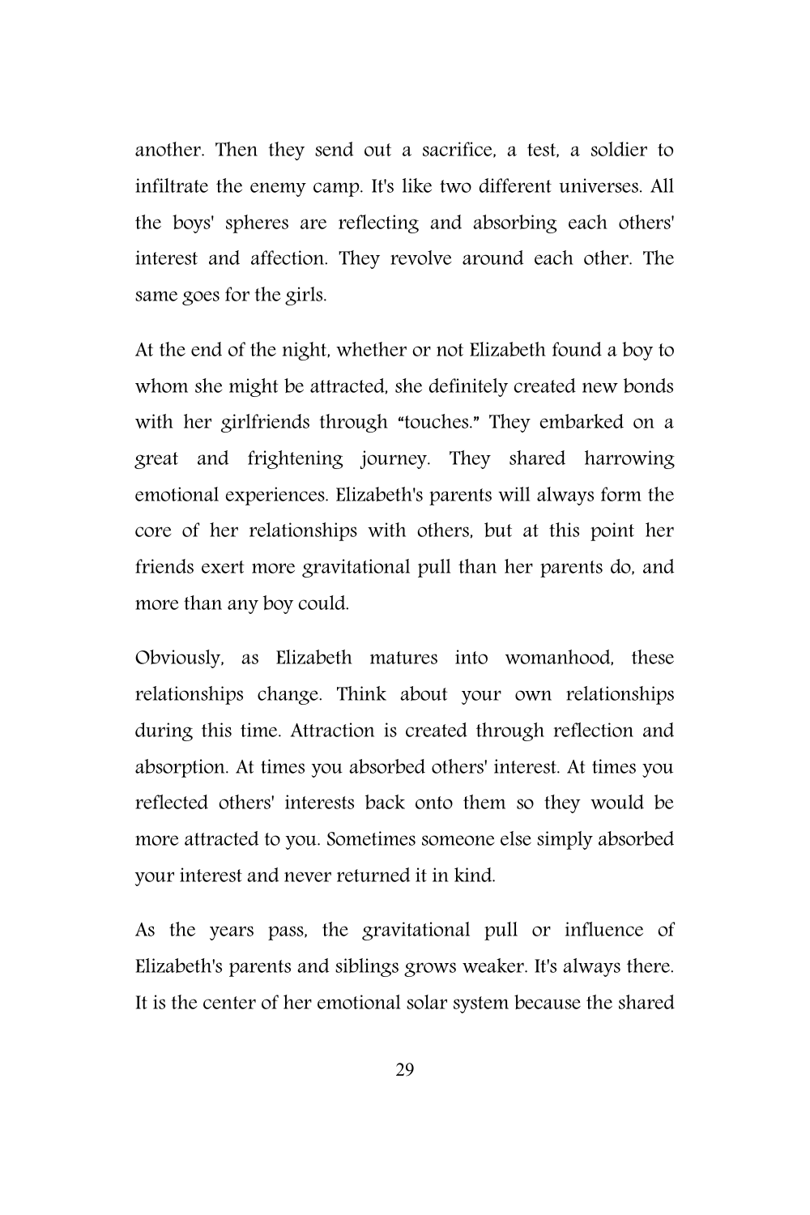another. Then they send out a sacrifice, a test, a soldier to infiltrate the enemy camp. It's like two different universes. All the boys' spheres are reflecting and absorbing each others' interest and affection. They revolve around each other. The same goes for the girls.

At the end of the night, whether or not Elizabeth found a boy to whom she might be attracted, she definitely created new bonds with her girlfriends through "touches." They embarked on a great and frightening journey. They shared harrowing emotional experiences. Elizabeth's parents will always form the core of her relationships with others, but at this point her friends exert more gravitational pull than her parents do, and more than any boy could.

Obviously, as Elizabeth matures into womanhood, these relationships change. Think about your own relationships during this time. Attraction is created through reflection and absorption. At times you absorbed others' interest. At times you reflected others' interests back onto them so they would be more attracted to you. Sometimes someone else simply absorbed your interest and never returned it in kind.

As the years pass, the gravitational pull or influence of Elizabeth's parents and siblings grows weaker. It's always there. It is the center of her emotional solar system because the shared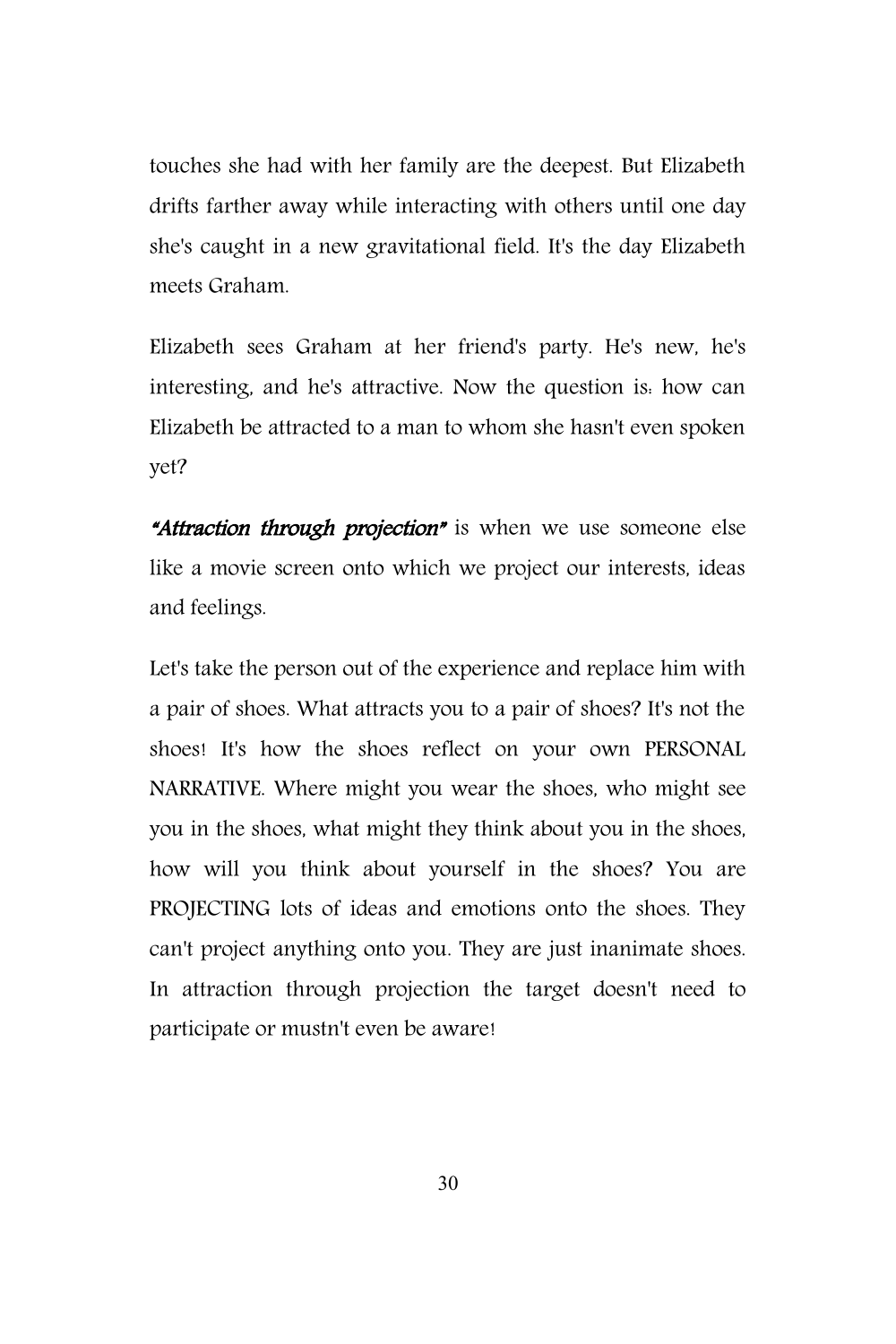touches she had with her family are the deepest. But Elizabeth drifts farther away while interacting with others until one day she's caught in a new gravitational field. It's the day Elizabeth meets Graham.

Elizabeth sees Graham at her friend's party. He's new, he's interesting, and he's attractive. Now the question is: how can Elizabeth be attracted to a man to whom she hasn't even spoken yet?

***"Attraction through projection"*** is when we use someone else like a movie screen onto which we project our interests, ideas and feelings.

Let's take the person out of the experience and replace him with a pair of shoes. What attracts you to a pair of shoes? It's not the shoes! It's how the shoes reflect on your own PERSONAL NARRATIVE. Where might you wear the shoes, who might see you in the shoes, what might they think about you in the shoes, how will you think about yourself in the shoes? You are PROJECTING lots of ideas and emotions onto the shoes. They can't project anything onto you. They are just inanimate shoes. In attraction through projection the target doesn't need to participate or mustn't even be aware!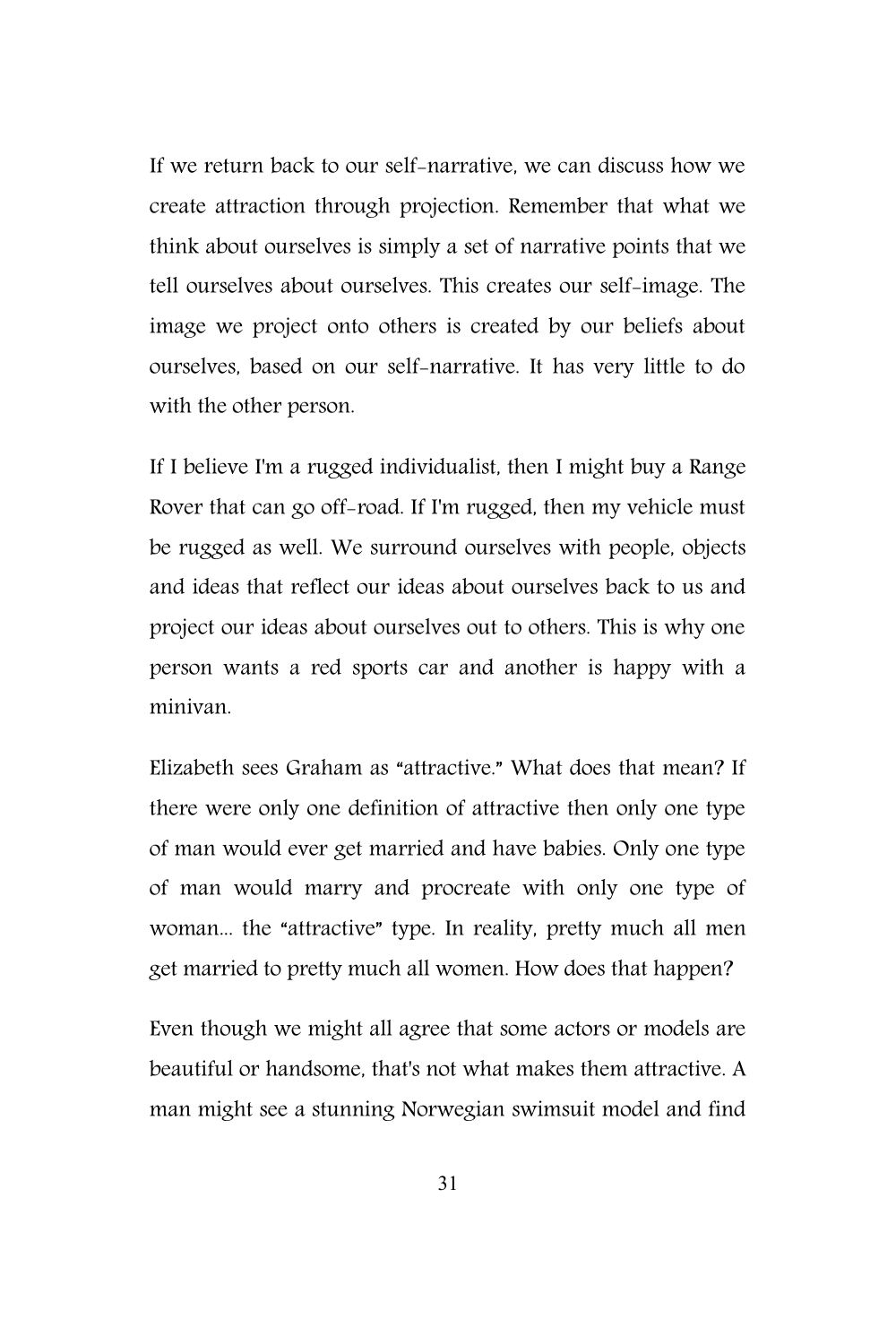If we return back to our self-narrative, we can discuss how we create attraction through projection. Remember that what we think about ourselves is simply a set of narrative points that we tell ourselves about ourselves. This creates our self-image. The image we project onto others is created by our beliefs about ourselves, based on our self-narrative. It has very little to do with the other person.

If I believe I'm a rugged individualist, then I might buy a Range Rover that can go off-road. If I'm rugged, then my vehicle must be rugged as well. We surround ourselves with people, objects and ideas that reflect our ideas about ourselves back to us and project our ideas about ourselves out to others. This is why one person wants a red sports car and another is happy with a minivan.

Elizabeth sees Graham as "attractive." What does that mean? If there were only one definition of attractive then only one type of man would ever get married and have babies. Only one type of man would marry and procreate with only one type of woman... the "attractive" type. In reality, pretty much all men get married to pretty much all women. How does that happen?

Even though we might all agree that some actors or models are beautiful or handsome, that's not what makes them attractive. A man might see a stunning Norwegian swimsuit model and find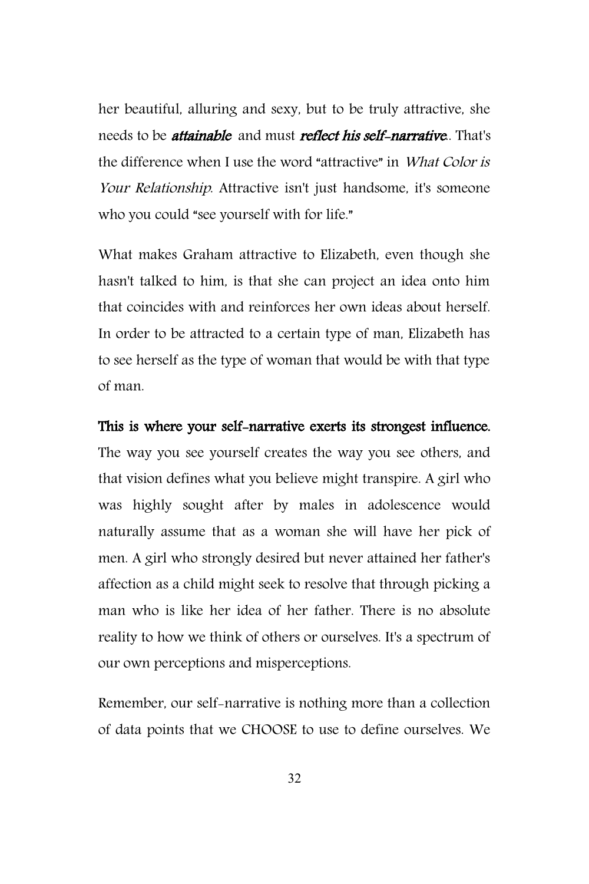her beautiful, alluring and sexy, but to be truly attractive, she needs to be ***attainable*** and must ***reflect his self-narrative***.. That's the difference when I use the word "attractive" in *What Color is Your Relationship*. Attractive isn't just handsome, it's someone who you could "see yourself with for life."

What makes Graham attractive to Elizabeth, even though she hasn't talked to him, is that she can project an idea onto him that coincides with and reinforces her own ideas about herself. In order to be attracted to a certain type of man, Elizabeth has to see herself as the type of woman that would be with that type of man.

**This is where your self-narrative exerts its strongest influence.** The way you see yourself creates the way you see others, and that vision defines what you believe might transpire. A girl who was highly sought after by males in adolescence would naturally assume that as a woman she will have her pick of men. A girl who strongly desired but never attained her father's affection as a child might seek to resolve that through picking a man who is like her idea of her father. There is no absolute reality to how we think of others or ourselves. It's a spectrum of our own perceptions and misperceptions.

Remember, our self-narrative is nothing more than a collection of data points that we CHOOSE to use to define ourselves. We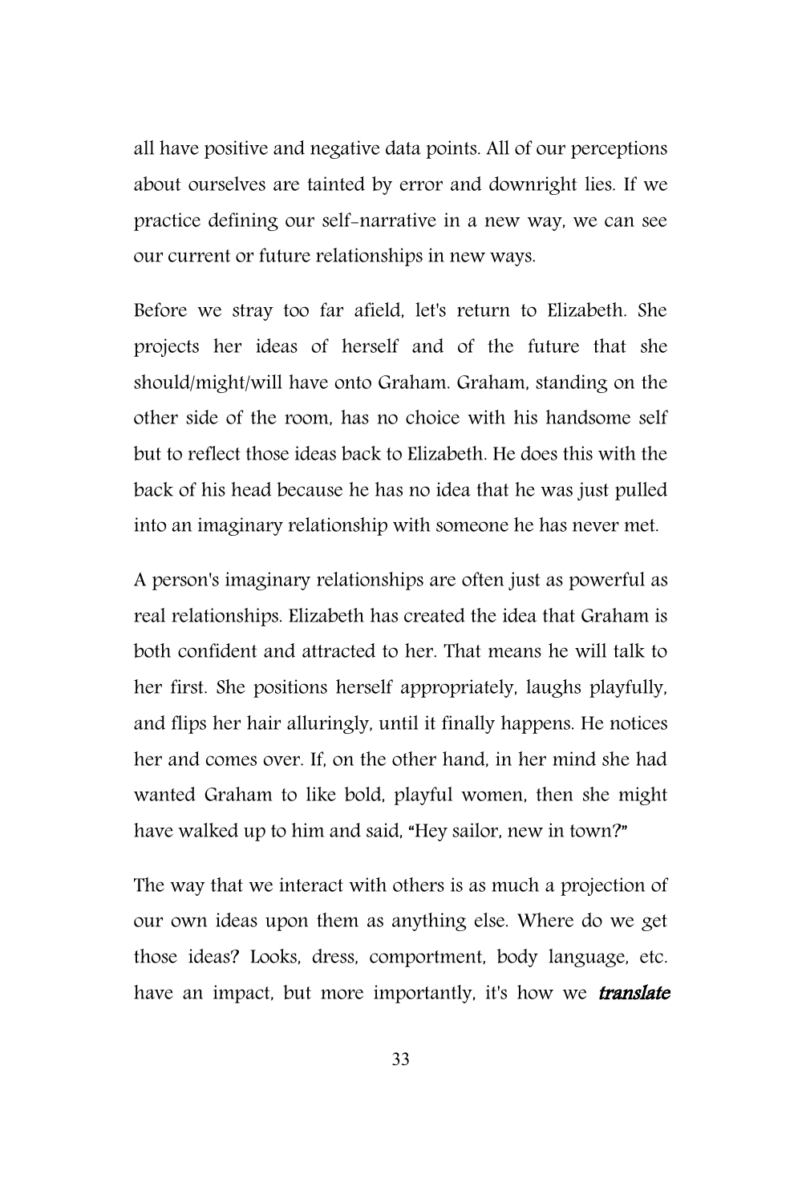all have positive and negative data points. All of our perceptions about ourselves are tainted by error and downright lies. If we practice defining our self-narrative in a new way, we can see our current or future relationships in new ways.

Before we stray too far afield, let's return to Elizabeth. She projects her ideas of herself and of the future that she should/might/will have onto Graham. Graham, standing on the other side of the room, has no choice with his handsome self but to reflect those ideas back to Elizabeth. He does this with the back of his head because he has no idea that he was just pulled into an imaginary relationship with someone he has never met.

A person's imaginary relationships are often just as powerful as real relationships. Elizabeth has created the idea that Graham is both confident and attracted to her. That means he will talk to her first. She positions herself appropriately, laughs playfully, and flips her hair alluringly, until it finally happens. He notices her and comes over. If, on the other hand, in her mind she had wanted Graham to like bold, playful women, then she might have walked up to him and said, "Hey sailor, new in town?"

The way that we interact with others is as much a projection of our own ideas upon them as anything else. Where do we get those ideas? Looks, dress, comportment, body language, etc. have an impact, but more importantly, it's how we ***translate***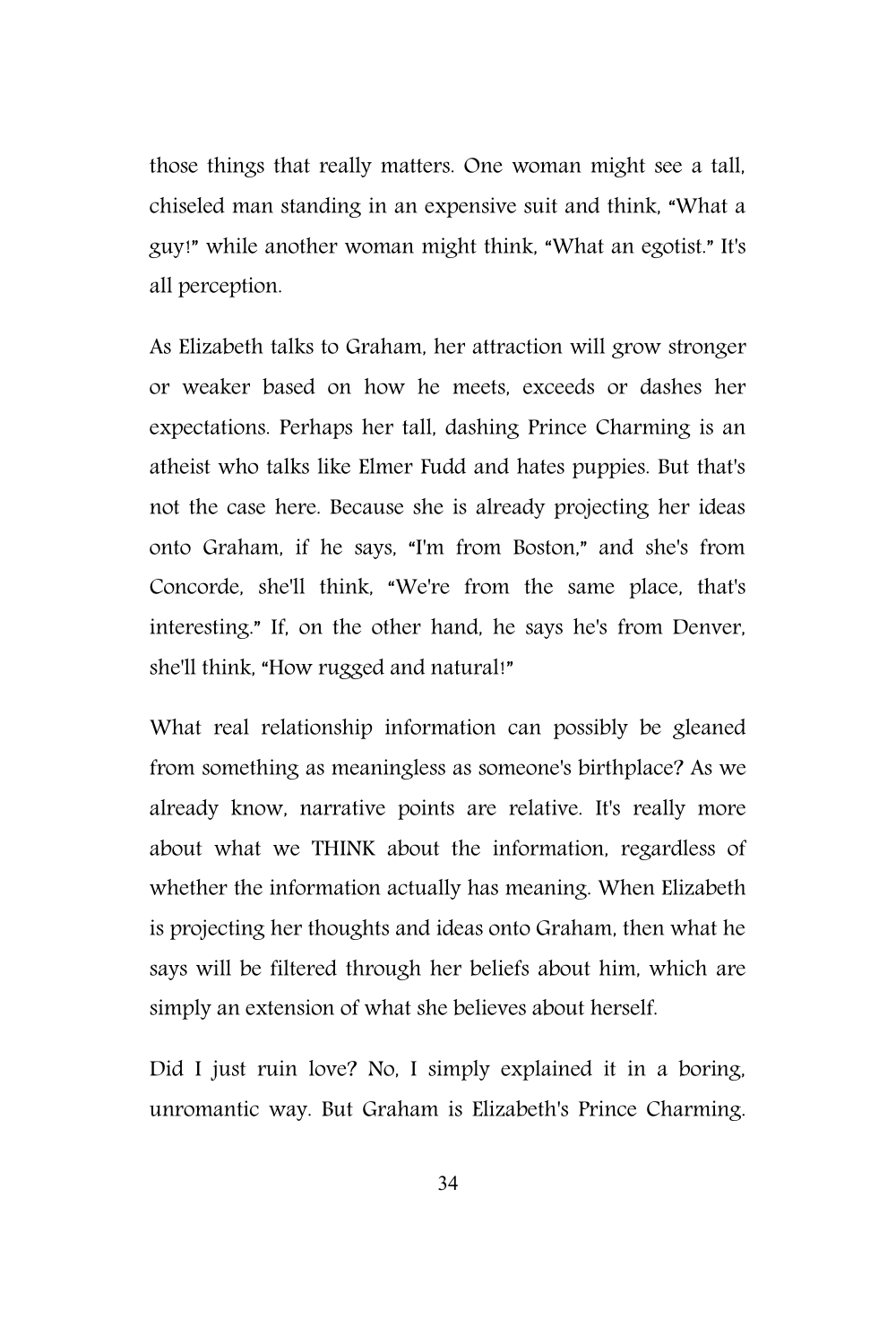those things that really matters. One woman might see a tall, chiseled man standing in an expensive suit and think, "What a guy!" while another woman might think, "What an egotist." It's all perception.

As Elizabeth talks to Graham, her attraction will grow stronger or weaker based on how he meets, exceeds or dashes her expectations. Perhaps her tall, dashing Prince Charming is an atheist who talks like Elmer Fudd and hates puppies. But that's not the case here. Because she is already projecting her ideas onto Graham, if he says, "I'm from Boston," and she's from Concorde, she'll think, "We're from the same place, that's interesting." If, on the other hand, he says he's from Denver, she'll think, "How rugged and natural!"

What real relationship information can possibly be gleaned from something as meaningless as someone's birthplace? As we already know, narrative points are relative. It's really more about what we THINK about the information, regardless of whether the information actually has meaning. When Elizabeth is projecting her thoughts and ideas onto Graham, then what he says will be filtered through her beliefs about him, which are simply an extension of what she believes about herself.

Did I just ruin love? No, I simply explained it in a boring, unromantic way. But Graham is Elizabeth's Prince Charming.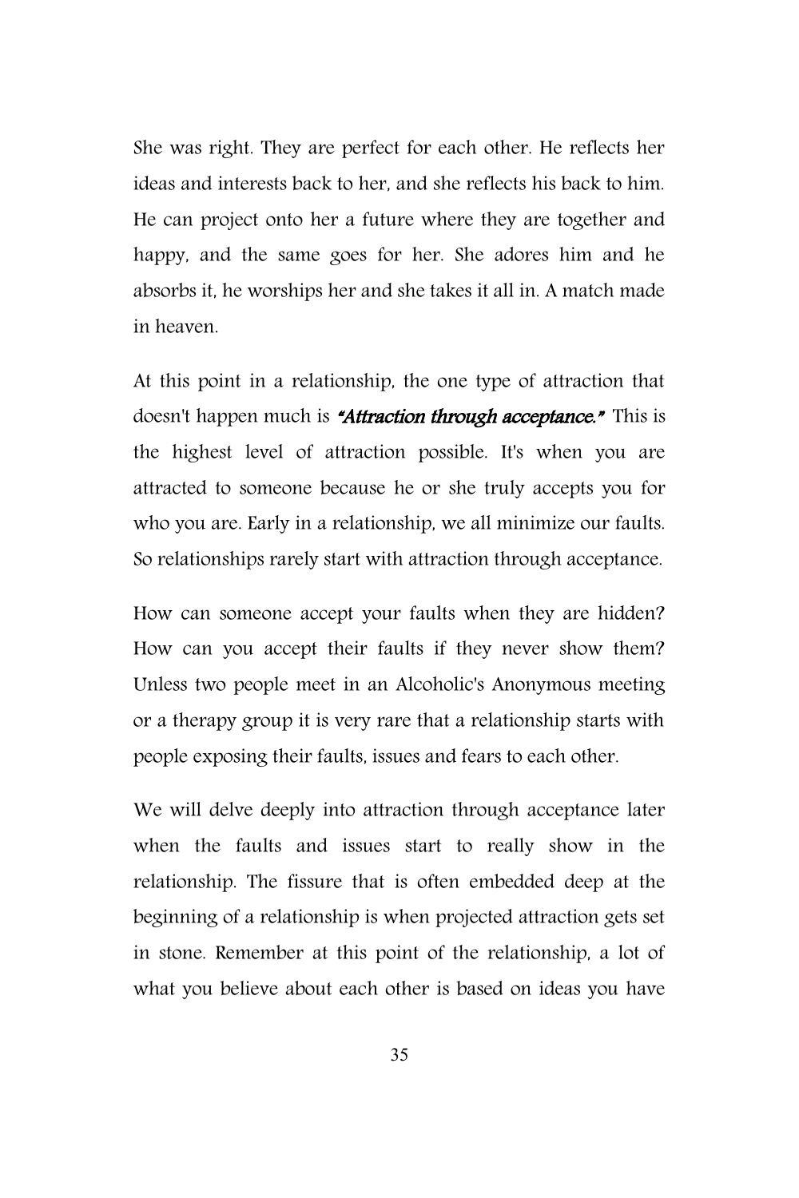She was right. They are perfect for each other. He reflects her ideas and interests back to her, and she reflects his back to him. He can project onto her a future where they are together and happy, and the same goes for her. She adores him and he absorbs it, he worships her and she takes it all in. A match made in heaven.

At this point in a relationship, the one type of attraction that doesn't happen much is ***"Attraction through acceptance."*** This is the highest level of attraction possible. It's when you are attracted to someone because he or she truly accepts you for who you are. Early in a relationship, we all minimize our faults. So relationships rarely start with attraction through acceptance.

How can someone accept your faults when they are hidden? How can you accept their faults if they never show them? Unless two people meet in an Alcoholic's Anonymous meeting or a therapy group it is very rare that a relationship starts with people exposing their faults, issues and fears to each other.

We will delve deeply into attraction through acceptance later when the faults and issues start to really show in the relationship. The fissure that is often embedded deep at the beginning of a relationship is when projected attraction gets set in stone. Remember at this point of the relationship, a lot of what you believe about each other is based on ideas you have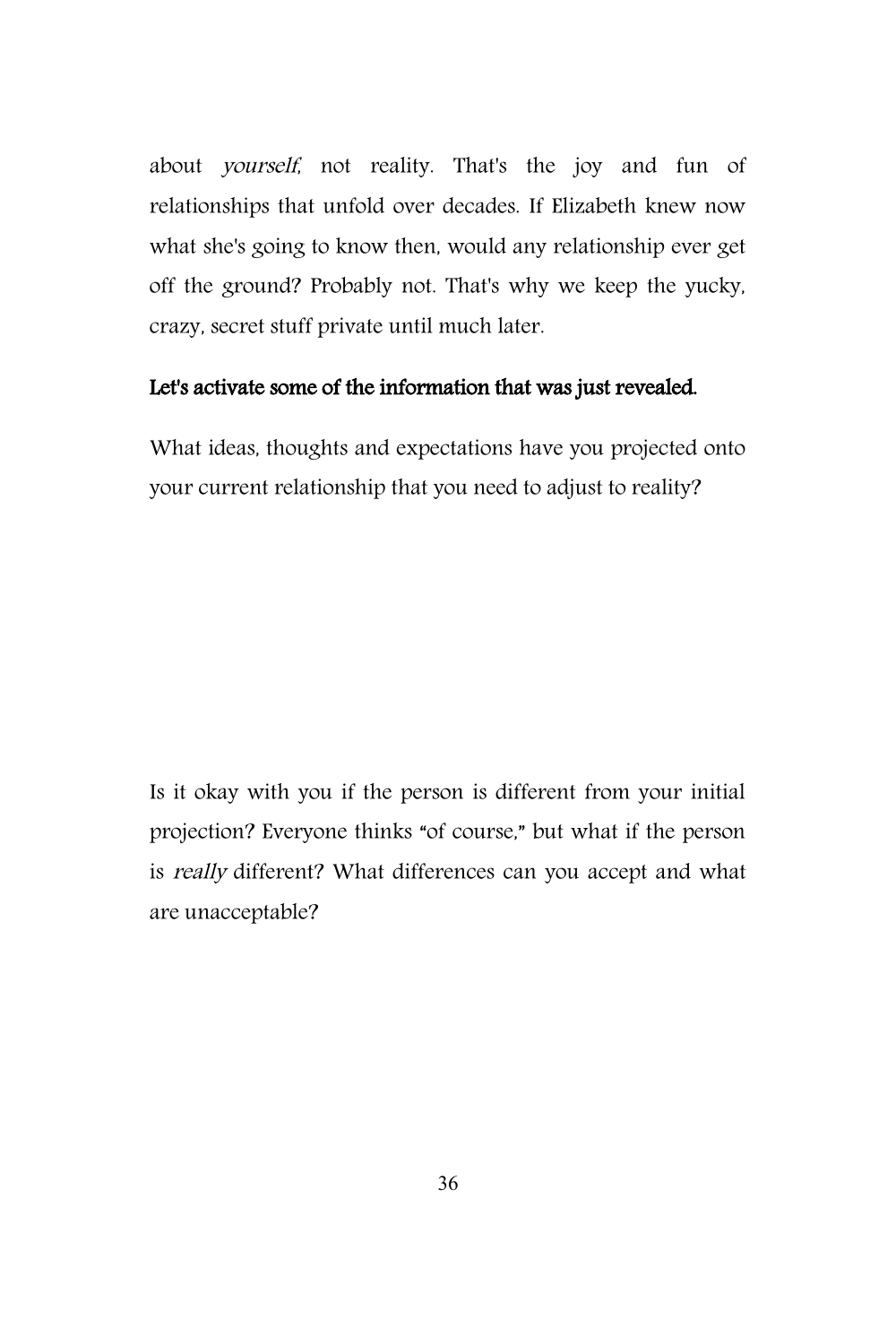about *yourself*, not reality. That's the joy and fun of relationships that unfold over decades. If Elizabeth knew now what she's going to know then, would any relationship ever get off the ground? Probably not. That's why we keep the yucky, crazy, secret stuff private until much later.

**Let's activate some of the information that was just revealed.**

What ideas, thoughts and expectations have you projected onto your current relationship that you need to adjust to reality?

Is it okay with you if the person is different from your initial projection? Everyone thinks "of course," but what if the person is *really* different? What differences can you accept and what are unacceptable?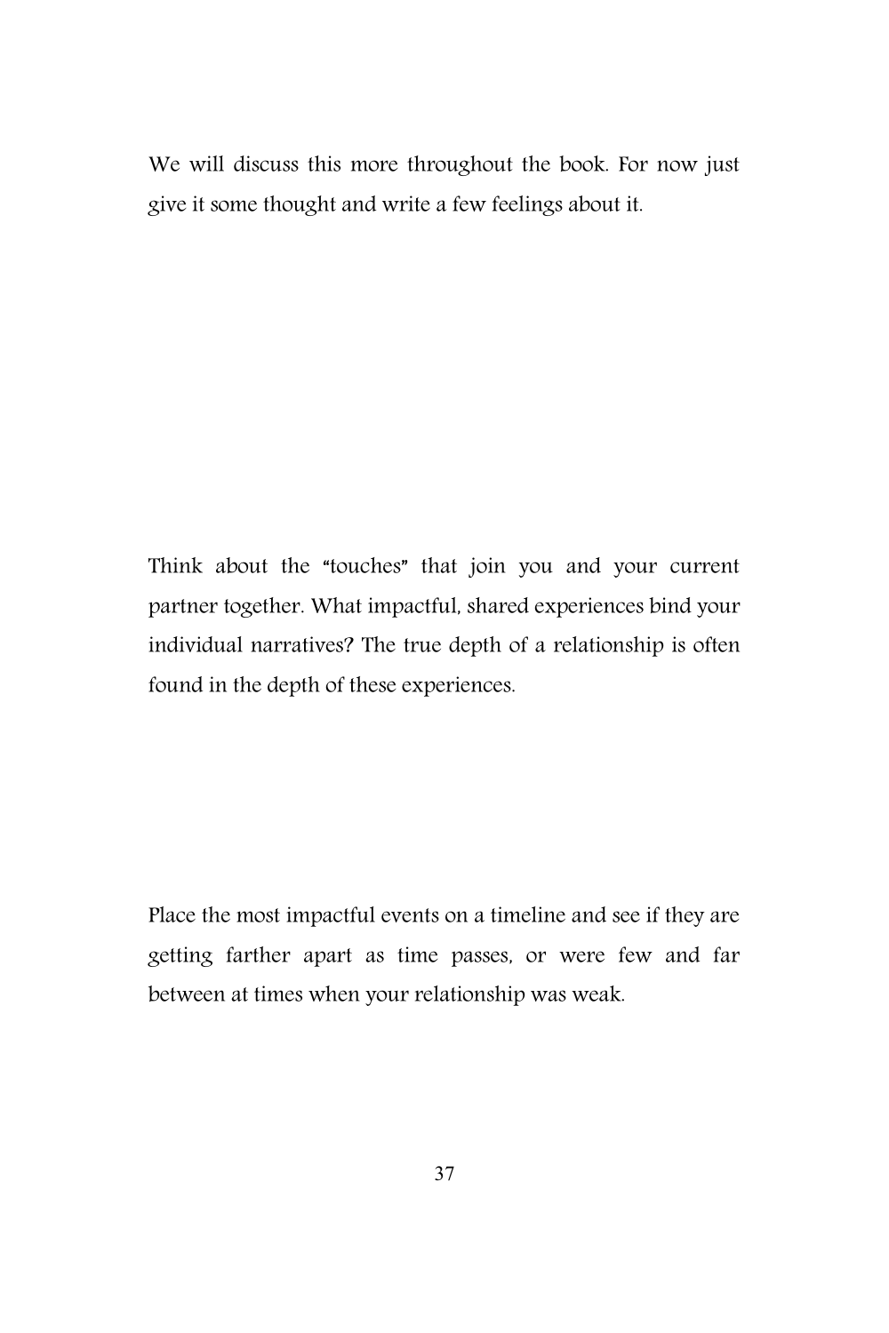We will discuss this more throughout the book. For now just give it some thought and write a few feelings about it.

Think about the "touches" that join you and your current partner together. What impactful, shared experiences bind your individual narratives? The true depth of a relationship is often found in the depth of these experiences.

Place the most impactful events on a timeline and see if they are getting farther apart as time passes, or were few and far between at times when your relationship was weak.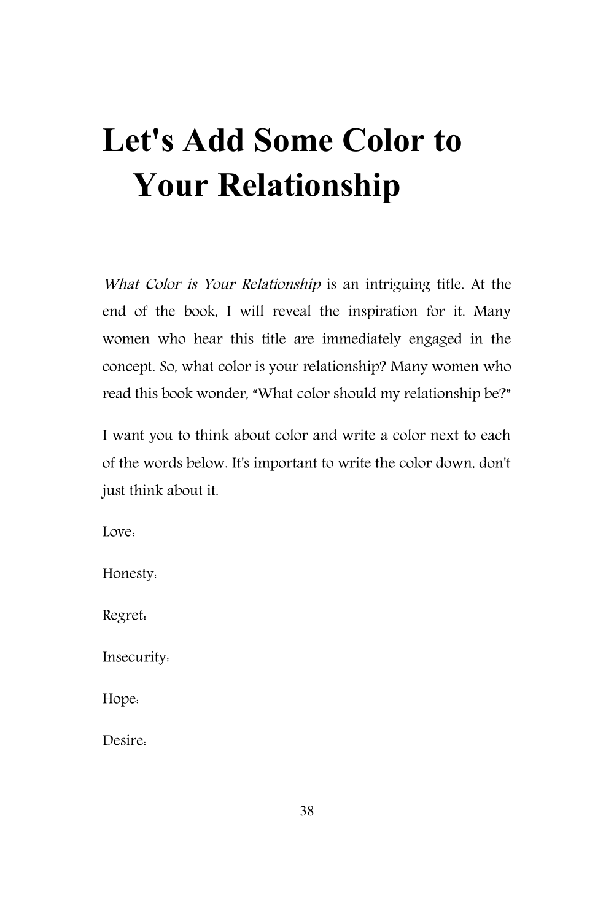# Let's Add Some Color to Your Relationship

*What Color is Your Relationship* is an intriguing title. At the end of the book, I will reveal the inspiration for it. Many women who hear this title are immediately engaged in the concept. So, what color is your relationship? Many women who read this book wonder, "What color should my relationship be?"

I want you to think about color and write a color next to each of the words below. It's important to write the color down, don't just think about it.

Love:

Honesty:

Regret:

Insecurity:

Hope:

Desire: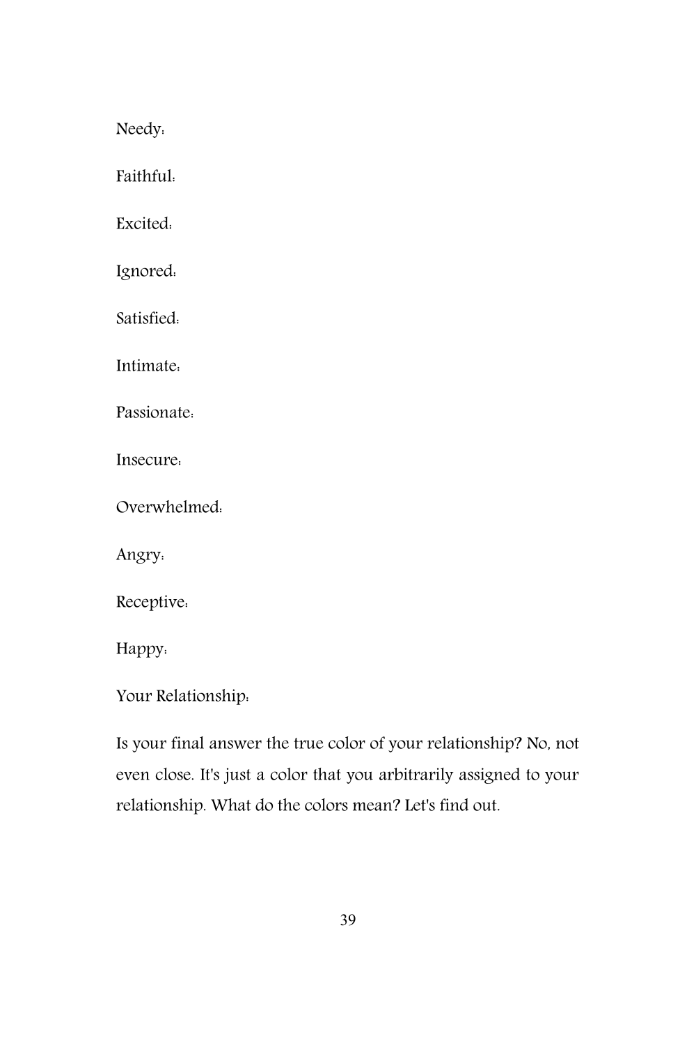Needy:

Faithful:

Excited:

Ignored:

Satisfied:

Intimate:

Passionate:

Insecure:

Overwhelmed:

Angry:

Receptive:

Happy:

Your Relationship:

Is your final answer the true color of your relationship? No, not even close. It's just a color that you arbitrarily assigned to your relationship. What do the colors mean? Let's find out.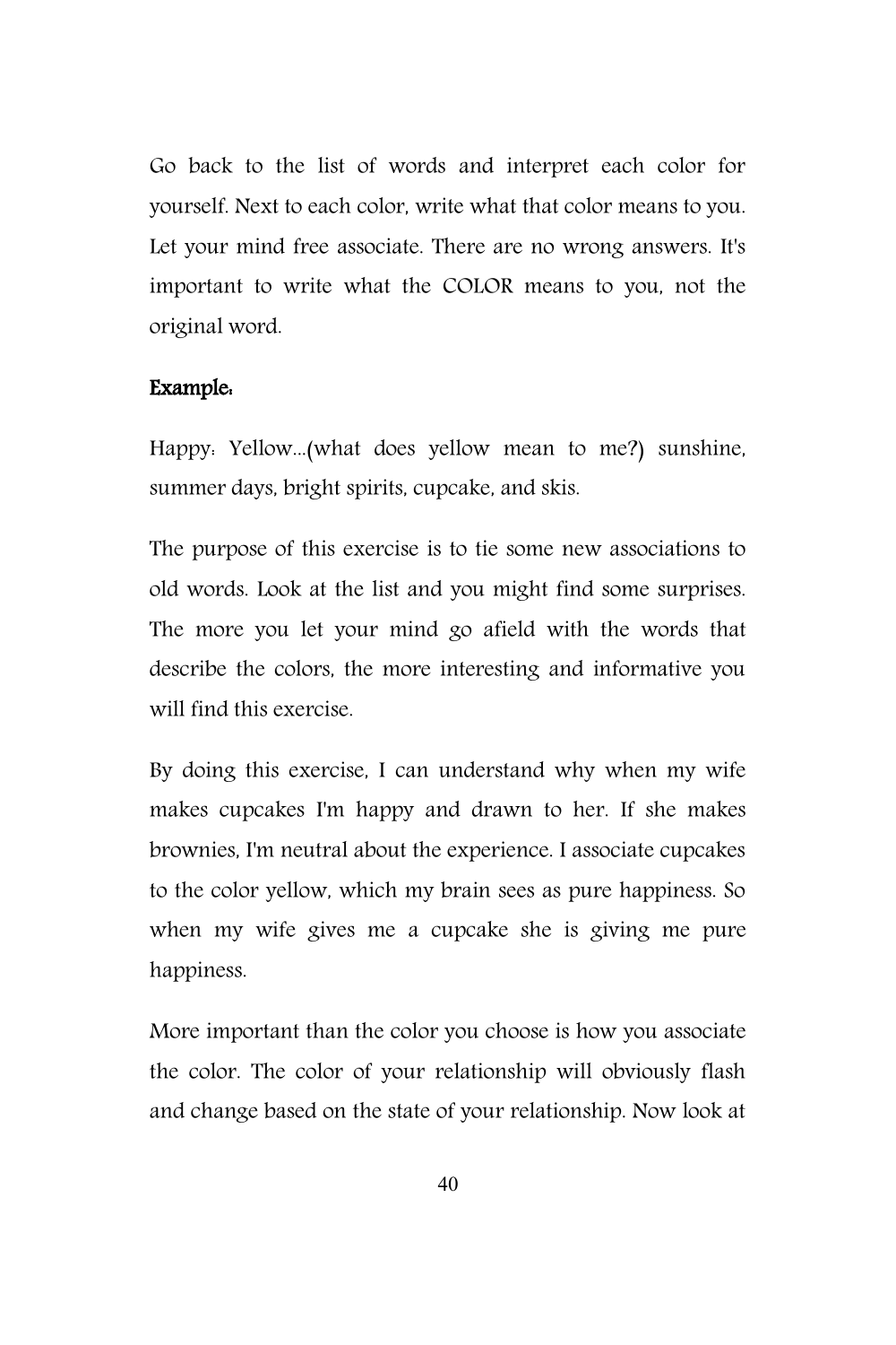Go back to the list of words and interpret each color for yourself. Next to each color, write what that color means to you. Let your mind free associate. There are no wrong answers. It's important to write what the COLOR means to you, not the original word.

**Example:**

Happy: Yellow...(what does yellow mean to me?) sunshine, summer days, bright spirits, cupcake, and skis.

The purpose of this exercise is to tie some new associations to old words. Look at the list and you might find some surprises. The more you let your mind go afield with the words that describe the colors, the more interesting and informative you will find this exercise.

By doing this exercise, I can understand why when my wife makes cupcakes I'm happy and drawn to her. If she makes brownies, I'm neutral about the experience. I associate cupcakes to the color yellow, which my brain sees as pure happiness. So when my wife gives me a cupcake she is giving me pure happiness.

More important than the color you choose is how you associate the color. The color of your relationship will obviously flash and change based on the state of your relationship. Now look at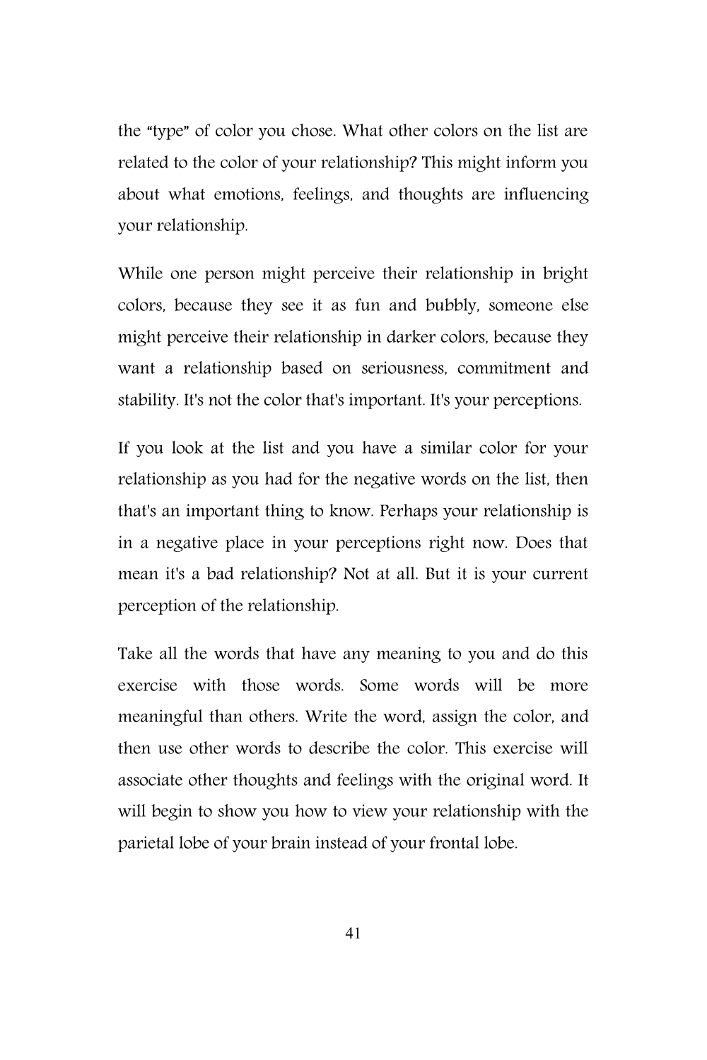the "type" of color you chose. What other colors on the list are related to the color of your relationship? This might inform you about what emotions, feelings, and thoughts are influencing your relationship.

While one person might perceive their relationship in bright colors, because they see it as fun and bubbly, someone else might perceive their relationship in darker colors, because they want a relationship based on seriousness, commitment and stability. It's not the color that's important. It's your perceptions.

If you look at the list and you have a similar color for your relationship as you had for the negative words on the list, then that's an important thing to know. Perhaps your relationship is in a negative place in your perceptions right now. Does that mean it's a bad relationship? Not at all. But it is your current perception of the relationship.

Take all the words that have any meaning to you and do this exercise with those words. Some words will be more meaningful than others. Write the word, assign the color, and then use other words to describe the color. This exercise will associate other thoughts and feelings with the original word. It will begin to show you how to view your relationship with the parietal lobe of your brain instead of your frontal lobe.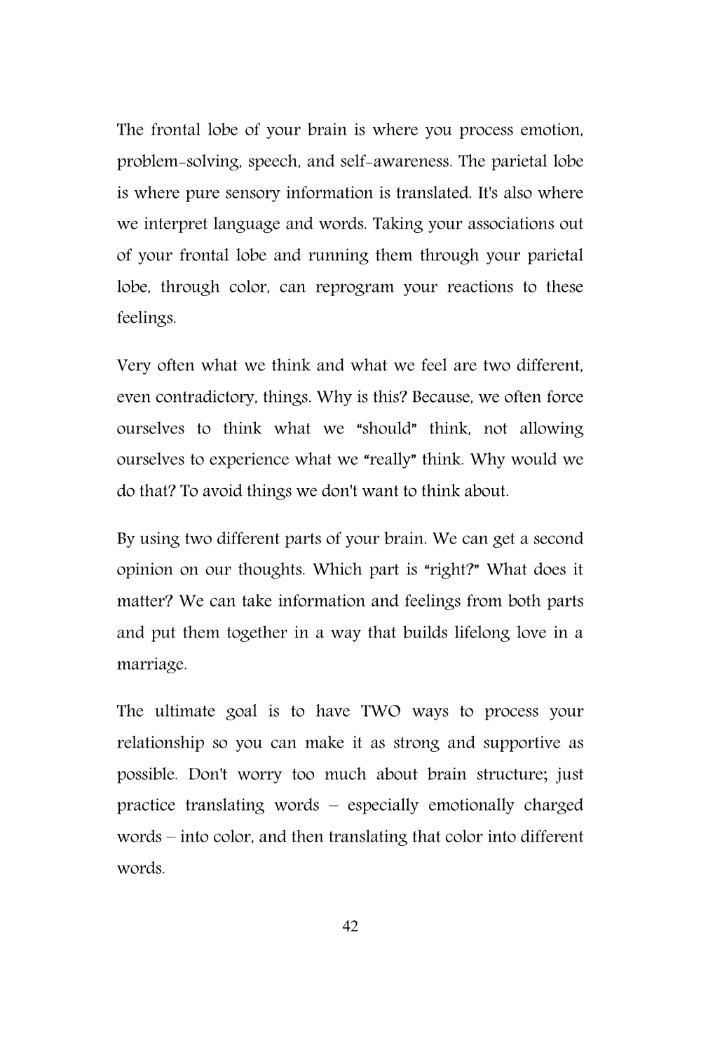The frontal lobe of your brain is where you process emotion, problem-solving, speech, and self-awareness. The parietal lobe is where pure sensory information is translated. It's also where we interpret language and words. Taking your associations out of your frontal lobe and running them through your parietal lobe, through color, can reprogram your reactions to these feelings.

Very often what we think and what we feel are two different, even contradictory, things. Why is this? Because, we often force ourselves to think what we "should" think, not allowing ourselves to experience what we "really" think. Why would we do that? To avoid things we don't want to think about.

By using two different parts of your brain. We can get a second opinion on our thoughts. Which part is "right?" What does it matter? We can take information and feelings from both parts and put them together in a way that builds lifelong love in a marriage.

The ultimate goal is to have TWO ways to process your relationship so you can make it as strong and supportive as possible. Don't worry too much about brain structure; just practice translating words – especially emotionally charged words – into color, and then translating that color into different words.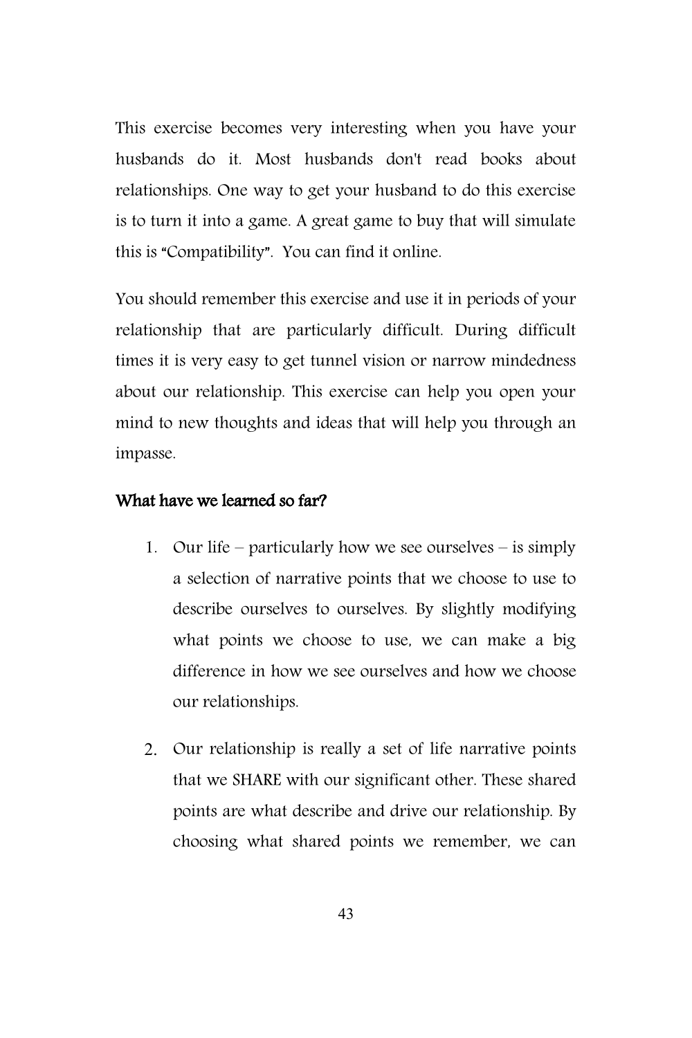This exercise becomes very interesting when you have your husbands do it. Most husbands don't read books about relationships. One way to get your husband to do this exercise is to turn it into a game. A great game to buy that will simulate this is "Compatibility". You can find it online.

You should remember this exercise and use it in periods of your relationship that are particularly difficult. During difficult times it is very easy to get tunnel vision or narrow mindedness about our relationship. This exercise can help you open your mind to new thoughts and ideas that will help you through an impasse.

### What have we learned so far?

1. Our life – particularly how we see ourselves – is simply a selection of narrative points that we choose to use to describe ourselves to ourselves. By slightly modifying what points we choose to use, we can make a big difference in how we see ourselves and how we choose our relationships.

2. Our relationship is really a set of life narrative points that we SHARE with our significant other. These shared points are what describe and drive our relationship. By choosing what shared points we remember, we can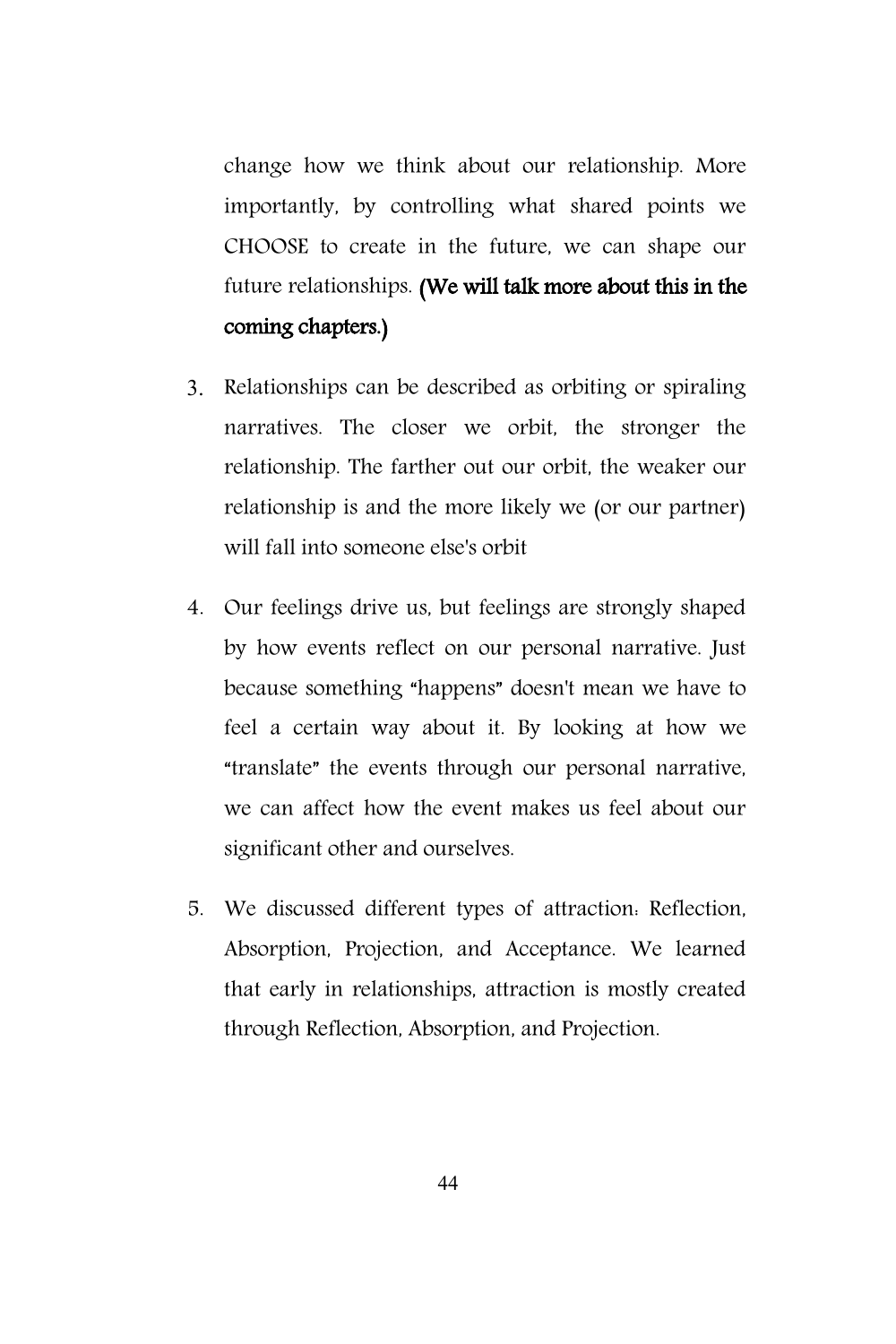change how we think about our relationship. More importantly, by controlling what shared points we CHOOSE to create in the future, we can shape our future relationships. **(We will talk more about this in the coming chapters.)**

3. Relationships can be described as orbiting or spiraling narratives. The closer we orbit, the stronger the relationship. The farther out our orbit, the weaker our relationship is and the more likely we (or our partner) will fall into someone else's orbit

4. Our feelings drive us, but feelings are strongly shaped by how events reflect on our personal narrative. Just because something "happens" doesn't mean we have to feel a certain way about it. By looking at how we "translate" the events through our personal narrative, we can affect how the event makes us feel about our significant other and ourselves.

5. We discussed different types of attraction: Reflection, Absorption, Projection, and Acceptance. We learned that early in relationships, attraction is mostly created through Reflection, Absorption, and Projection.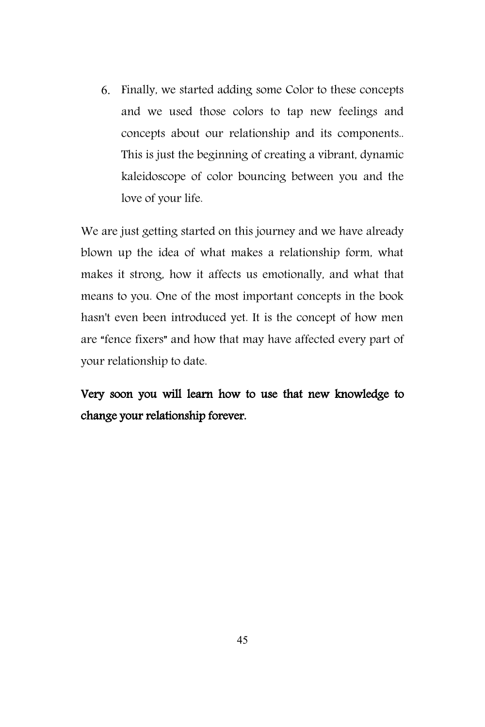6. Finally, we started adding some Color to these concepts and we used those colors to tap new feelings and concepts about our relationship and its components.. This is just the beginning of creating a vibrant, dynamic kaleidoscope of color bouncing between you and the love of your life.

We are just getting started on this journey and we have already blown up the idea of what makes a relationship form, what makes it strong, how it affects us emotionally, and what that means to you. One of the most important concepts in the book hasn't even been introduced yet. It is the concept of how men are "fence fixers" and how that may have affected every part of your relationship to date.

**Very soon you will learn how to use that new knowledge to change your relationship forever.**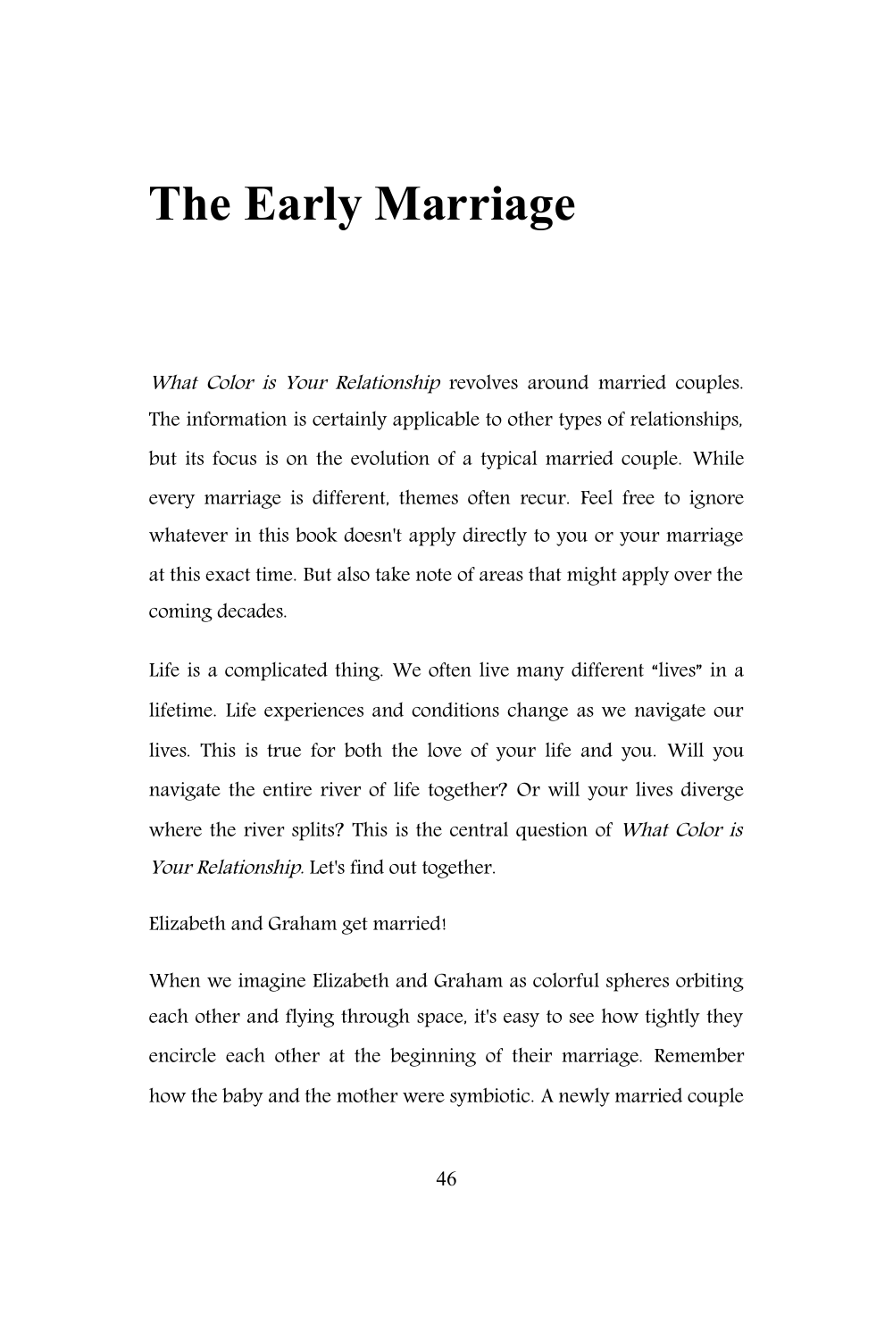# The Early Marriage

*What Color is Your Relationship* revolves around married couples. The information is certainly applicable to other types of relationships, but its focus is on the evolution of a typical married couple. While every marriage is different, themes often recur. Feel free to ignore whatever in this book doesn't apply directly to you or your marriage at this exact time. But also take note of areas that might apply over the coming decades.

Life is a complicated thing. We often live many different "lives" in a lifetime. Life experiences and conditions change as we navigate our lives. This is true for both the love of your life and you. Will you navigate the entire river of life together? Or will your lives diverge where the river splits? This is the central question of *What Color is Your Relationship*. Let's find out together.

Elizabeth and Graham get married!

When we imagine Elizabeth and Graham as colorful spheres orbiting each other and flying through space, it's easy to see how tightly they encircle each other at the beginning of their marriage. Remember how the baby and the mother were symbiotic. A newly married couple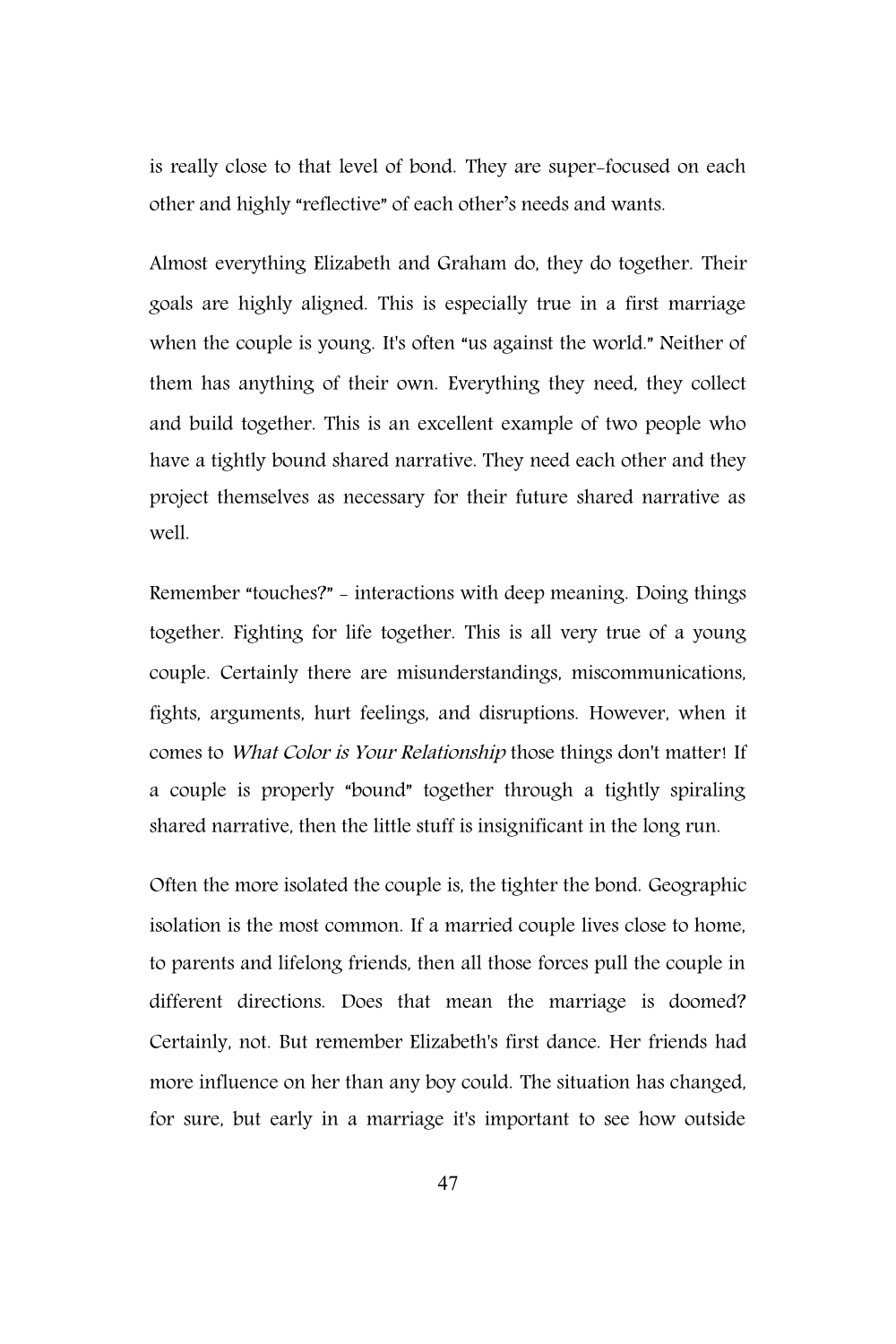is really close to that level of bond. They are super-focused on each other and highly "reflective" of each other's needs and wants.

Almost everything Elizabeth and Graham do, they do together. Their goals are highly aligned. This is especially true in a first marriage when the couple is young. It's often "us against the world." Neither of them has anything of their own. Everything they need, they collect and build together. This is an excellent example of two people who have a tightly bound shared narrative. They need each other and they project themselves as necessary for their future shared narrative as well.

Remember "touches?" - interactions with deep meaning. Doing things together. Fighting for life together. This is all very true of a young couple. Certainly there are misunderstandings, miscommunications, fights, arguments, hurt feelings, and disruptions. However, when it comes to *What Color is Your Relationship* those things don't matter! If a couple is properly "bound" together through a tightly spiraling shared narrative, then the little stuff is insignificant in the long run.

Often the more isolated the couple is, the tighter the bond. Geographic isolation is the most common. If a married couple lives close to home, to parents and lifelong friends, then all those forces pull the couple in different directions. Does that mean the marriage is doomed? Certainly, not. But remember Elizabeth's first dance. Her friends had more influence on her than any boy could. The situation has changed, for sure, but early in a marriage it's important to see how outside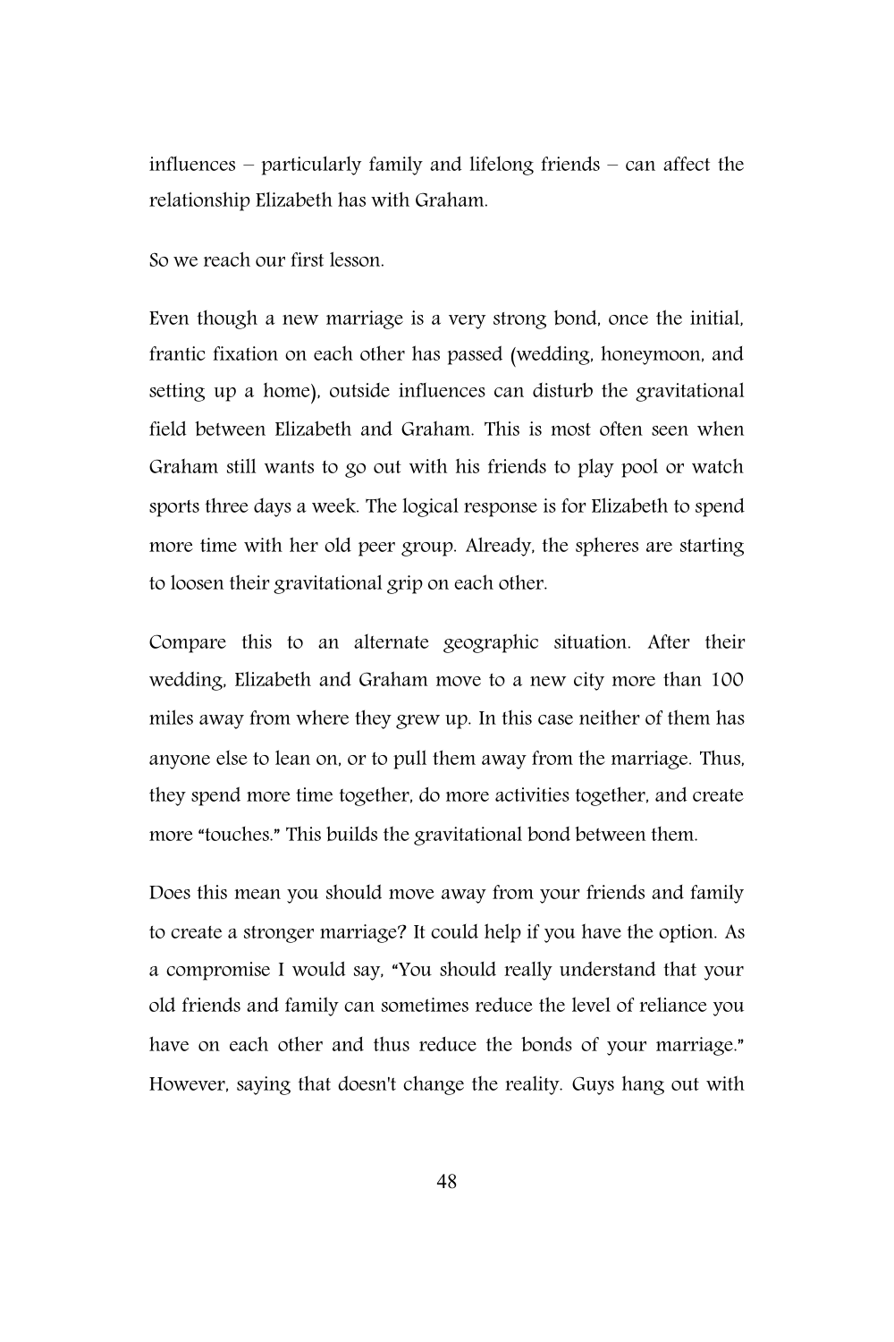influences – particularly family and lifelong friends – can affect the relationship Elizabeth has with Graham.

So we reach our first lesson.

Even though a new marriage is a very strong bond, once the initial, frantic fixation on each other has passed (wedding, honeymoon, and setting up a home), outside influences can disturb the gravitational field between Elizabeth and Graham. This is most often seen when Graham still wants to go out with his friends to play pool or watch sports three days a week. The logical response is for Elizabeth to spend more time with her old peer group. Already, the spheres are starting to loosen their gravitational grip on each other.

Compare this to an alternate geographic situation. After their wedding, Elizabeth and Graham move to a new city more than 100 miles away from where they grew up. In this case neither of them has anyone else to lean on, or to pull them away from the marriage. Thus, they spend more time together, do more activities together, and create more "touches." This builds the gravitational bond between them.

Does this mean you should move away from your friends and family to create a stronger marriage? It could help if you have the option. As a compromise I would say, "You should really understand that your old friends and family can sometimes reduce the level of reliance you have on each other and thus reduce the bonds of your marriage." However, saying that doesn't change the reality. Guys hang out with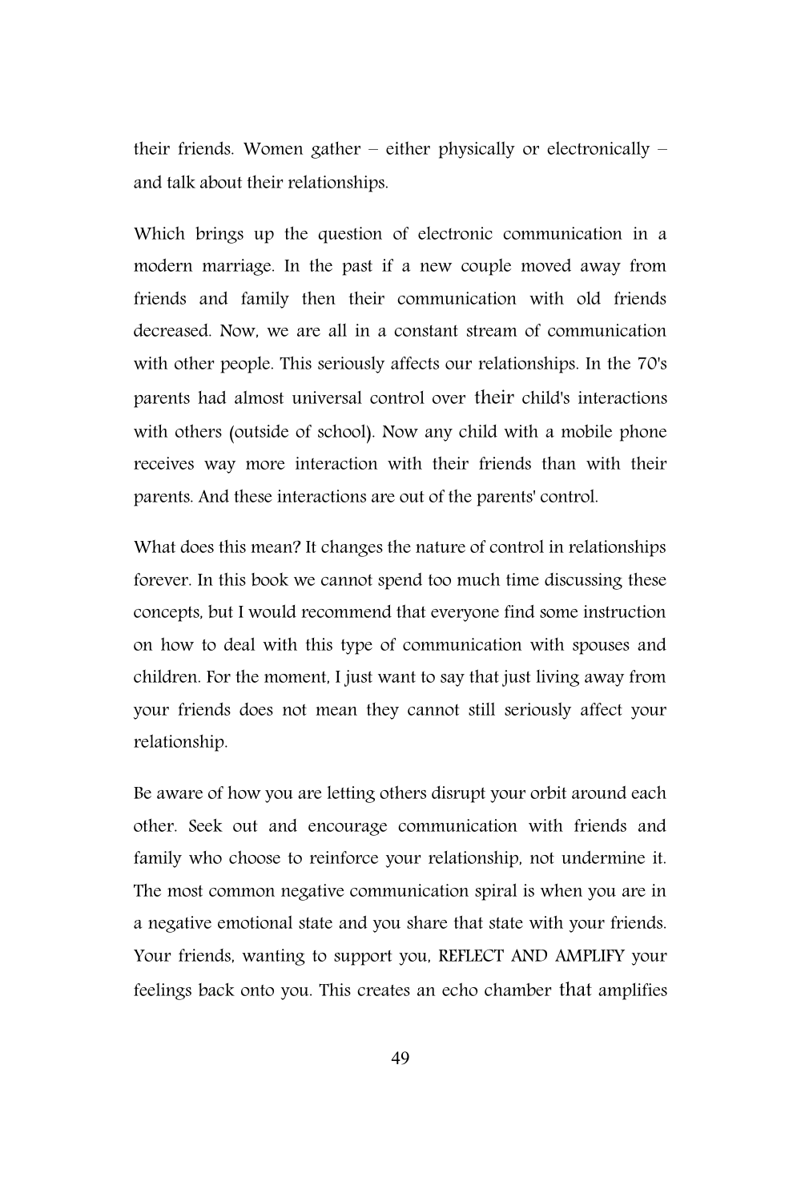their friends. Women gather – either physically or electronically – and talk about their relationships.

Which brings up the question of electronic communication in a modern marriage. In the past if a new couple moved away from friends and family then their communication with old friends decreased. Now, we are all in a constant stream of communication with other people. This seriously affects our relationships. In the 70's parents had almost universal control over their child's interactions with others (outside of school). Now any child with a mobile phone receives way more interaction with their friends than with their parents. And these interactions are out of the parents' control.

What does this mean? It changes the nature of control in relationships forever. In this book we cannot spend too much time discussing these concepts, but I would recommend that everyone find some instruction on how to deal with this type of communication with spouses and children. For the moment, I just want to say that just living away from your friends does not mean they cannot still seriously affect your relationship.

Be aware of how you are letting others disrupt your orbit around each other. Seek out and encourage communication with friends and family who choose to reinforce your relationship, not undermine it. The most common negative communication spiral is when you are in a negative emotional state and you share that state with your friends. Your friends, wanting to support you, REFLECT AND AMPLIFY your feelings back onto you. This creates an echo chamber that amplifies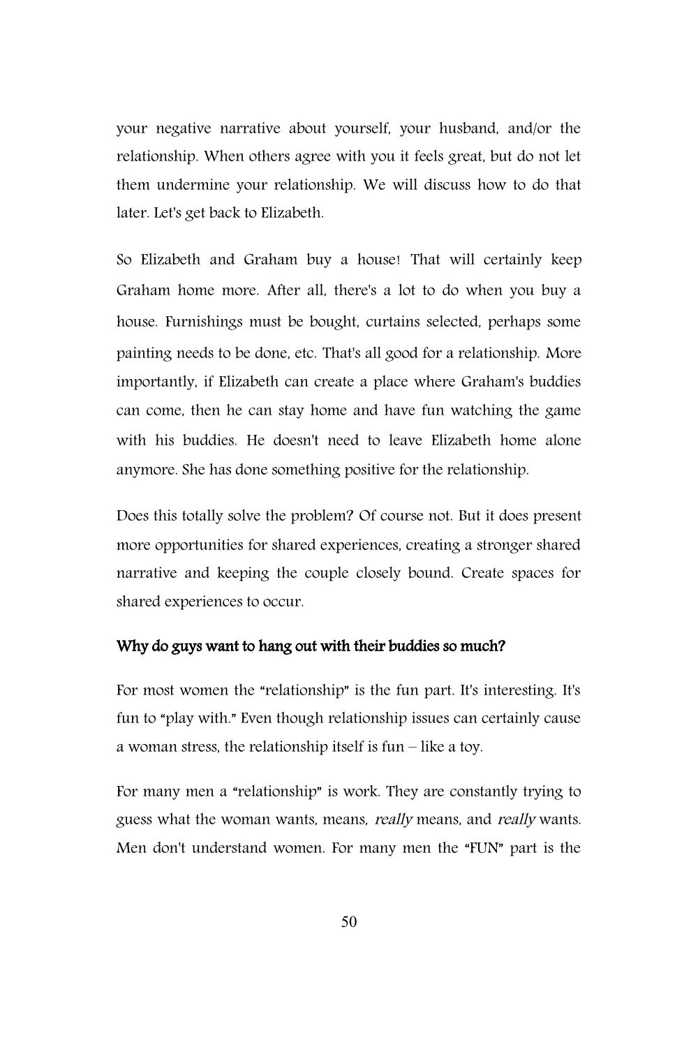your negative narrative about yourself, your husband, and/or the relationship. When others agree with you it feels great, but do not let them undermine your relationship. We will discuss how to do that later. Let's get back to Elizabeth.

So Elizabeth and Graham buy a house! That will certainly keep Graham home more. After all, there's a lot to do when you buy a house. Furnishings must be bought, curtains selected, perhaps some painting needs to be done, etc. That's all good for a relationship. More importantly, if Elizabeth can create a place where Graham's buddies can come, then he can stay home and have fun watching the game with his buddies. He doesn't need to leave Elizabeth home alone anymore. She has done something positive for the relationship.

Does this totally solve the problem? Of course not. But it does present more opportunities for shared experiences, creating a stronger shared narrative and keeping the couple closely bound. Create spaces for shared experiences to occur.

### Why do guys want to hang out with their buddies so much?

For most women the "relationship" is the fun part. It's interesting. It's fun to "play with." Even though relationship issues can certainly cause a woman stress, the relationship itself is fun – like a toy.

For many men a "relationship" is work. They are constantly trying to guess what the woman wants, means, *really* means, and *really* wants. Men don't understand women. For many men the "FUN" part is the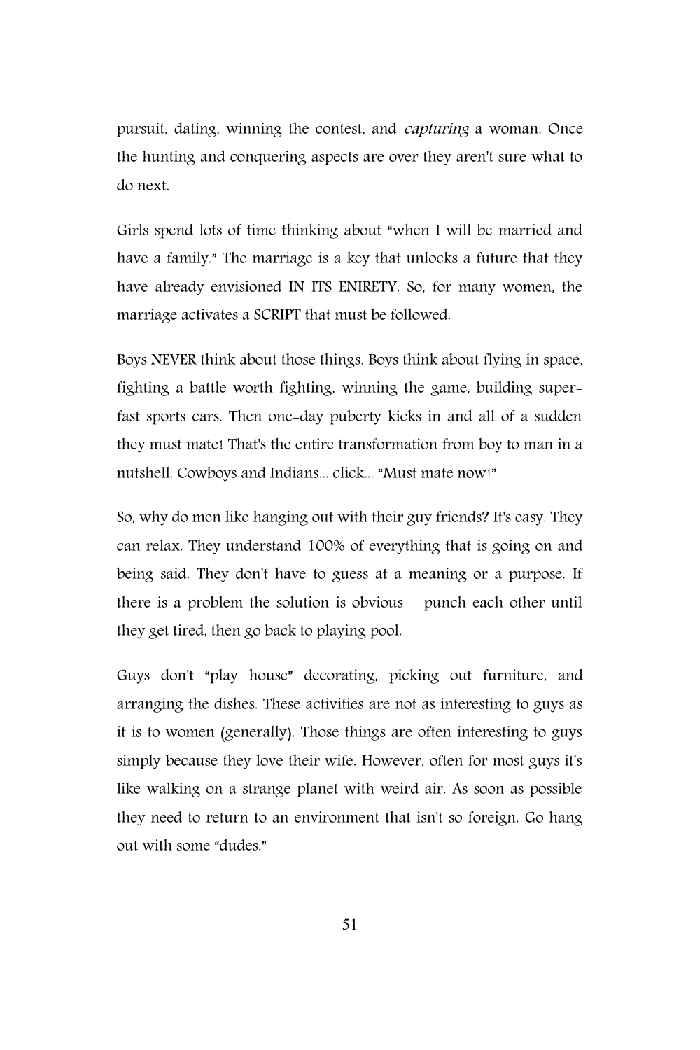pursuit, dating, winning the contest, and *capturing* a woman. Once the hunting and conquering aspects are over they aren't sure what to do next.

Girls spend lots of time thinking about "when I will be married and have a family." The marriage is a key that unlocks a future that they have already envisioned IN ITS ENIRETY. So, for many women, the marriage activates a SCRIPT that must be followed.

Boys NEVER think about those things. Boys think about flying in space, fighting a battle worth fighting, winning the game, building super-fast sports cars. Then one-day puberty kicks in and all of a sudden they must mate! That's the entire transformation from boy to man in a nutshell. Cowboys and Indians... click... "Must mate now!"

So, why do men like hanging out with their guy friends? It's easy. They can relax. They understand 100% of everything that is going on and being said. They don't have to guess at a meaning or a purpose. If there is a problem the solution is obvious – punch each other until they get tired, then go back to playing pool.

Guys don't "play house" decorating, picking out furniture, and arranging the dishes. These activities are not as interesting to guys as it is to women (generally). Those things are often interesting to guys simply because they love their wife. However, often for most guys it's like walking on a strange planet with weird air. As soon as possible they need to return to an environment that isn't so foreign. Go hang out with some "dudes."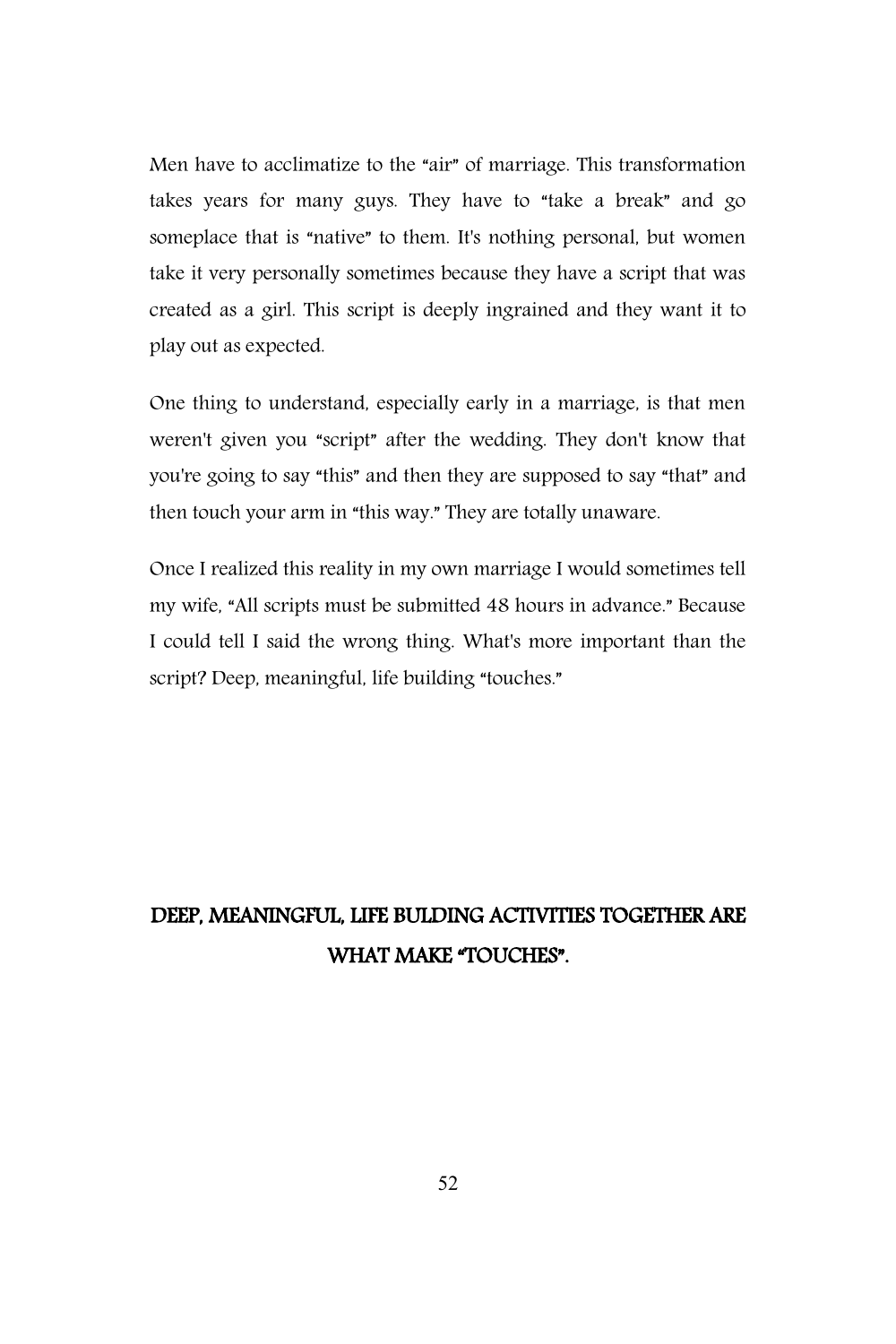Men have to acclimatize to the "air" of marriage. This transformation takes years for many guys. They have to "take a break" and go someplace that is "native" to them. It's nothing personal, but women take it very personally sometimes because they have a script that was created as a girl. This script is deeply ingrained and they want it to play out as expected.

One thing to understand, especially early in a marriage, is that men weren't given you "script" after the wedding. They don't know that you're going to say "this" and then they are supposed to say "that" and then touch your arm in "this way." They are totally unaware.

Once I realized this reality in my own marriage I would sometimes tell my wife, "All scripts must be submitted 48 hours in advance." Because I could tell I said the wrong thing. What's more important than the script? Deep, meaningful, life building "touches."

**DEEP, MEANINGFUL, LIFE BULDING ACTIVITIES TOGETHER ARE WHAT MAKE "TOUCHES".**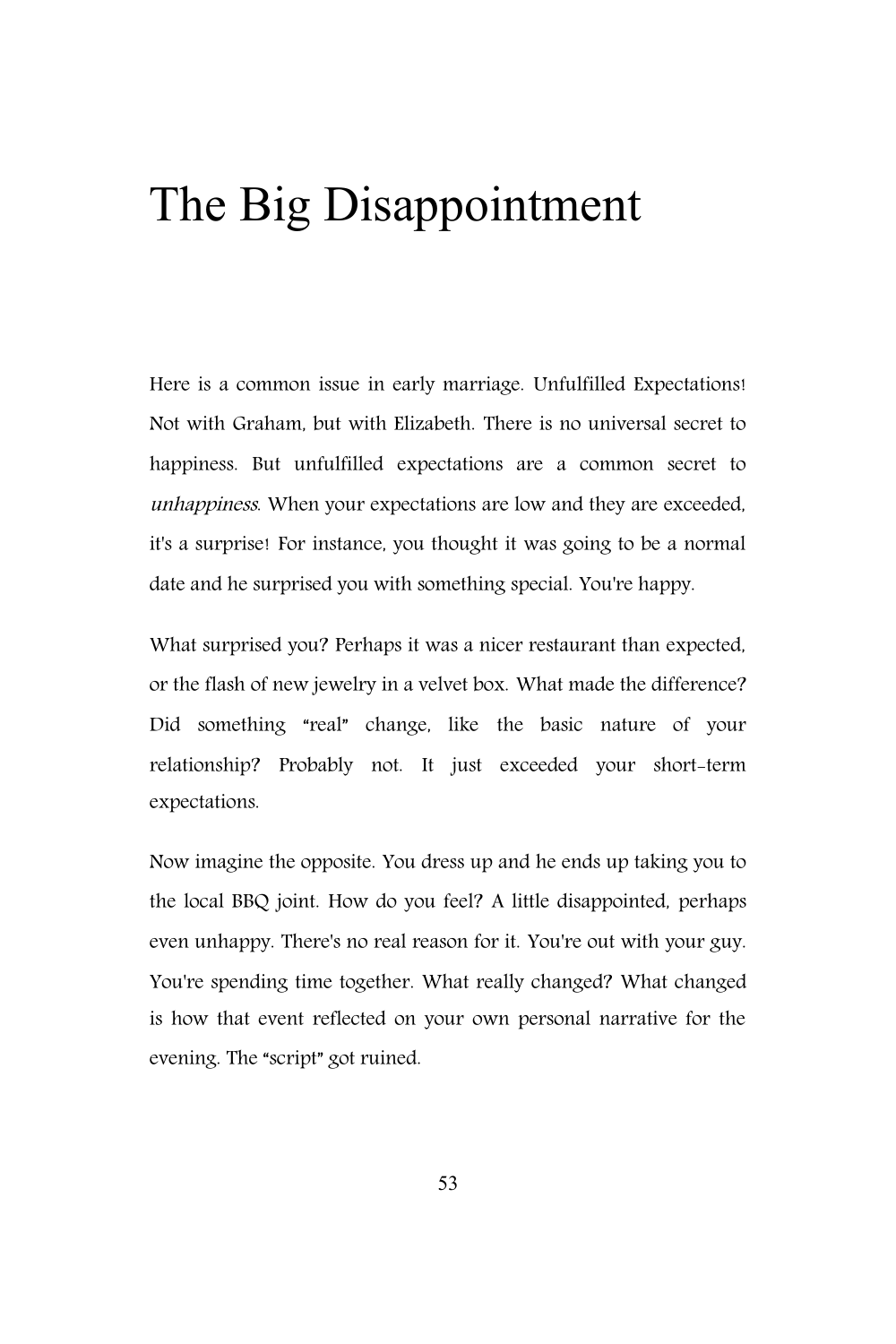# The Big Disappointment

Here is a common issue in early marriage. Unfulfilled Expectations! Not with Graham, but with Elizabeth. There is no universal secret to happiness. But unfulfilled expectations are a common secret to *unhappiness*. When your expectations are low and they are exceeded, it's a surprise! For instance, you thought it was going to be a normal date and he surprised you with something special. You're happy.

What surprised you? Perhaps it was a nicer restaurant than expected, or the flash of new jewelry in a velvet box. What made the difference? Did something "real" change, like the basic nature of your relationship? Probably not. It just exceeded your short-term expectations.

Now imagine the opposite. You dress up and he ends up taking you to the local BBQ joint. How do you feel? A little disappointed, perhaps even unhappy. There's no real reason for it. You're out with your guy. You're spending time together. What really changed? What changed is how that event reflected on your own personal narrative for the evening. The "script" got ruined.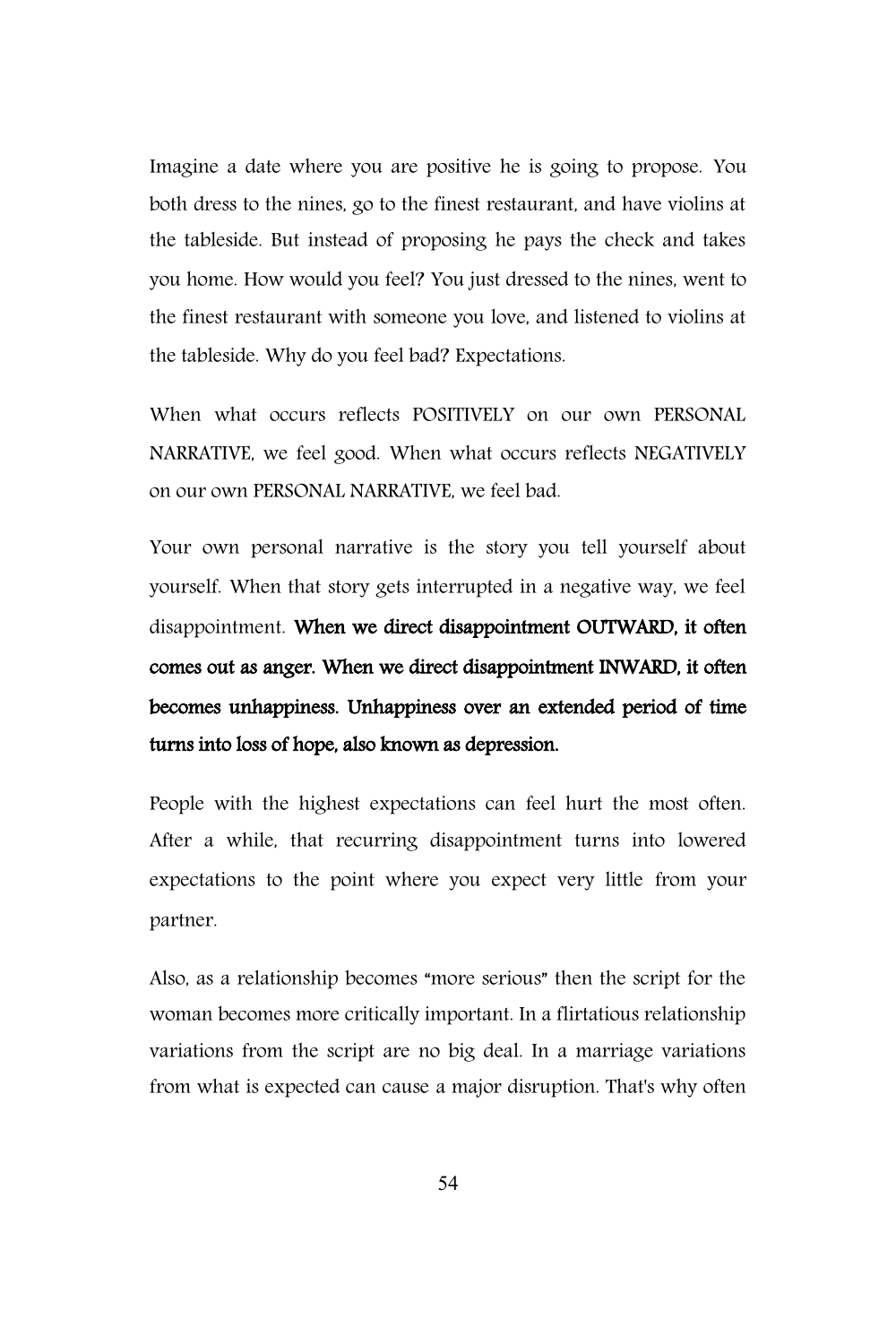Imagine a date where you are positive he is going to propose. You both dress to the nines, go to the finest restaurant, and have violins at the tableside. But instead of proposing he pays the check and takes you home. How would you feel? You just dressed to the nines, went to the finest restaurant with someone you love, and listened to violins at the tableside. Why do you feel bad? Expectations.

When what occurs reflects POSITIVELY on our own PERSONAL NARRATIVE, we feel good. When what occurs reflects NEGATIVELY on our own PERSONAL NARRATIVE, we feel bad.

Your own personal narrative is the story you tell yourself about yourself. When that story gets interrupted in a negative way, we feel disappointment. **When we direct disappointment OUTWARD, it often comes out as anger. When we direct disappointment INWARD, it often becomes unhappiness. Unhappiness over an extended period of time turns into loss of hope, also known as depression.**

People with the highest expectations can feel hurt the most often. After a while, that recurring disappointment turns into lowered expectations to the point where you expect very little from your partner.

Also, as a relationship becomes "more serious" then the script for the woman becomes more critically important. In a flirtatious relationship variations from the script are no big deal. In a marriage variations from what is expected can cause a major disruption. That's why often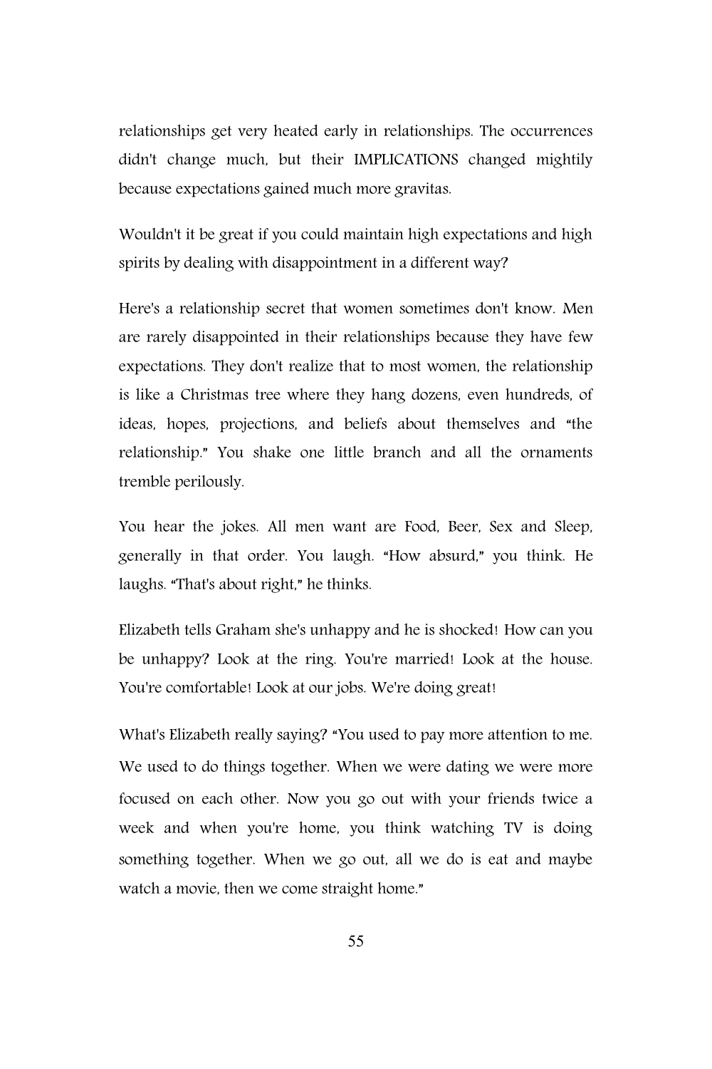relationships get very heated early in relationships. The occurrences didn't change much, but their IMPLICATIONS changed mightily because expectations gained much more gravitas.

Wouldn't it be great if you could maintain high expectations and high spirits by dealing with disappointment in a different way?

Here's a relationship secret that women sometimes don't know. Men are rarely disappointed in their relationships because they have few expectations. They don't realize that to most women, the relationship is like a Christmas tree where they hang dozens, even hundreds, of ideas, hopes, projections, and beliefs about themselves and "the relationship." You shake one little branch and all the ornaments tremble perilously.

You hear the jokes. All men want are Food, Beer, Sex and Sleep, generally in that order. You laugh. "How absurd," you think. He laughs. "That's about right," he thinks.

Elizabeth tells Graham she's unhappy and he is shocked! How can you be unhappy? Look at the ring. You're married! Look at the house. You're comfortable! Look at our jobs. We're doing great!

What's Elizabeth really saying? "You used to pay more attention to me. We used to do things together. When we were dating we were more focused on each other. Now you go out with your friends twice a week and when you're home, you think watching TV is doing something together. When we go out, all we do is eat and maybe watch a movie, then we come straight home."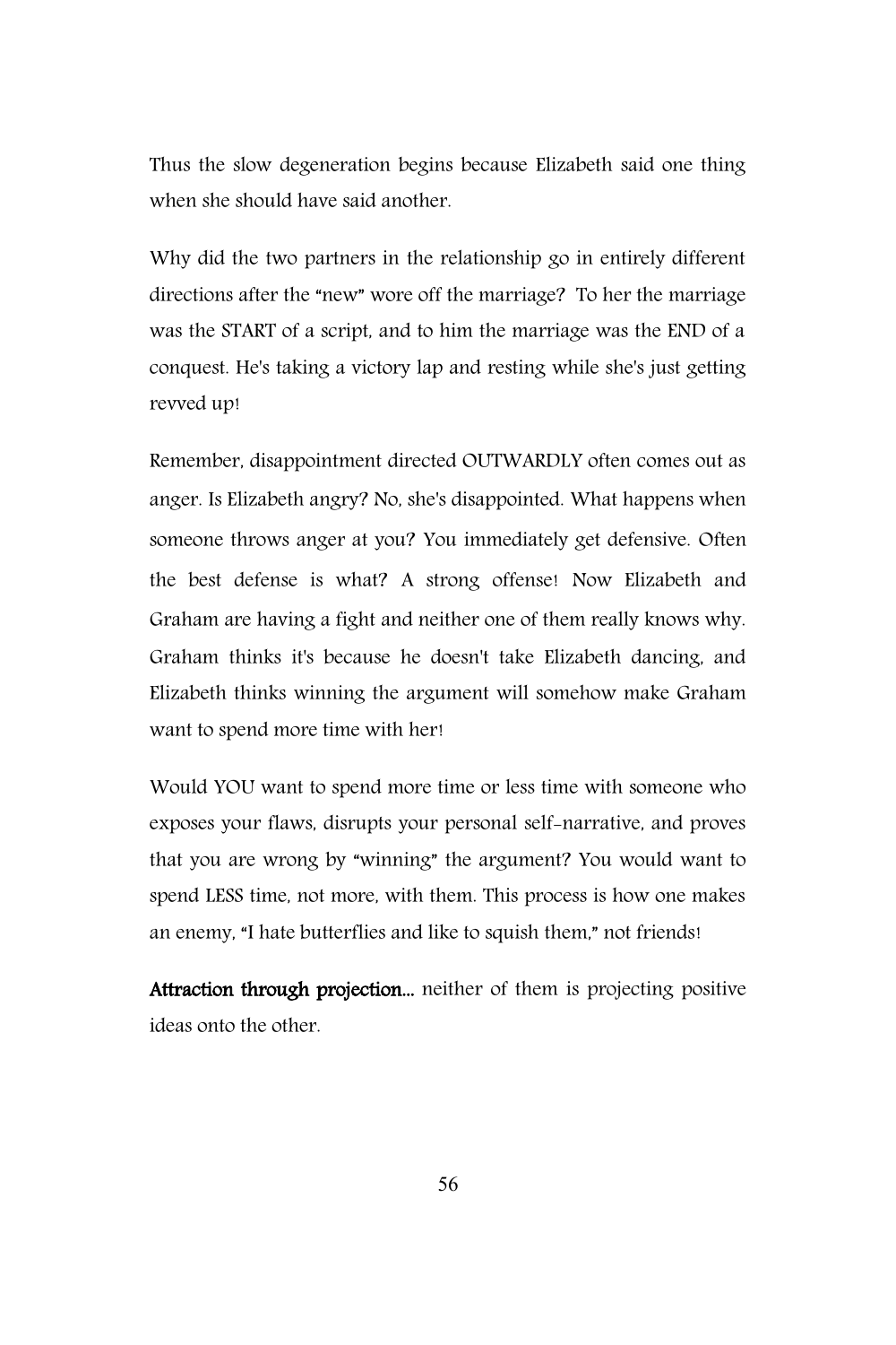Thus the slow degeneration begins because Elizabeth said one thing when she should have said another.

Why did the two partners in the relationship go in entirely different directions after the "new" wore off the marriage? To her the marriage was the START of a script, and to him the marriage was the END of a conquest. He's taking a victory lap and resting while she's just getting revved up!

Remember, disappointment directed OUTWARDLY often comes out as anger. Is Elizabeth angry? No, she's disappointed. What happens when someone throws anger at you? You immediately get defensive. Often the best defense is what? A strong offense! Now Elizabeth and Graham are having a fight and neither one of them really knows why. Graham thinks it's because he doesn't take Elizabeth dancing, and Elizabeth thinks winning the argument will somehow make Graham want to spend more time with her!

Would YOU want to spend more time or less time with someone who exposes your flaws, disrupts your personal self-narrative, and proves that you are wrong by "winning" the argument? You would want to spend LESS time, not more, with them. This process is how one makes an enemy, "I hate butterflies and like to squish them," not friends!

**Attraction through projection...** neither of them is projecting positive ideas onto the other.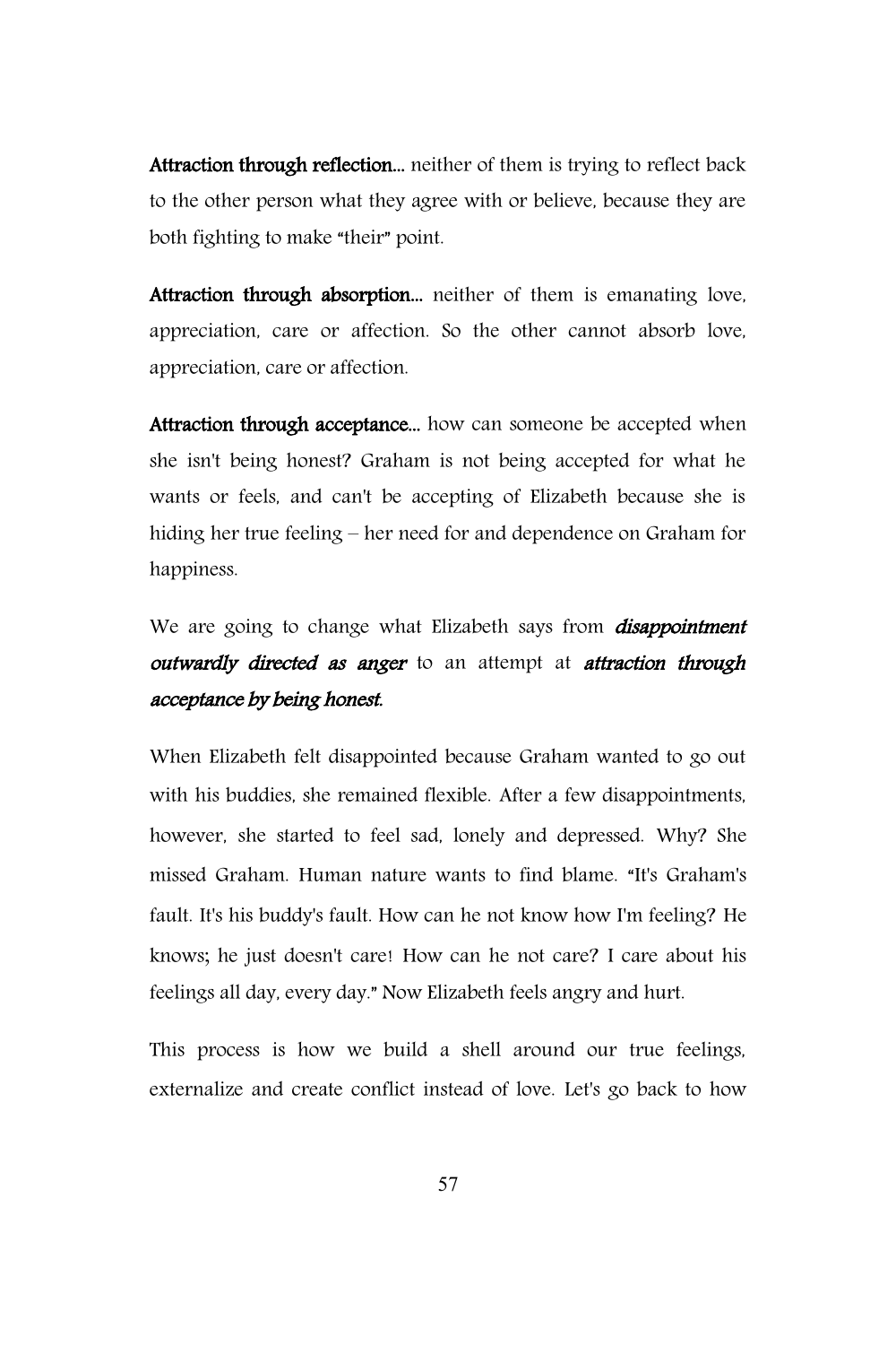**Attraction through reflection...** neither of them is trying to reflect back to the other person what they agree with or believe, because they are both fighting to make "their" point.

**Attraction through absorption...** neither of them is emanating love, appreciation, care or affection. So the other cannot absorb love, appreciation, care or affection.

**Attraction through acceptance...** how can someone be accepted when she isn't being honest? Graham is not being accepted for what he wants or feels, and can't be accepting of Elizabeth because she is hiding her true feeling – her need for and dependence on Graham for happiness.

We are going to change what Elizabeth says from ***disappointment outwardly directed as anger*** to an attempt at ***attraction through acceptance by being honest.***

When Elizabeth felt disappointed because Graham wanted to go out with his buddies, she remained flexible. After a few disappointments, however, she started to feel sad, lonely and depressed. Why? She missed Graham. Human nature wants to find blame. "It's Graham's fault. It's his buddy's fault. How can he not know how I'm feeling? He knows; he just doesn't care! How can he not care? I care about his feelings all day, every day." Now Elizabeth feels angry and hurt.

This process is how we build a shell around our true feelings, externalize and create conflict instead of love. Let's go back to how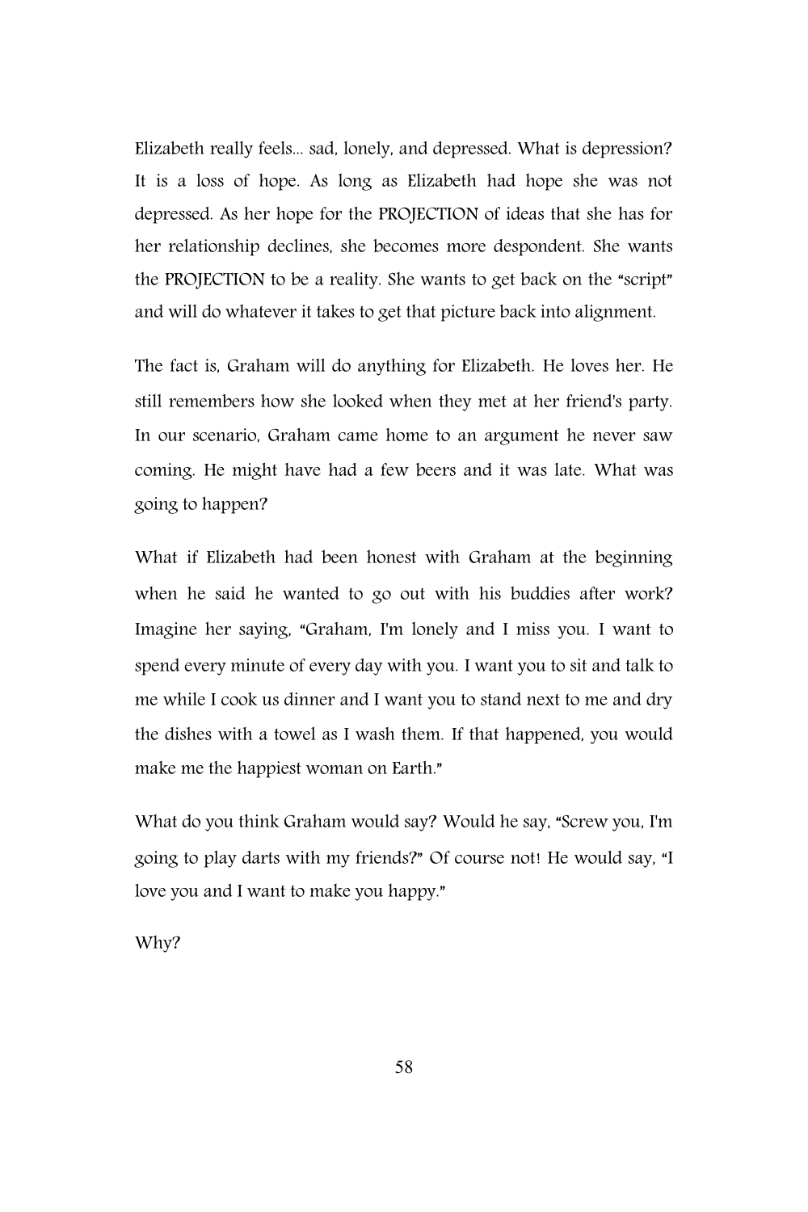Elizabeth really feels... sad, lonely, and depressed. What is depression? It is a loss of hope. As long as Elizabeth had hope she was not depressed. As her hope for the PROJECTION of ideas that she has for her relationship declines, she becomes more despondent. She wants the PROJECTION to be a reality. She wants to get back on the "script" and will do whatever it takes to get that picture back into alignment.

The fact is, Graham will do anything for Elizabeth. He loves her. He still remembers how she looked when they met at her friend's party. In our scenario, Graham came home to an argument he never saw coming. He might have had a few beers and it was late. What was going to happen?

What if Elizabeth had been honest with Graham at the beginning when he said he wanted to go out with his buddies after work? Imagine her saying, "Graham, I'm lonely and I miss you. I want to spend every minute of every day with you. I want you to sit and talk to me while I cook us dinner and I want you to stand next to me and dry the dishes with a towel as I wash them. If that happened, you would make me the happiest woman on Earth."

What do you think Graham would say? Would he say, "Screw you, I'm going to play darts with my friends?" Of course not! He would say, "I love you and I want to make you happy."

Why?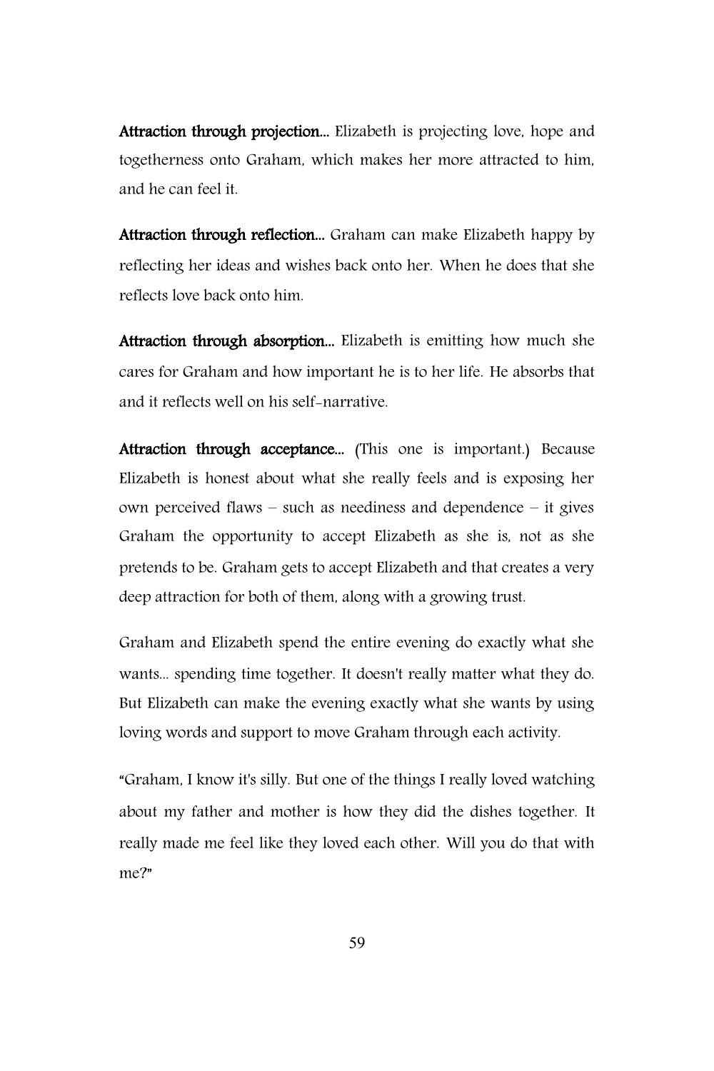**Attraction through projection...** Elizabeth is projecting love, hope and togetherness onto Graham, which makes her more attracted to him, and he can feel it.

**Attraction through reflection...** Graham can make Elizabeth happy by reflecting her ideas and wishes back onto her. When he does that she reflects love back onto him.

**Attraction through absorption...** Elizabeth is emitting how much she cares for Graham and how important he is to her life. He absorbs that and it reflects well on his self-narrative.

**Attraction through acceptance...** (This one is important.) Because Elizabeth is honest about what she really feels and is exposing her own perceived flaws – such as neediness and dependence – it gives Graham the opportunity to accept Elizabeth as she is, not as she pretends to be. Graham gets to accept Elizabeth and that creates a very deep attraction for both of them, along with a growing trust.

Graham and Elizabeth spend the entire evening do exactly what she wants... spending time together. It doesn't really matter what they do. But Elizabeth can make the evening exactly what she wants by using loving words and support to move Graham through each activity.

"Graham, I know it's silly. But one of the things I really loved watching about my father and mother is how they did the dishes together. It really made me feel like they loved each other. Will you do that with me?"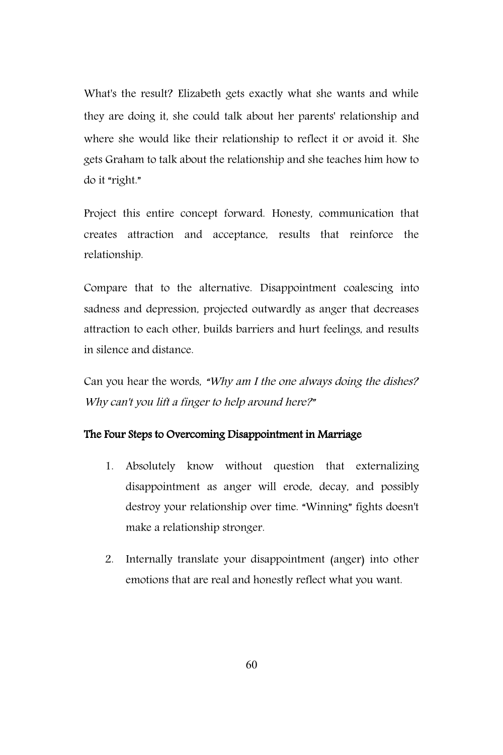What's the result? Elizabeth gets exactly what she wants and while they are doing it, she could talk about her parents' relationship and where she would like their relationship to reflect it or avoid it. She gets Graham to talk about the relationship and she teaches him how to do it "right."

Project this entire concept forward. Honesty, communication that creates attraction and acceptance, results that reinforce the relationship.

Compare that to the alternative. Disappointment coalescing into sadness and depression, projected outwardly as anger that decreases attraction to each other, builds barriers and hurt feelings, and results in silence and distance.

Can you hear the words, "*Why am I the one always doing the dishes? Why can't you lift a finger to help around here?*"

**The Four Steps to Overcoming Disappointment in Marriage**

1. Absolutely know without question that externalizing disappointment as anger will erode, decay, and possibly destroy your relationship over time. "Winning" fights doesn't make a relationship stronger.

2. Internally translate your disappointment (anger) into other emotions that are real and honestly reflect what you want.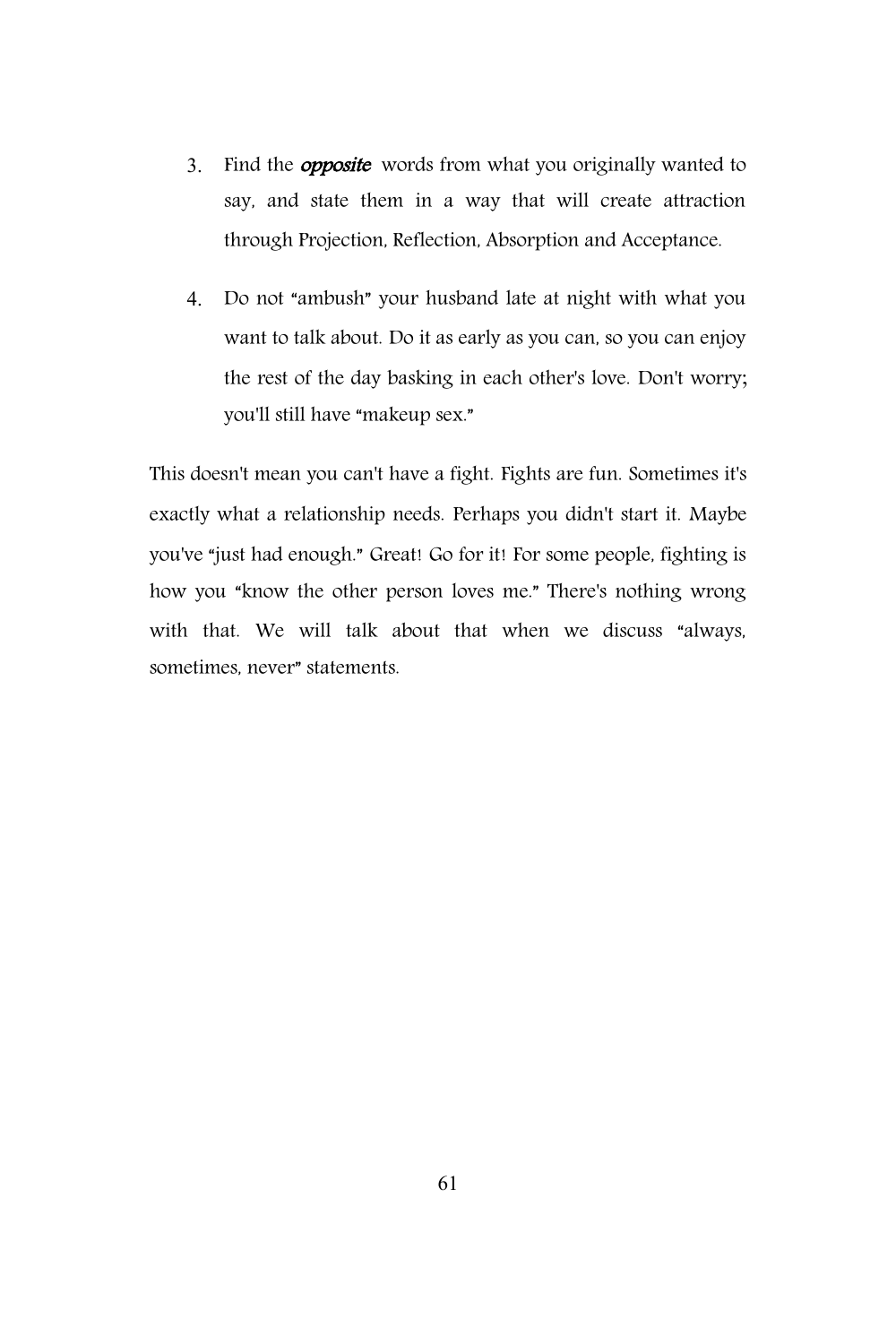3. Find the ***opposite*** words from what you originally wanted to say, and state them in a way that will create attraction through Projection, Reflection, Absorption and Acceptance.

4. Do not "ambush" your husband late at night with what you want to talk about. Do it as early as you can, so you can enjoy the rest of the day basking in each other's love. Don't worry; you'll still have "makeup sex."

This doesn't mean you can't have a fight. Fights are fun. Sometimes it's exactly what a relationship needs. Perhaps you didn't start it. Maybe you've "just had enough." Great! Go for it! For some people, fighting is how you "know the other person loves me." There's nothing wrong with that. We will talk about that when we discuss "always, sometimes, never" statements.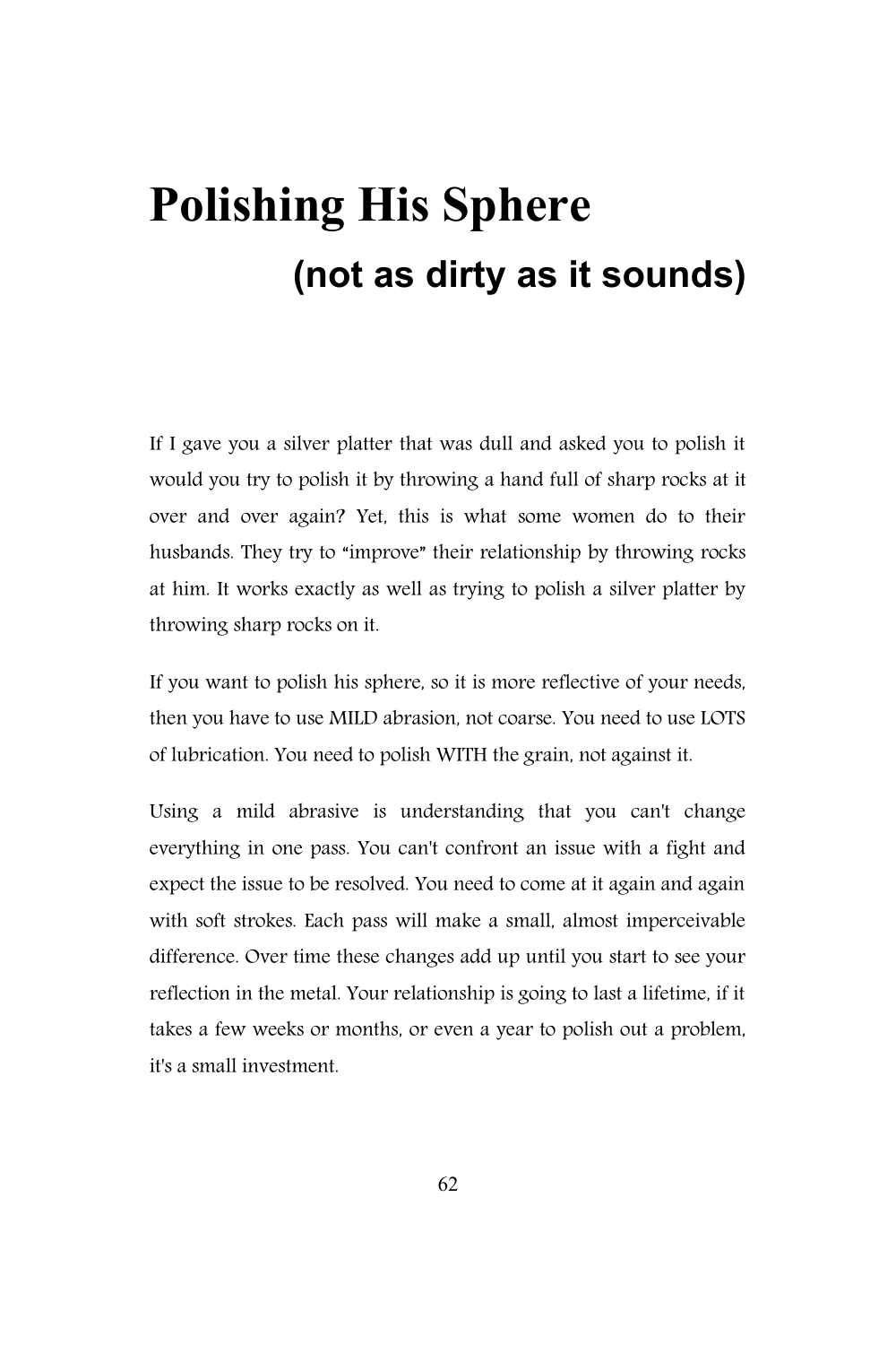# Polishing His Sphere

### (not as dirty as it sounds)

If I gave you a silver platter that was dull and asked you to polish it would you try to polish it by throwing a hand full of sharp rocks at it over and over again? Yet, this is what some women do to their husbands. They try to "improve" their relationship by throwing rocks at him. It works exactly as well as trying to polish a silver platter by throwing sharp rocks on it.

If you want to polish his sphere, so it is more reflective of your needs, then you have to use MILD abrasion, not coarse. You need to use LOTS of lubrication. You need to polish WITH the grain, not against it.

Using a mild abrasive is understanding that you can't change everything in one pass. You can't confront an issue with a fight and expect the issue to be resolved. You need to come at it again and again with soft strokes. Each pass will make a small, almost imperceivable difference. Over time these changes add up until you start to see your reflection in the metal. Your relationship is going to last a lifetime, if it takes a few weeks or months, or even a year to polish out a problem, it's a small investment.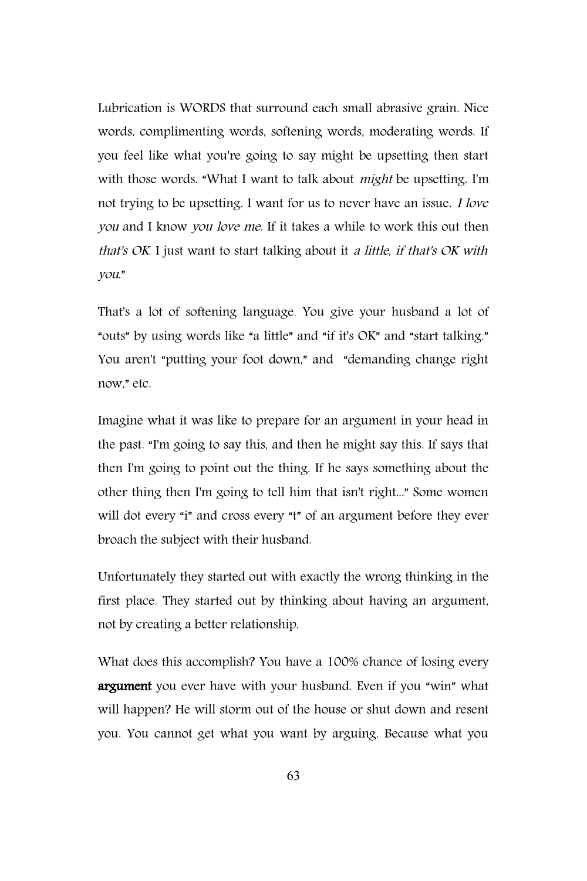Lubrication is WORDS that surround each small abrasive grain. Nice words, complimenting words, softening words, moderating words. If you feel like what you're going to say might be upsetting then start with those words. "What I want to talk about *might* be upsetting. I'm not trying to be upsetting. I want for us to never have an issue. *I love you* and I know *you love me*. If it takes a while to work this out then *that's OK*. I just want to start talking about it *a little, if that's OK with you*."

That's a lot of softening language. You give your husband a lot of "outs" by using words like "a little" and "if it's OK" and "start talking." You aren't "putting your foot down," and "demanding change right now," etc.

Imagine what it was like to prepare for an argument in your head in the past. "I'm going to say this, and then he might say this. If says that then I'm going to point out the thing. If he says something about the other thing then I'm going to tell him that isn't right..." Some women will dot every "i" and cross every "t" of an argument before they ever broach the subject with their husband.

Unfortunately they started out with exactly the wrong thinking in the first place. They started out by thinking about having an argument, not by creating a better relationship.

What does this accomplish? You have a 100% chance of losing every **argument** you ever have with your husband. Even if you "win" what will happen? He will storm out of the house or shut down and resent you. You cannot get what you want by arguing. Because what you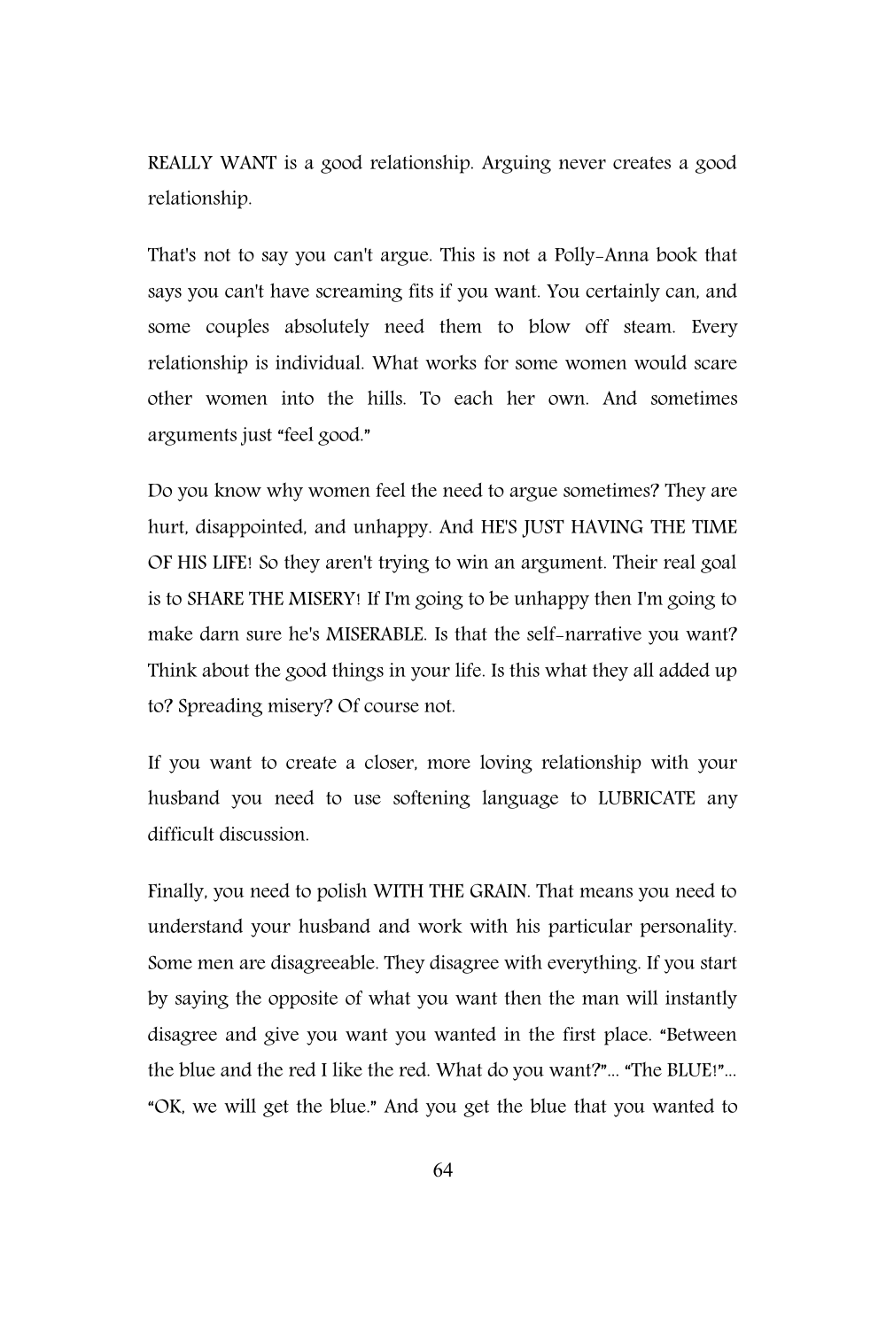REALLY WANT is a good relationship. Arguing never creates a good relationship.

That's not to say you can't argue. This is not a Polly-Anna book that says you can't have screaming fits if you want. You certainly can, and some couples absolutely need them to blow off steam. Every relationship is individual. What works for some women would scare other women into the hills. To each her own. And sometimes arguments just "feel good."

Do you know why women feel the need to argue sometimes? They are hurt, disappointed, and unhappy. And HE'S JUST HAVING THE TIME OF HIS LIFE! So they aren't trying to win an argument. Their real goal is to SHARE THE MISERY! If I'm going to be unhappy then I'm going to make darn sure he's MISERABLE. Is that the self-narrative you want? Think about the good things in your life. Is this what they all added up to? Spreading misery? Of course not.

If you want to create a closer, more loving relationship with your husband you need to use softening language to LUBRICATE any difficult discussion.

Finally, you need to polish WITH THE GRAIN. That means you need to understand your husband and work with his particular personality. Some men are disagreeable. They disagree with everything. If you start by saying the opposite of what you want then the man will instantly disagree and give you want you wanted in the first place. "Between the blue and the red I like the red. What do you want?"... "The BLUE!"... "OK, we will get the blue." And you get the blue that you wanted to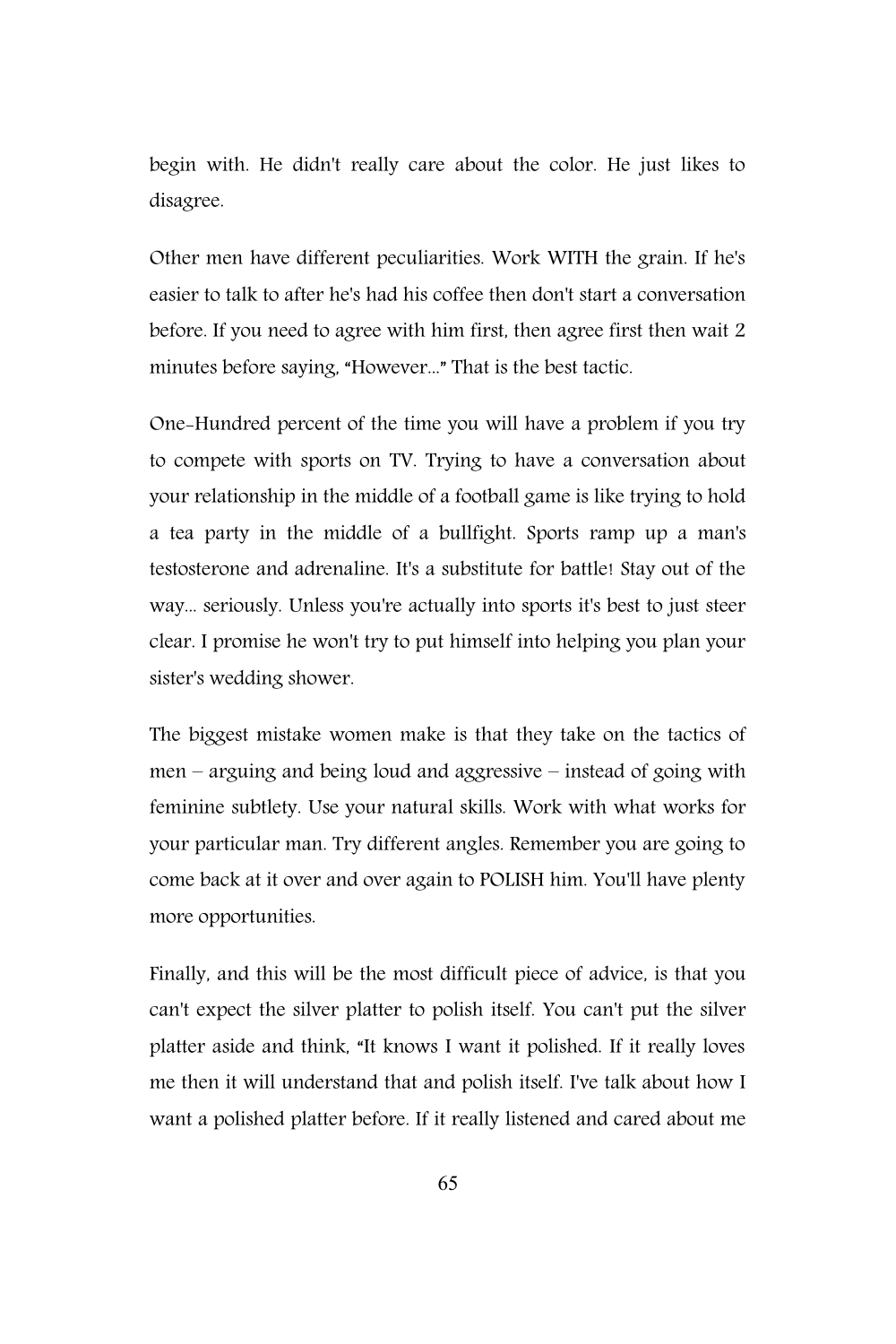begin with. He didn't really care about the color. He just likes to disagree.

Other men have different peculiarities. Work WITH the grain. If he's easier to talk to after he's had his coffee then don't start a conversation before. If you need to agree with him first, then agree first then wait 2 minutes before saying, "However..." That is the best tactic.

One-Hundred percent of the time you will have a problem if you try to compete with sports on TV. Trying to have a conversation about your relationship in the middle of a football game is like trying to hold a tea party in the middle of a bullfight. Sports ramp up a man's testosterone and adrenaline. It's a substitute for battle! Stay out of the way... seriously. Unless you're actually into sports it's best to just steer clear. I promise he won't try to put himself into helping you plan your sister's wedding shower.

The biggest mistake women make is that they take on the tactics of men – arguing and being loud and aggressive – instead of going with feminine subtlety. Use your natural skills. Work with what works for your particular man. Try different angles. Remember you are going to come back at it over and over again to POLISH him. You'll have plenty more opportunities.

Finally, and this will be the most difficult piece of advice, is that you can't expect the silver platter to polish itself. You can't put the silver platter aside and think, "It knows I want it polished. If it really loves me then it will understand that and polish itself. I've talk about how I want a polished platter before. If it really listened and cared about me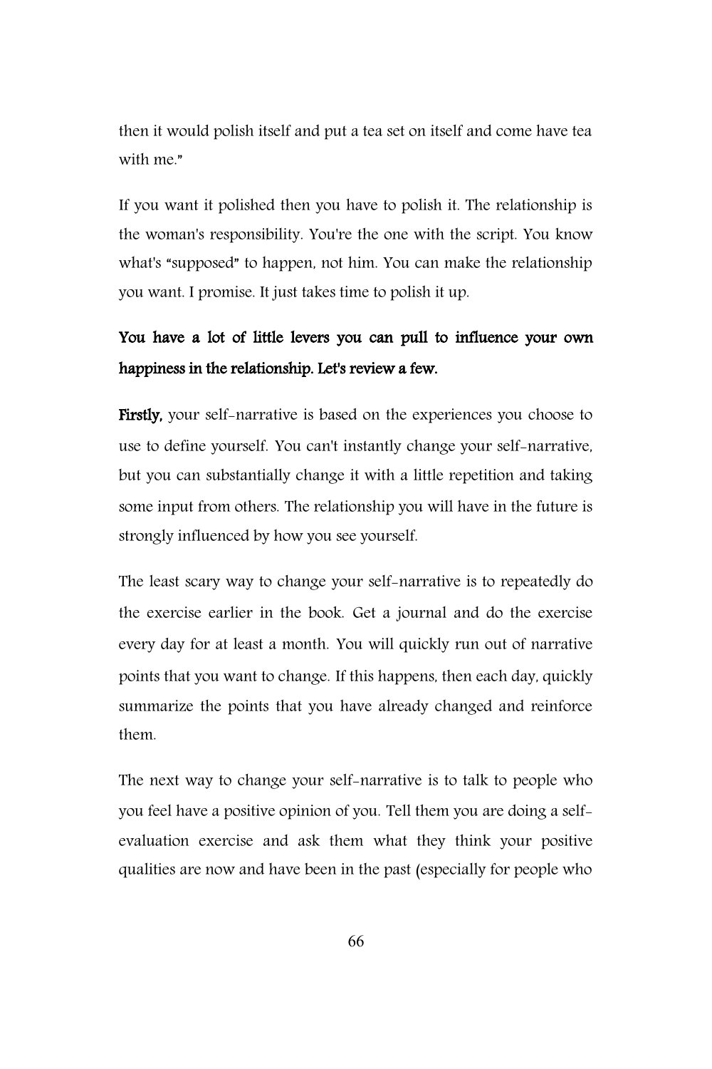then it would polish itself and put a tea set on itself and come have tea with me."

If you want it polished then you have to polish it. The relationship is the woman's responsibility. You're the one with the script. You know what's "supposed" to happen, not him. You can make the relationship you want. I promise. It just takes time to polish it up.

**You have a lot of little levers you can pull to influence your own happiness in the relationship. Let's review a few.**

**Firstly,** your self-narrative is based on the experiences you choose to use to define yourself. You can't instantly change your self-narrative, but you can substantially change it with a little repetition and taking some input from others. The relationship you will have in the future is strongly influenced by how you see yourself.

The least scary way to change your self-narrative is to repeatedly do the exercise earlier in the book. Get a journal and do the exercise every day for at least a month. You will quickly run out of narrative points that you want to change. If this happens, then each day, quickly summarize the points that you have already changed and reinforce them.

The next way to change your self-narrative is to talk to people who you feel have a positive opinion of you. Tell them you are doing a self-evaluation exercise and ask them what they think your positive qualities are now and have been in the past (especially for people who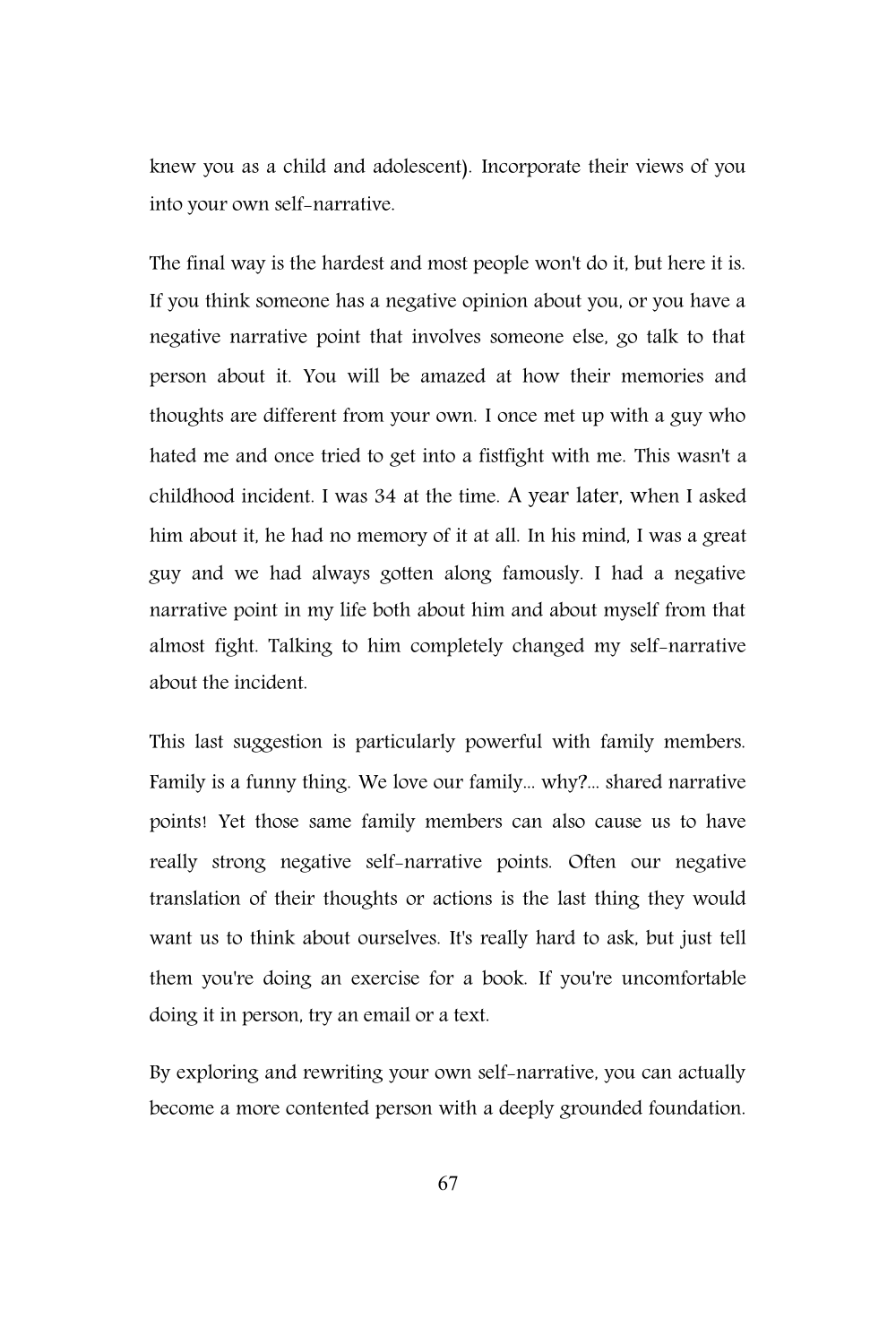knew you as a child and adolescent). Incorporate their views of you into your own self-narrative.

The final way is the hardest and most people won't do it, but here it is. If you think someone has a negative opinion about you, or you have a negative narrative point that involves someone else, go talk to that person about it. You will be amazed at how their memories and thoughts are different from your own. I once met up with a guy who hated me and once tried to get into a fistfight with me. This wasn't a childhood incident. I was 34 at the time. A year later, when I asked him about it, he had no memory of it at all. In his mind, I was a great guy and we had always gotten along famously. I had a negative narrative point in my life both about him and about myself from that almost fight. Talking to him completely changed my self-narrative about the incident.

This last suggestion is particularly powerful with family members. Family is a funny thing. We love our family... why?... shared narrative points! Yet those same family members can also cause us to have really strong negative self-narrative points. Often our negative translation of their thoughts or actions is the last thing they would want us to think about ourselves. It's really hard to ask, but just tell them you're doing an exercise for a book. If you're uncomfortable doing it in person, try an email or a text.

By exploring and rewriting your own self-narrative, you can actually become a more contented person with a deeply grounded foundation.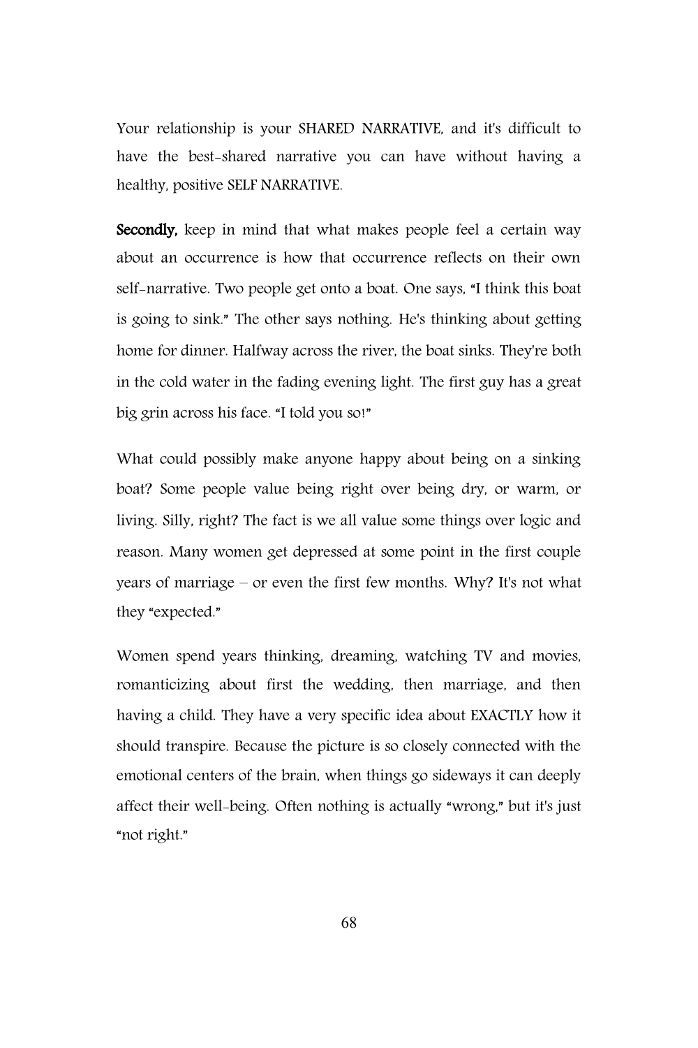Your relationship is your SHARED NARRATIVE, and it's difficult to have the best-shared narrative you can have without having a healthy, positive SELF NARRATIVE.

**Secondly,** keep in mind that what makes people feel a certain way about an occurrence is how that occurrence reflects on their own self-narrative. Two people get onto a boat. One says, "I think this boat is going to sink." The other says nothing. He's thinking about getting home for dinner. Halfway across the river, the boat sinks. They're both in the cold water in the fading evening light. The first guy has a great big grin across his face. "I told you so!"

What could possibly make anyone happy about being on a sinking boat? Some people value being right over being dry, or warm, or living. Silly, right? The fact is we all value some things over logic and reason. Many women get depressed at some point in the first couple years of marriage – or even the first few months. Why? It's not what they "expected."

Women spend years thinking, dreaming, watching TV and movies, romanticizing about first the wedding, then marriage, and then having a child. They have a very specific idea about EXACTLY how it should transpire. Because the picture is so closely connected with the emotional centers of the brain, when things go sideways it can deeply affect their well-being. Often nothing is actually "wrong," but it's just "not right."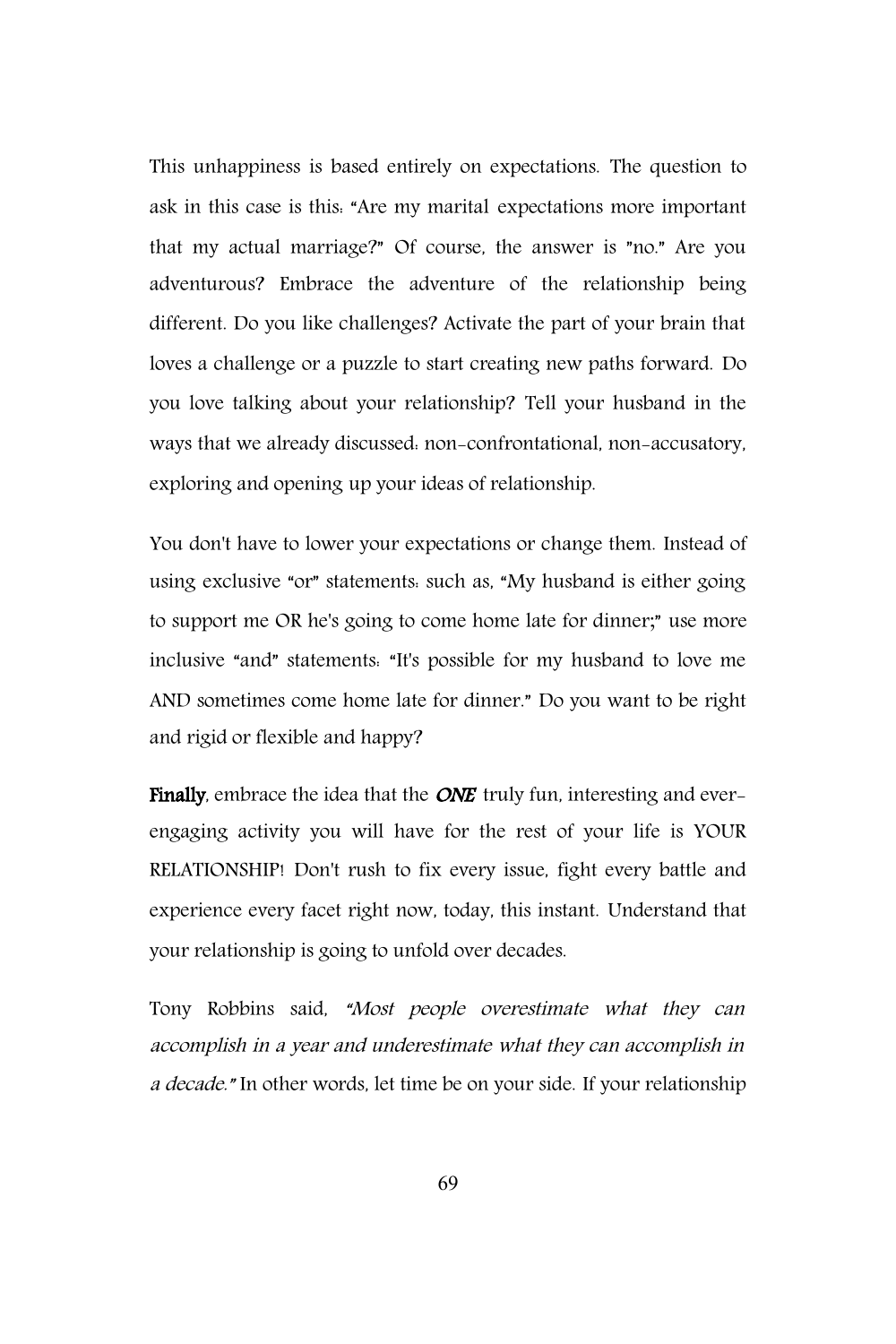This unhappiness is based entirely on expectations. The question to ask in this case is this: "Are my marital expectations more important that my actual marriage?" Of course, the answer is "no." Are you adventurous? Embrace the adventure of the relationship being different. Do you like challenges? Activate the part of your brain that loves a challenge or a puzzle to start creating new paths forward. Do you love talking about your relationship? Tell your husband in the ways that we already discussed: non-confrontational, non-accusatory, exploring and opening up your ideas of relationship.

You don't have to lower your expectations or change them. Instead of using exclusive "or" statements: such as, "My husband is either going to support me OR he's going to come home late for dinner;" use more inclusive "and" statements: "It's possible for my husband to love me AND sometimes come home late for dinner." Do you want to be right and rigid or flexible and happy?

**Finally**, embrace the idea that the ***ONE*** truly fun, interesting and ever-engaging activity you will have for the rest of your life is YOUR RELATIONSHIP! Don't rush to fix every issue, fight every battle and experience every facet right now, today, this instant. Understand that your relationship is going to unfold over decades.

Tony Robbins said, *"Most people overestimate what they can accomplish in a year and underestimate what they can accomplish in a decade."* In other words, let time be on your side. If your relationship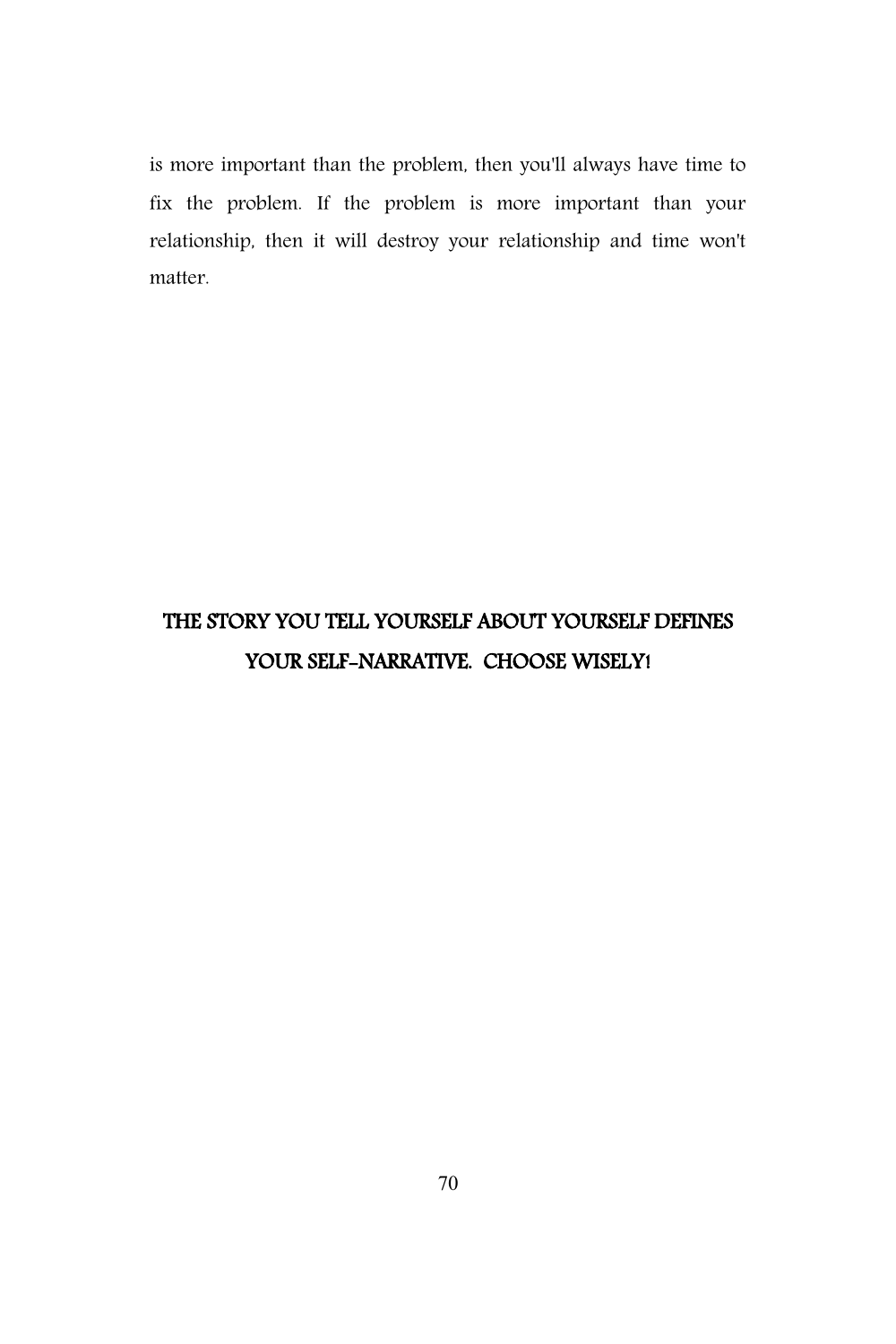is more important than the problem, then you'll always have time to fix the problem. If the problem is more important than your relationship, then it will destroy your relationship and time won't matter.

**THE STORY YOU TELL YOURSELF ABOUT YOURSELF DEFINES YOUR SELF-NARRATIVE. CHOOSE WISELY!**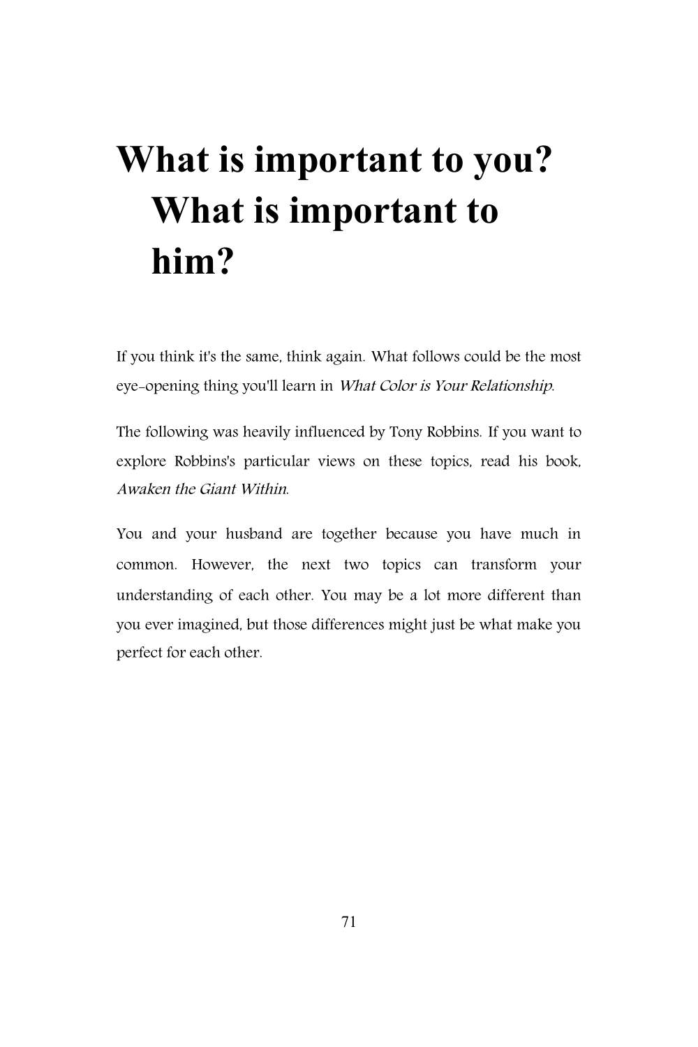# What is important to you? What is important to him?

If you think it's the same, think again. What follows could be the most eye-opening thing you'll learn in *What Color is Your Relationship*.

The following was heavily influenced by Tony Robbins. If you want to explore Robbins's particular views on these topics, read his book, *Awaken the Giant Within*.

You and your husband are together because you have much in common. However, the next two topics can transform your understanding of each other. You may be a lot more different than you ever imagined, but those differences might just be what make you perfect for each other.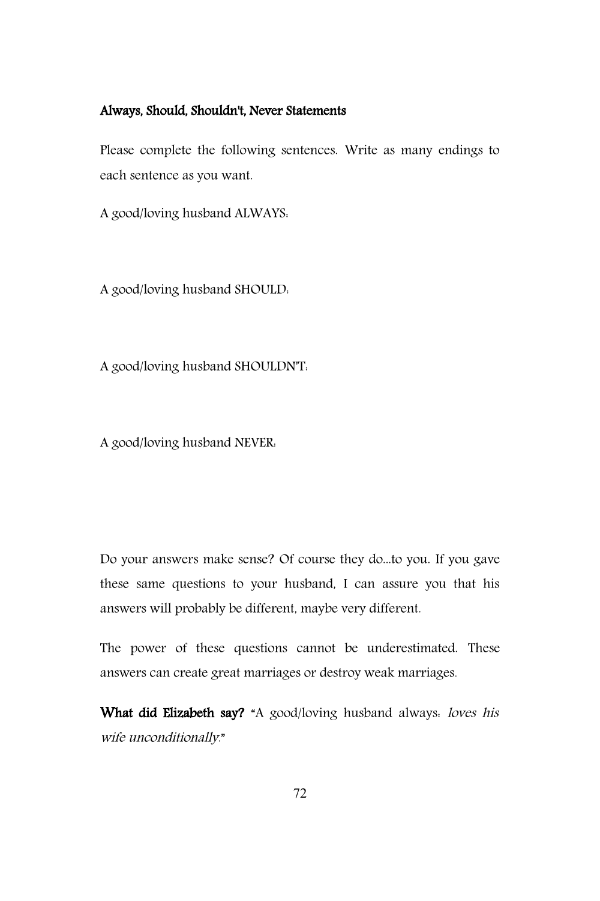**Always, Should, Shouldn't, Never Statements**

Please complete the following sentences. Write as many endings to each sentence as you want.

A good/loving husband ALWAYS:

A good/loving husband SHOULD:

A good/loving husband SHOULDN'T:

A good/loving husband NEVER:

Do your answers make sense? Of course they do...to you. If you gave these same questions to your husband, I can assure you that his answers will probably be different, maybe very different.

The power of these questions cannot be underestimated. These answers can create great marriages or destroy weak marriages.

**What did Elizabeth say?** "A good/loving husband always: *loves his wife unconditionally.*"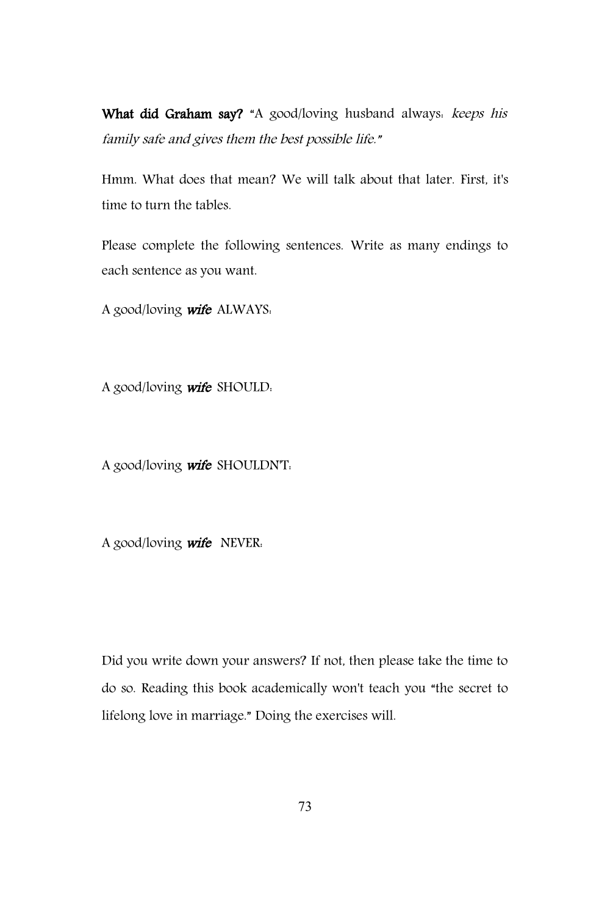**What did Graham say?** "A good/loving husband always: *keeps his family safe and gives them the best possible life."*

Hmm. What does that mean? We will talk about that later. First, it's time to turn the tables.

Please complete the following sentences. Write as many endings to each sentence as you want.

A good/loving ***wife*** ALWAYS:

A good/loving ***wife*** SHOULD:

A good/loving ***wife*** SHOULDN'T:

A good/loving ***wife*** NEVER:

Did you write down your answers? If not, then please take the time to do so. Reading this book academically won't teach you "the secret to lifelong love in marriage." Doing the exercises will.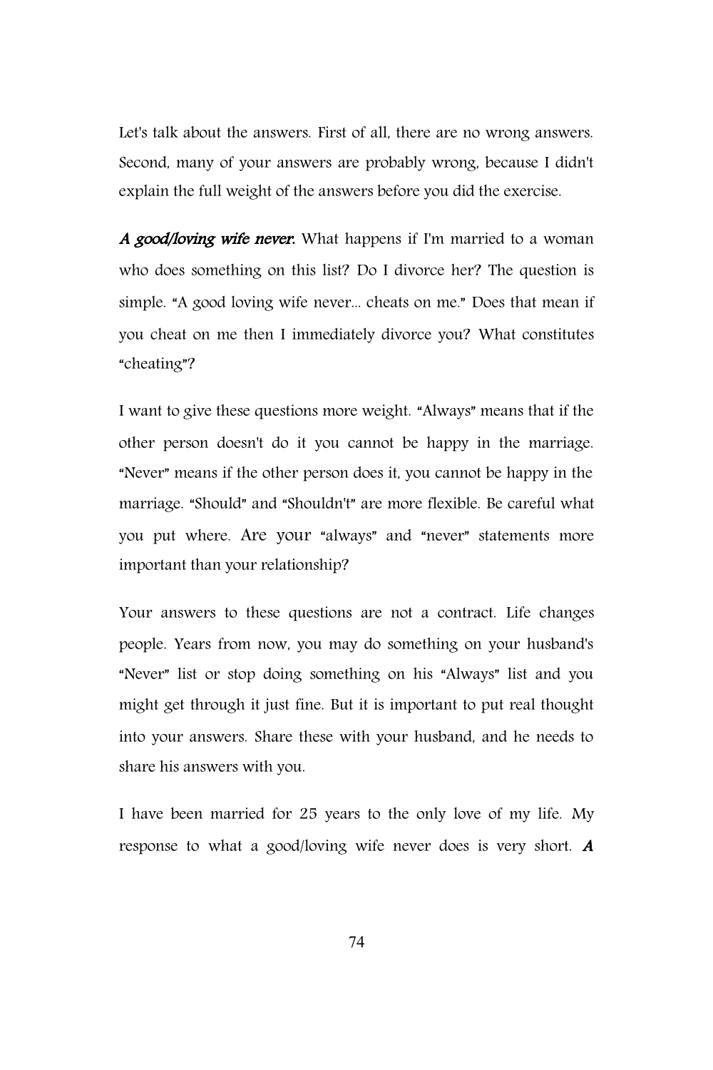Let's talk about the answers. First of all, there are no wrong answers. Second, many of your answers are probably wrong, because I didn't explain the full weight of the answers before you did the exercise.

***A good/loving wife never:*** What happens if I'm married to a woman who does something on this list? Do I divorce her? The question is simple. "A good loving wife never... cheats on me." Does that mean if you cheat on me then I immediately divorce you? What constitutes "cheating"?

I want to give these questions more weight. "Always" means that if the other person doesn't do it you cannot be happy in the marriage. "Never" means if the other person does it, you cannot be happy in the marriage. "Should" and "Shouldn't" are more flexible. Be careful what you put where. Are your "always" and "never" statements more important than your relationship?

Your answers to these questions are not a contract. Life changes people. Years from now, you may do something on your husband's "Never" list or stop doing something on his "Always" list and you might get through it just fine. But it is important to put real thought into your answers. Share these with your husband, and he needs to share his answers with you.

I have been married for 25 years to the only love of my life. My response to what a good/loving wife never does is very short. ***A***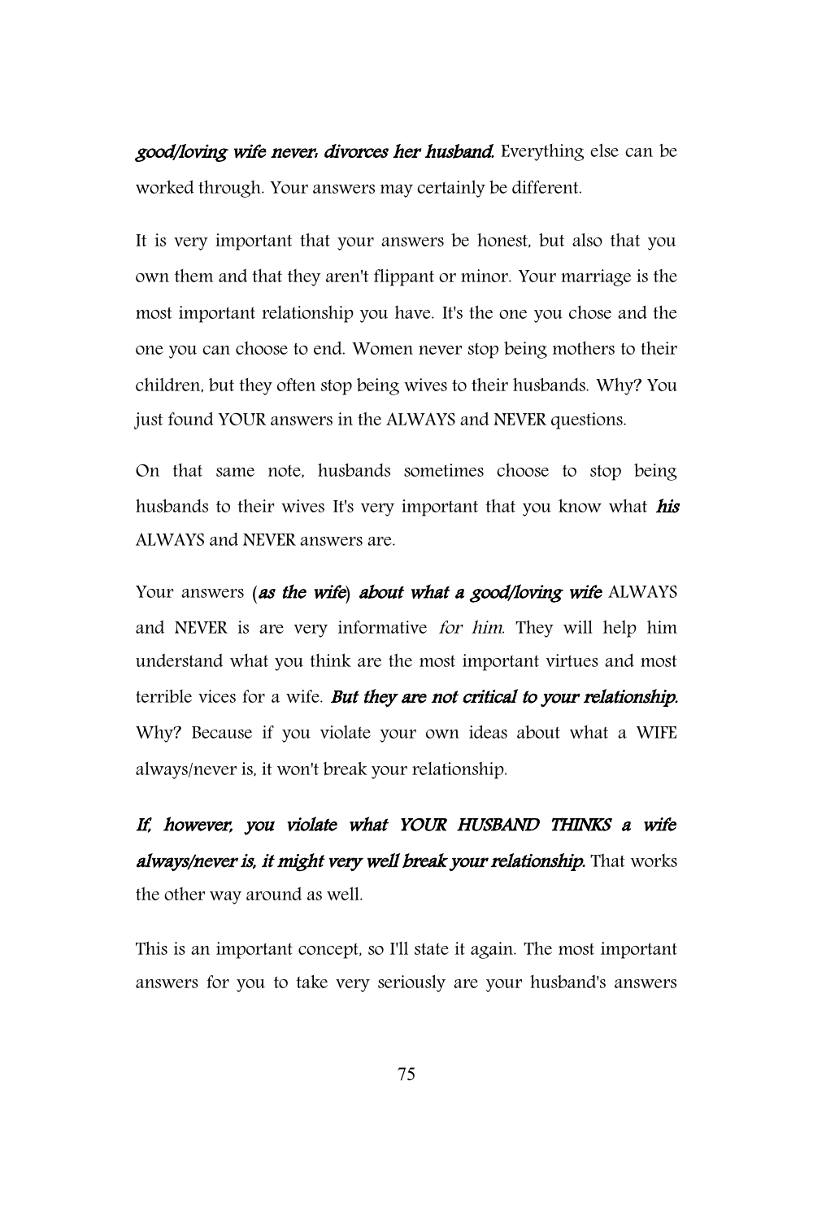***good/loving wife never: divorces her husband.*** Everything else can be worked through. Your answers may certainly be different.

It is very important that your answers be honest, but also that you own them and that they aren't flippant or minor. Your marriage is the most important relationship you have. It's the one you chose and the one you can choose to end. Women never stop being mothers to their children, but they often stop being wives to their husbands. Why? You just found YOUR answers in the ALWAYS and NEVER questions.

On that same note, husbands sometimes choose to stop being husbands to their wives It's very important that you know what ***his*** ALWAYS and NEVER answers are.

Your answers (***as the wife***) ***about what a good/loving wife*** ALWAYS and NEVER is are very informative *for him*. They will help him understand what you think are the most important virtues and most terrible vices for a wife. ***But they are not critical to your relationship.*** Why? Because if you violate your own ideas about what a WIFE always/never is, it won't break your relationship.

***If, however, you violate what YOUR HUSBAND THINKS a wife always/never is, it might very well break your relationship.*** That works the other way around as well.

This is an important concept, so I'll state it again. The most important answers for you to take very seriously are your husband's answers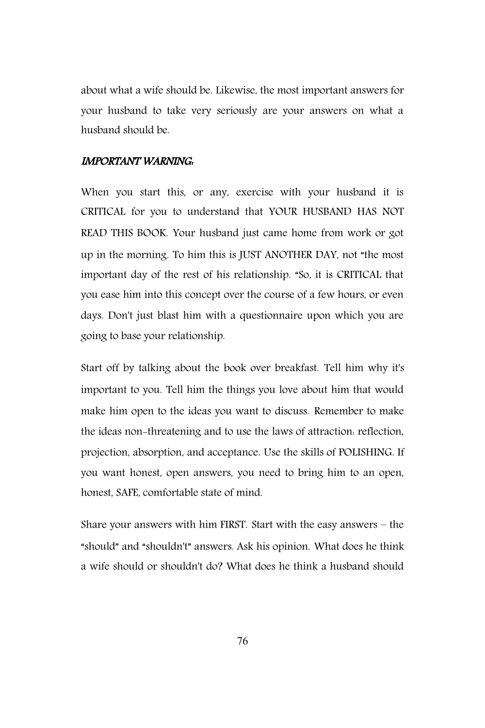about what a wife should be. Likewise, the most important answers for your husband to take very seriously are your answers on what a husband should be.

***IMPORTANT WARNING:***

When you start this, or any, exercise with your husband it is CRITICAL for you to understand that YOUR HUSBAND HAS NOT READ THIS BOOK. Your husband just came home from work or got up in the morning. To him this is JUST ANOTHER DAY, not "the most important day of the rest of his relationship. "So, it is CRITICAL that you ease him into this concept over the course of a few hours, or even days. Don't just blast him with a questionnaire upon which you are going to base your relationship.

Start off by talking about the book over breakfast. Tell him why it's important to you. Tell him the things you love about him that would make him open to the ideas you want to discuss. Remember to make the ideas non-threatening and to use the laws of attraction: reflection, projection, absorption, and acceptance. Use the skills of POLISHING. If you want honest, open answers, you need to bring him to an open, honest, SAFE, comfortable state of mind.

Share your answers with him FIRST. Start with the easy answers – the "should" and "shouldn't" answers. Ask his opinion. What does he think a wife should or shouldn't do? What does he think a husband should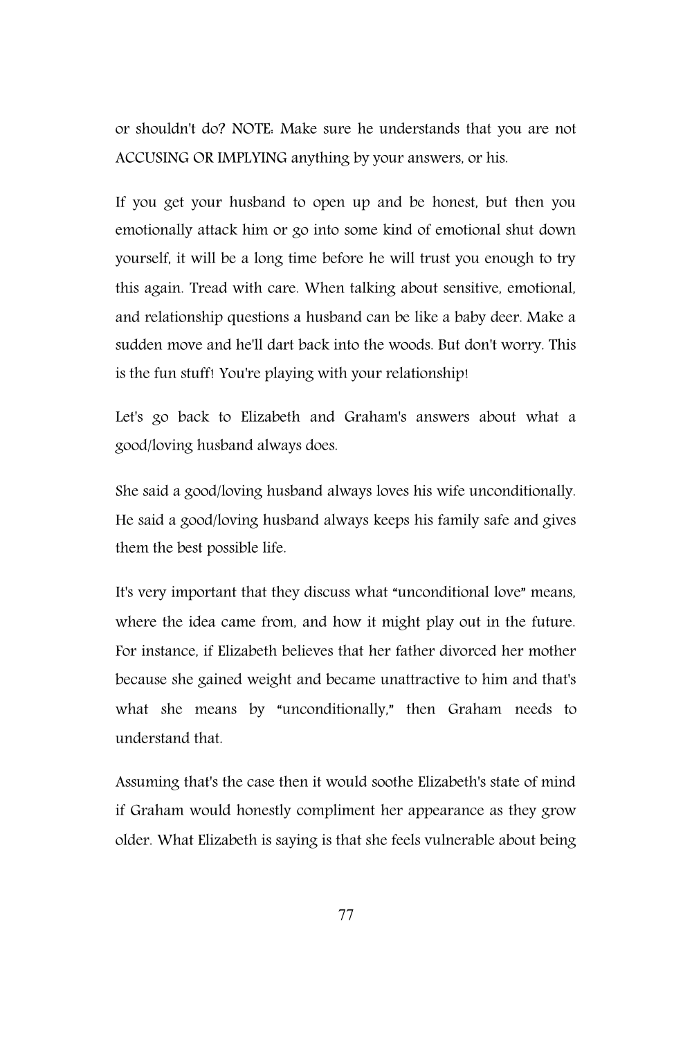or shouldn't do? NOTE: Make sure he understands that you are not ACCUSING OR IMPLYING anything by your answers, or his.

If you get your husband to open up and be honest, but then you emotionally attack him or go into some kind of emotional shut down yourself, it will be a long time before he will trust you enough to try this again. Tread with care. When talking about sensitive, emotional, and relationship questions a husband can be like a baby deer. Make a sudden move and he'll dart back into the woods. But don't worry. This is the fun stuff! You're playing with your relationship!

Let's go back to Elizabeth and Graham's answers about what a good/loving husband always does.

She said a good/loving husband always loves his wife unconditionally. He said a good/loving husband always keeps his family safe and gives them the best possible life.

It's very important that they discuss what "unconditional love" means, where the idea came from, and how it might play out in the future. For instance, if Elizabeth believes that her father divorced her mother because she gained weight and became unattractive to him and that's what she means by "unconditionally," then Graham needs to understand that.

Assuming that's the case then it would soothe Elizabeth's state of mind if Graham would honestly compliment her appearance as they grow older. What Elizabeth is saying is that she feels vulnerable about being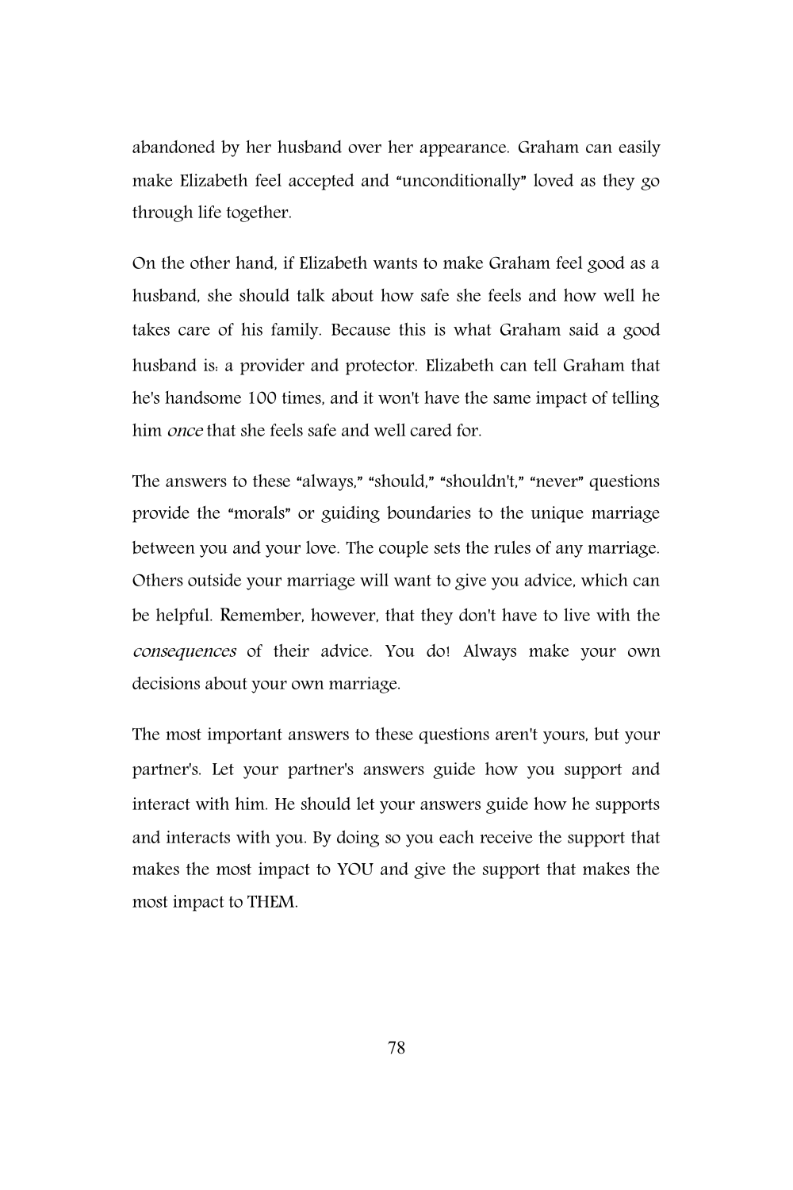abandoned by her husband over her appearance. Graham can easily make Elizabeth feel accepted and "unconditionally" loved as they go through life together.

On the other hand, if Elizabeth wants to make Graham feel good as a husband, she should talk about how safe she feels and how well he takes care of his family. Because this is what Graham said a good husband is: a provider and protector. Elizabeth can tell Graham that he's handsome 100 times, and it won't have the same impact of telling him *once* that she feels safe and well cared for.

The answers to these "always," "should," "shouldn't," "never" questions provide the "morals" or guiding boundaries to the unique marriage between you and your love. The couple sets the rules of any marriage. Others outside your marriage will want to give you advice, which can be helpful. Remember, however, that they don't have to live with the *consequences* of their advice. You do! Always make your own decisions about your own marriage.

The most important answers to these questions aren't yours, but your partner's. Let your partner's answers guide how you support and interact with him. He should let your answers guide how he supports and interacts with you. By doing so you each receive the support that makes the most impact to YOU and give the support that makes the most impact to THEM.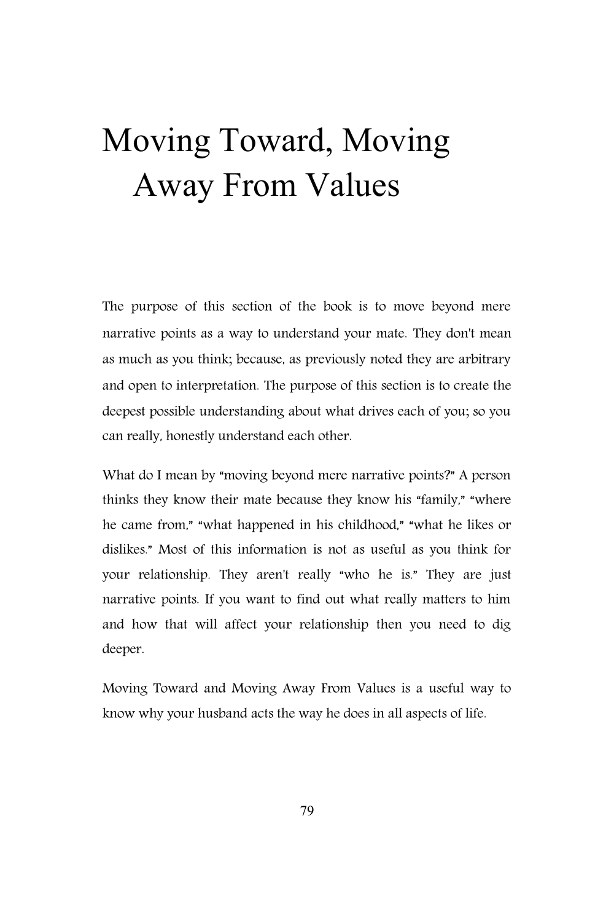# Moving Toward, Moving Away From Values

The purpose of this section of the book is to move beyond mere narrative points as a way to understand your mate. They don't mean as much as you think; because, as previously noted they are arbitrary and open to interpretation. The purpose of this section is to create the deepest possible understanding about what drives each of you; so you can really, honestly understand each other.

What do I mean by "moving beyond mere narrative points?" A person thinks they know their mate because they know his "family," "where he came from," "what happened in his childhood," "what he likes or dislikes." Most of this information is not as useful as you think for your relationship. They aren't really "who he is." They are just narrative points. If you want to find out what really matters to him and how that will affect your relationship then you need to dig deeper.

Moving Toward and Moving Away From Values is a useful way to know why your husband acts the way he does in all aspects of life.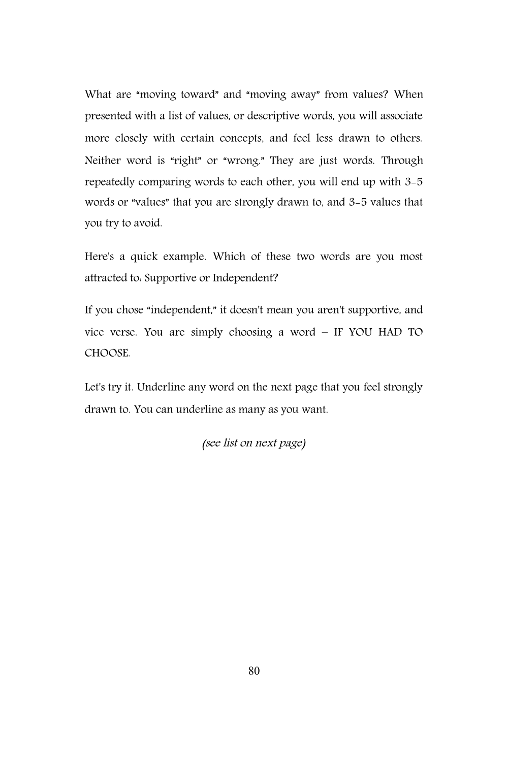What are "moving toward" and "moving away" from values? When presented with a list of values, or descriptive words, you will associate more closely with certain concepts, and feel less drawn to others. Neither word is "right" or "wrong." They are just words. Through repeatedly comparing words to each other, you will end up with 3-5 words or "values" that you are strongly drawn to, and 3-5 values that you try to avoid.

Here's a quick example. Which of these two words are you most attracted to: Supportive or Independent?

If you chose "independent," it doesn't mean you aren't supportive, and vice verse. You are simply choosing a word – IF YOU HAD TO CHOOSE.

Let's try it. Underline any word on the next page that you feel strongly drawn to. You can underline as many as you want.

*(see list on next page)*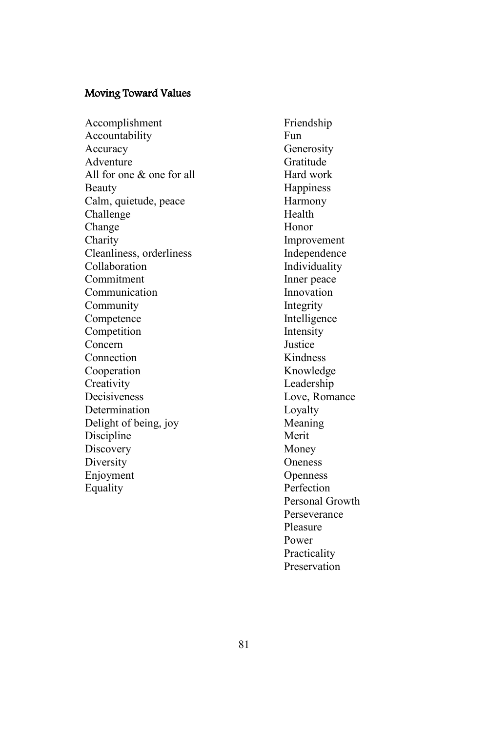### Moving Toward Values

Accomplishment
Accountability
Accuracy
Adventure
All for one & one for all
Beauty
Calm, quietude, peace
Challenge
Change
Charity
Cleanliness, orderliness
Collaboration
Commitment
Communication
Community
Competence
Competition
Concern
Connection
Cooperation
Creativity
Decisiveness
Determination
Delight of being, joy
Discipline
Discovery
Diversity
Enjoyment
Equality
Friendship
Fun
Generosity
Gratitude
Hard work
Happiness
Harmony
Health
Honor
Improvement
Independence
Individuality
Inner peace
Innovation
Integrity
Intelligence
Intensity
Justice
Kindness
Knowledge
Leadership
Love, Romance
Loyalty
Meaning
Merit
Money
Oneness
Openness
Perfection
Personal Growth
Perseverance
Pleasure
Power
Practicality
Preservation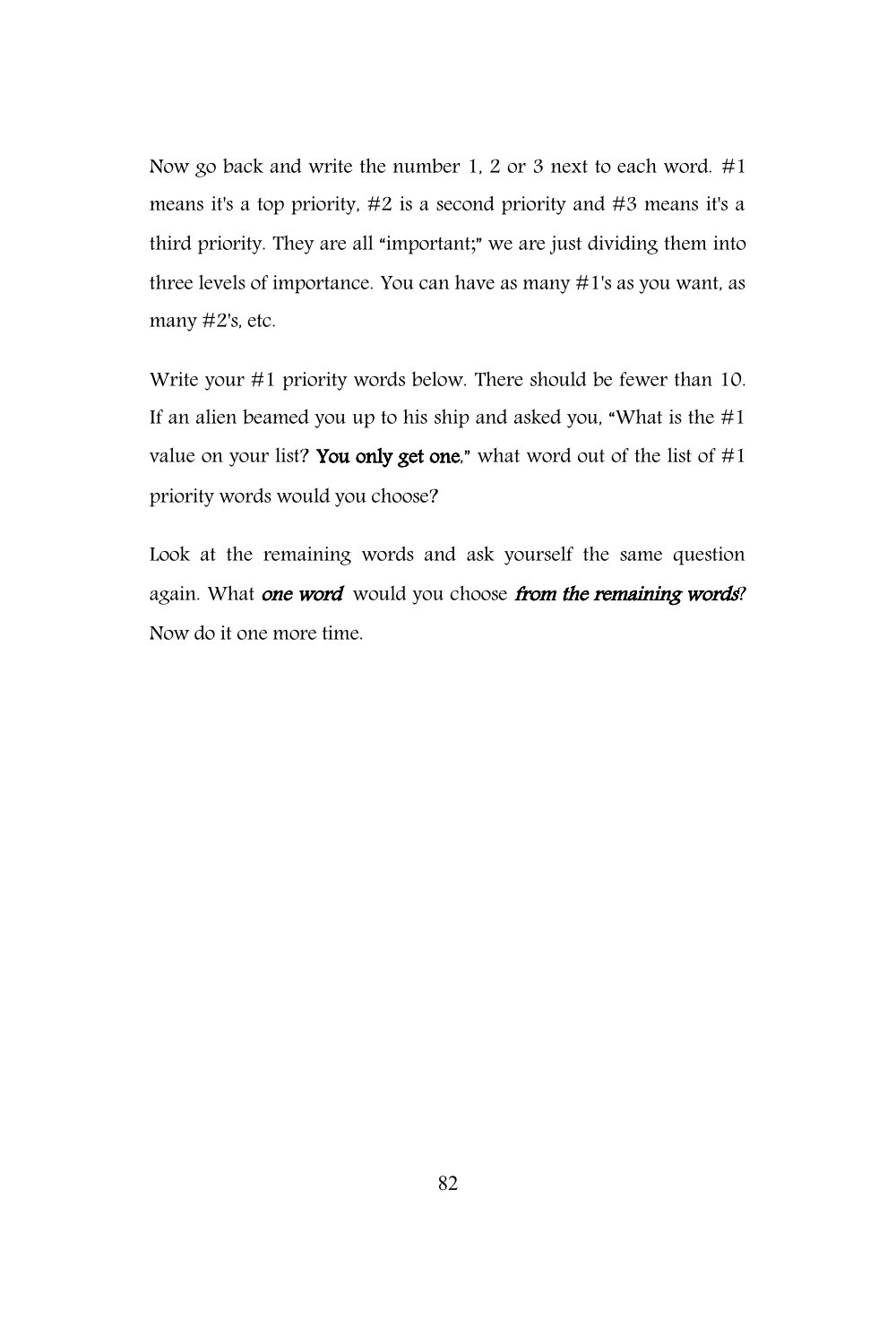Now go back and write the number 1, 2 or 3 next to each word. #1 means it's a top priority, #2 is a second priority and #3 means it's a third priority. They are all "important;" we are just dividing them into three levels of importance. You can have as many #1's as you want, as many #2's, etc.

Write your #1 priority words below. There should be fewer than 10. If an alien beamed you up to his ship and asked you, "What is the #1 value on your list? **You only get one**," what word out of the list of #1 priority words would you choose?

Look at the remaining words and ask yourself the same question again. What ***one word*** would you choose ***from the remaining words***? Now do it one more time.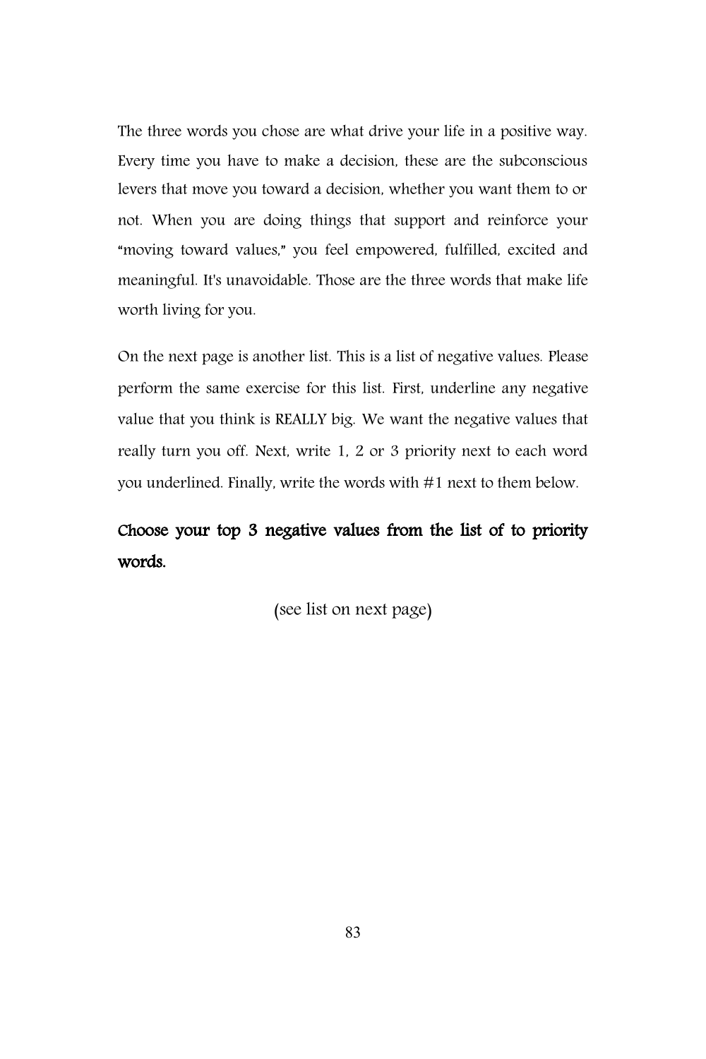The three words you chose are what drive your life in a positive way. Every time you have to make a decision, these are the subconscious levers that move you toward a decision, whether you want them to or not. When you are doing things that support and reinforce your "moving toward values," you feel empowered, fulfilled, excited and meaningful. It's unavoidable. Those are the three words that make life worth living for you.

On the next page is another list. This is a list of negative values. Please perform the same exercise for this list. First, underline any negative value that you think is REALLY big. We want the negative values that really turn you off. Next, write 1, 2 or 3 priority next to each word you underlined. Finally, write the words with #1 next to them below.

**Choose your top 3 negative values from the list of to priority words.**

(see list on next page)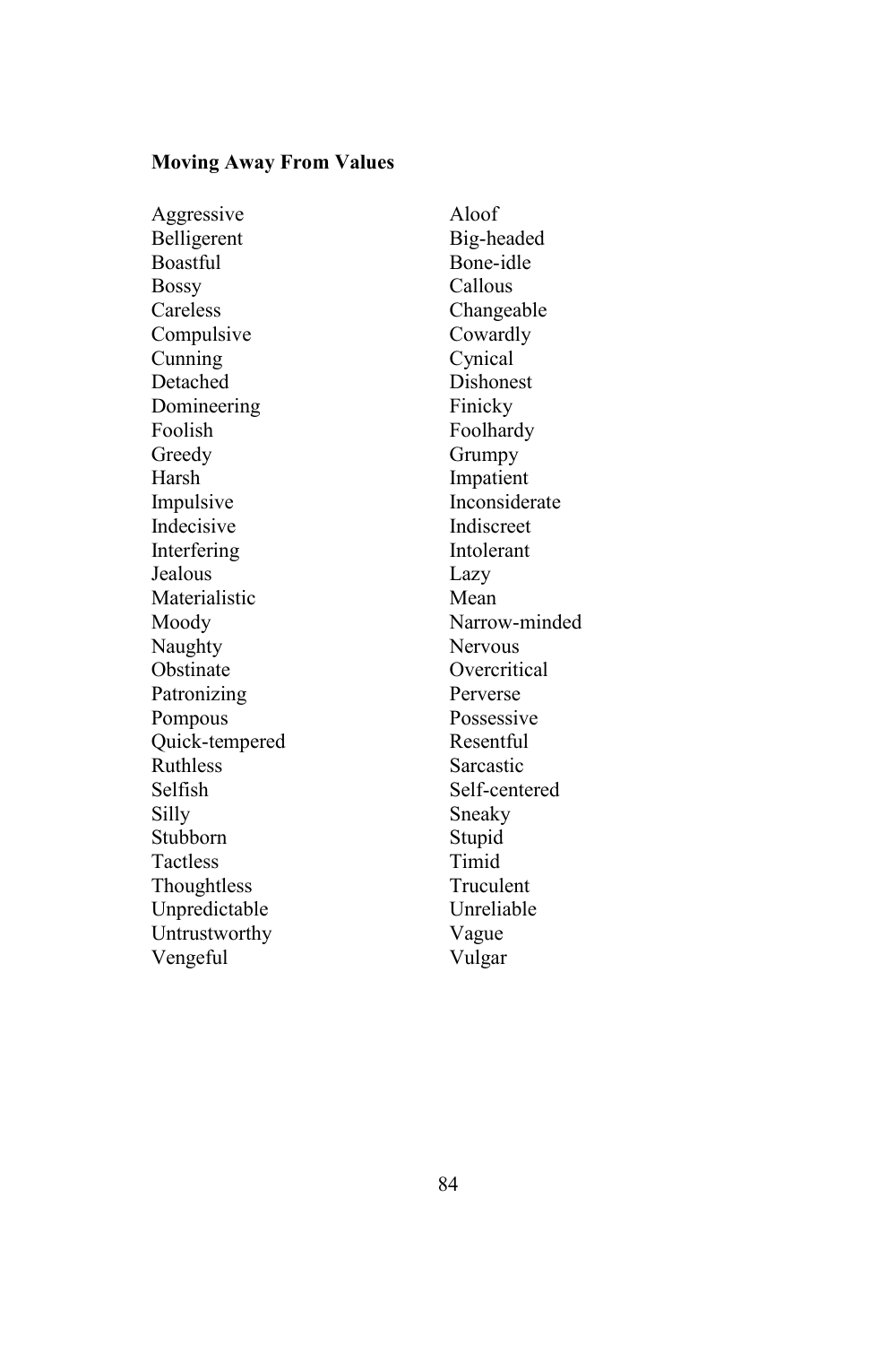**Moving Away From Values**

Aggressive
Belligerent
Boastful
Bossy
Careless
Compulsive
Cunning
Detached
Domineering
Foolish
Greedy
Harsh
Impulsive
Indecisive
Interfering
Jealous
Materialistic
Moody
Naughty
Obstinate
Patronizing
Pompous
Quick-tempered
Ruthless
Selfish
Silly
Stubborn
Tactless
Thoughtless
Unpredictable
Untrustworthy
Vengeful
Aloof
Big-headed
Bone-idle
Callous
Changeable
Cowardly
Cynical
Dishonest
Finicky
Foolhardy
Grumpy
Impatient
Inconsiderate
Indiscreet
Intolerant
Lazy
Mean
Narrow-minded
Nervous
Overcritical
Perverse
Possessive
Resentful
Sarcastic
Self-centered
Sneaky
Stupid
Timid
Truculent
Unreliable
Vague
Vulgar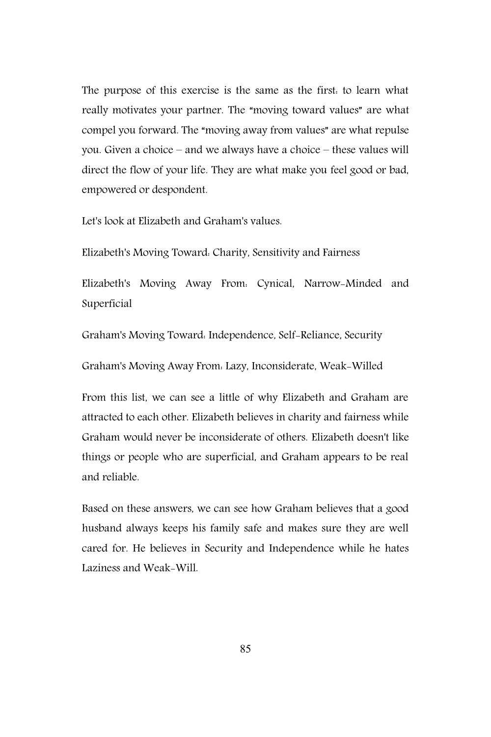The purpose of this exercise is the same as the first: to learn what really motivates your partner. The "moving toward values" are what compel you forward. The "moving away from values" are what repulse you. Given a choice – and we always have a choice – these values will direct the flow of your life. They are what make you feel good or bad, empowered or despondent.

Let's look at Elizabeth and Graham's values.

Elizabeth's Moving Toward: Charity, Sensitivity and Fairness

Elizabeth's Moving Away From: Cynical, Narrow-Minded and Superficial

Graham's Moving Toward: Independence, Self-Reliance, Security

Graham's Moving Away From: Lazy, Inconsiderate, Weak-Willed

From this list, we can see a little of why Elizabeth and Graham are attracted to each other. Elizabeth believes in charity and fairness while Graham would never be inconsiderate of others. Elizabeth doesn't like things or people who are superficial, and Graham appears to be real and reliable.

Based on these answers, we can see how Graham believes that a good husband always keeps his family safe and makes sure they are well cared for. He believes in Security and Independence while he hates Laziness and Weak-Will.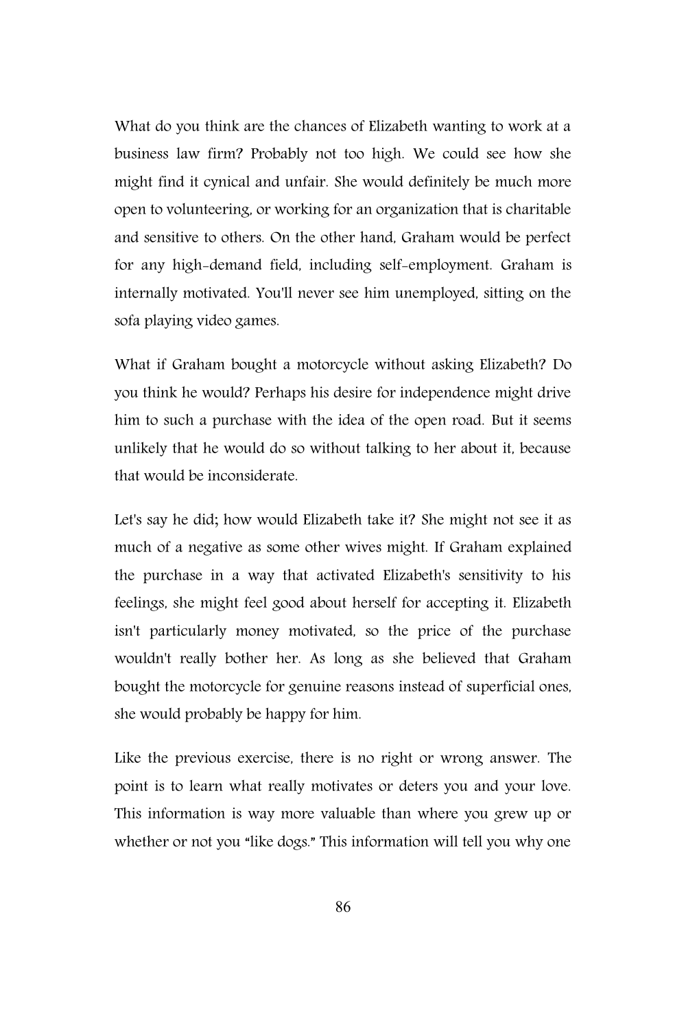What do you think are the chances of Elizabeth wanting to work at a business law firm? Probably not too high. We could see how she might find it cynical and unfair. She would definitely be much more open to volunteering, or working for an organization that is charitable and sensitive to others. On the other hand, Graham would be perfect for any high-demand field, including self-employment. Graham is internally motivated. You'll never see him unemployed, sitting on the sofa playing video games.

What if Graham bought a motorcycle without asking Elizabeth? Do you think he would? Perhaps his desire for independence might drive him to such a purchase with the idea of the open road. But it seems unlikely that he would do so without talking to her about it, because that would be inconsiderate.

Let's say he did; how would Elizabeth take it? She might not see it as much of a negative as some other wives might. If Graham explained the purchase in a way that activated Elizabeth's sensitivity to his feelings, she might feel good about herself for accepting it. Elizabeth isn't particularly money motivated, so the price of the purchase wouldn't really bother her. As long as she believed that Graham bought the motorcycle for genuine reasons instead of superficial ones, she would probably be happy for him.

Like the previous exercise, there is no right or wrong answer. The point is to learn what really motivates or deters you and your love. This information is way more valuable than where you grew up or whether or not you "like dogs." This information will tell you why one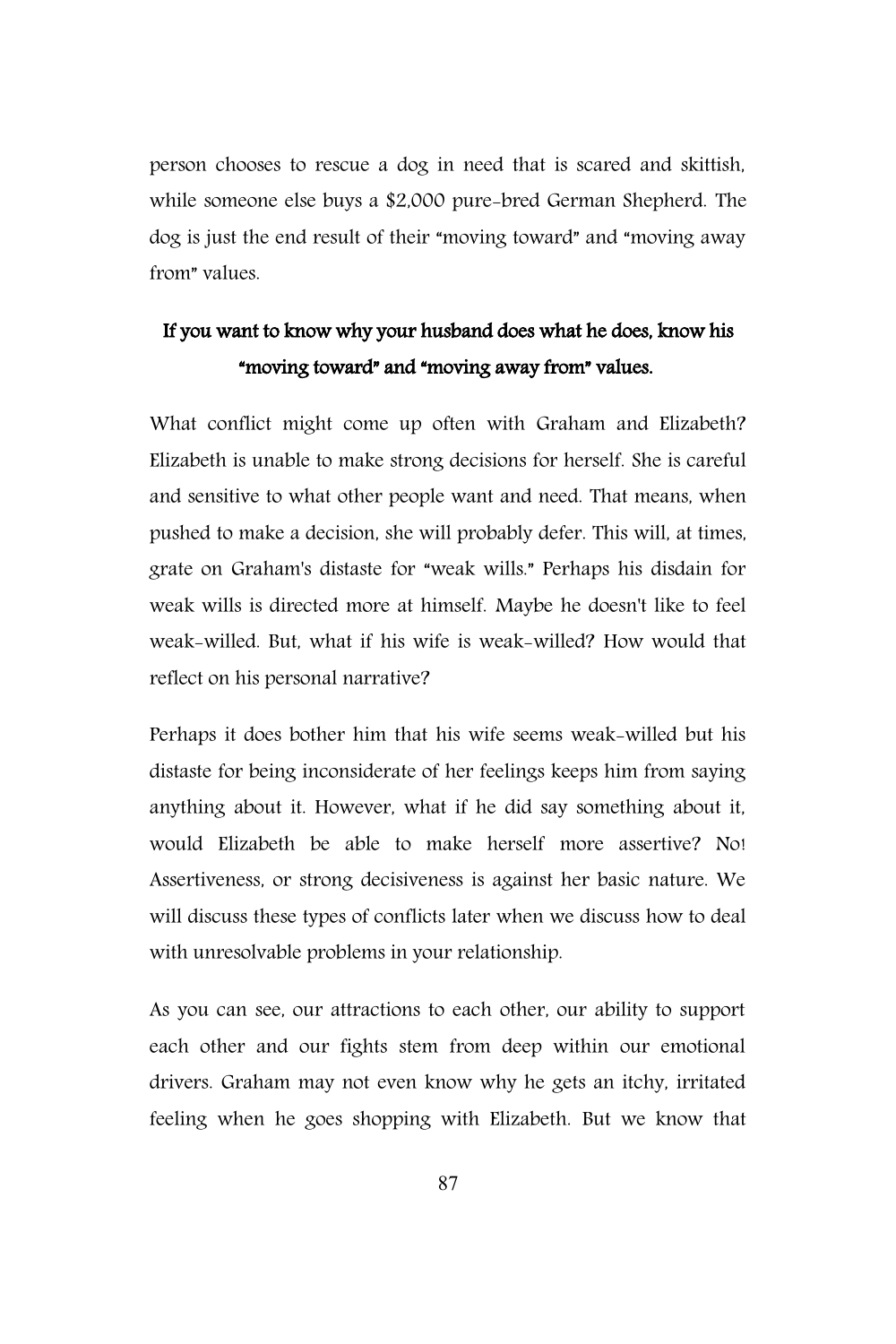person chooses to rescue a dog in need that is scared and skittish, while someone else buys a $2,000 pure-bred German Shepherd. The dog is just the end result of their "moving toward" and "moving away from" values.

**If you want to know why your husband does what he does, know his "moving toward" and "moving away from" values.**

What conflict might come up often with Graham and Elizabeth? Elizabeth is unable to make strong decisions for herself. She is careful and sensitive to what other people want and need. That means, when pushed to make a decision, she will probably defer. This will, at times, grate on Graham's distaste for "weak wills." Perhaps his disdain for weak wills is directed more at himself. Maybe he doesn't like to feel weak-willed. But, what if his wife is weak-willed? How would that reflect on his personal narrative?

Perhaps it does bother him that his wife seems weak-willed but his distaste for being inconsiderate of her feelings keeps him from saying anything about it. However, what if he did say something about it, would Elizabeth be able to make herself more assertive? No! Assertiveness, or strong decisiveness is against her basic nature. We will discuss these types of conflicts later when we discuss how to deal with unresolvable problems in your relationship.

As you can see, our attractions to each other, our ability to support each other and our fights stem from deep within our emotional drivers. Graham may not even know why he gets an itchy, irritated feeling when he goes shopping with Elizabeth. But we know that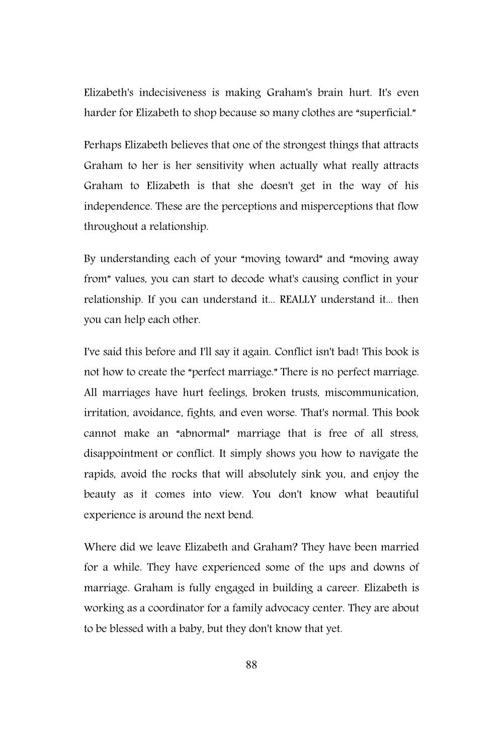Elizabeth's indecisiveness is making Graham's brain hurt. It's even harder for Elizabeth to shop because so many clothes are "superficial."

Perhaps Elizabeth believes that one of the strongest things that attracts Graham to her is her sensitivity when actually what really attracts Graham to Elizabeth is that she doesn't get in the way of his independence. These are the perceptions and misperceptions that flow throughout a relationship.

By understanding each of your "moving toward" and "moving away from" values, you can start to decode what's causing conflict in your relationship. If you can understand it... REALLY understand it... then you can help each other.

I've said this before and I'll say it again. Conflict isn't bad! This book is not how to create the "perfect marriage." There is no perfect marriage. All marriages have hurt feelings, broken trusts, miscommunication, irritation, avoidance, fights, and even worse. That's normal. This book cannot make an "abnormal" marriage that is free of all stress, disappointment or conflict. It simply shows you how to navigate the rapids, avoid the rocks that will absolutely sink you, and enjoy the beauty as it comes into view. You don't know what beautiful experience is around the next bend.

Where did we leave Elizabeth and Graham? They have been married for a while. They have experienced some of the ups and downs of marriage. Graham is fully engaged in building a career. Elizabeth is working as a coordinator for a family advocacy center. They are about to be blessed with a baby, but they don't know that yet.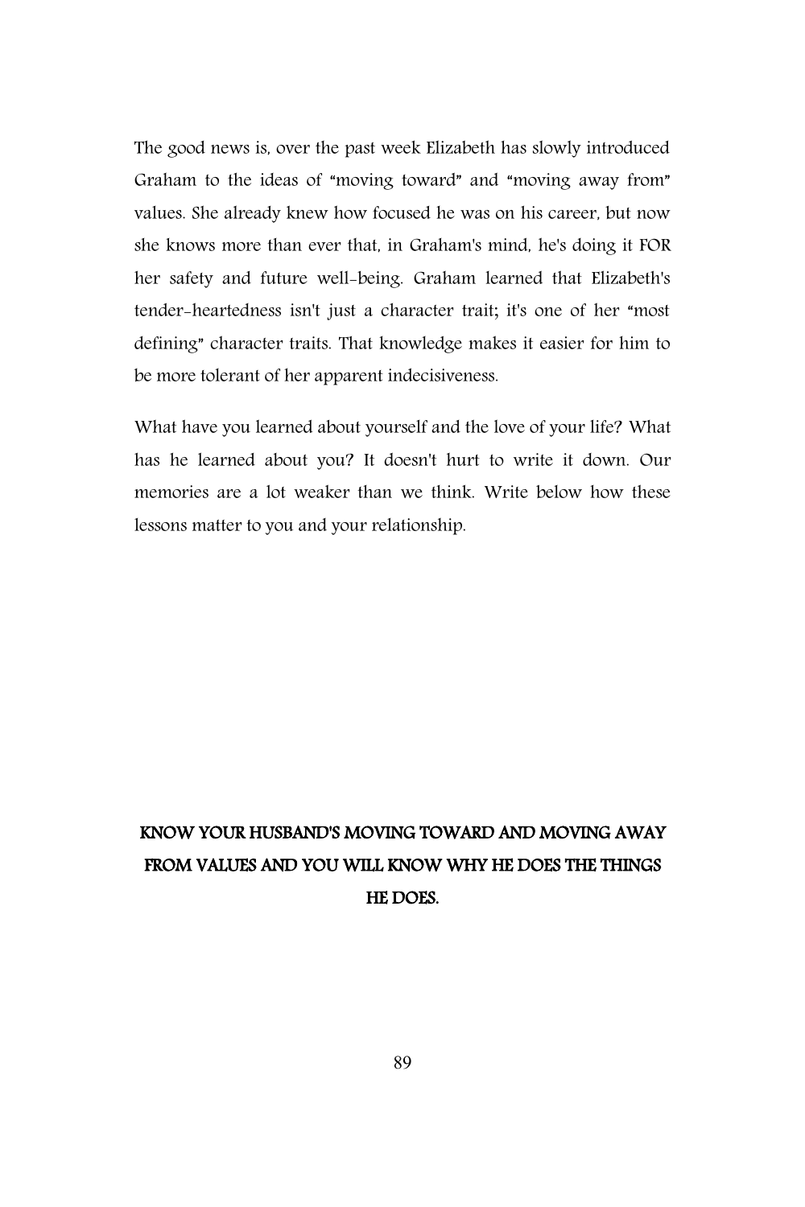The good news is, over the past week Elizabeth has slowly introduced Graham to the ideas of "moving toward" and "moving away from" values. She already knew how focused he was on his career, but now she knows more than ever that, in Graham's mind, he's doing it FOR her safety and future well-being. Graham learned that Elizabeth's tender-heartedness isn't just a character trait; it's one of her "most defining" character traits. That knowledge makes it easier for him to be more tolerant of her apparent indecisiveness.

What have you learned about yourself and the love of your life? What has he learned about you? It doesn't hurt to write it down. Our memories are a lot weaker than we think. Write below how these lessons matter to you and your relationship.

**KNOW YOUR HUSBAND'S MOVING TOWARD AND MOVING AWAY FROM VALUES AND YOU WILL KNOW WHY HE DOES THE THINGS HE DOES.**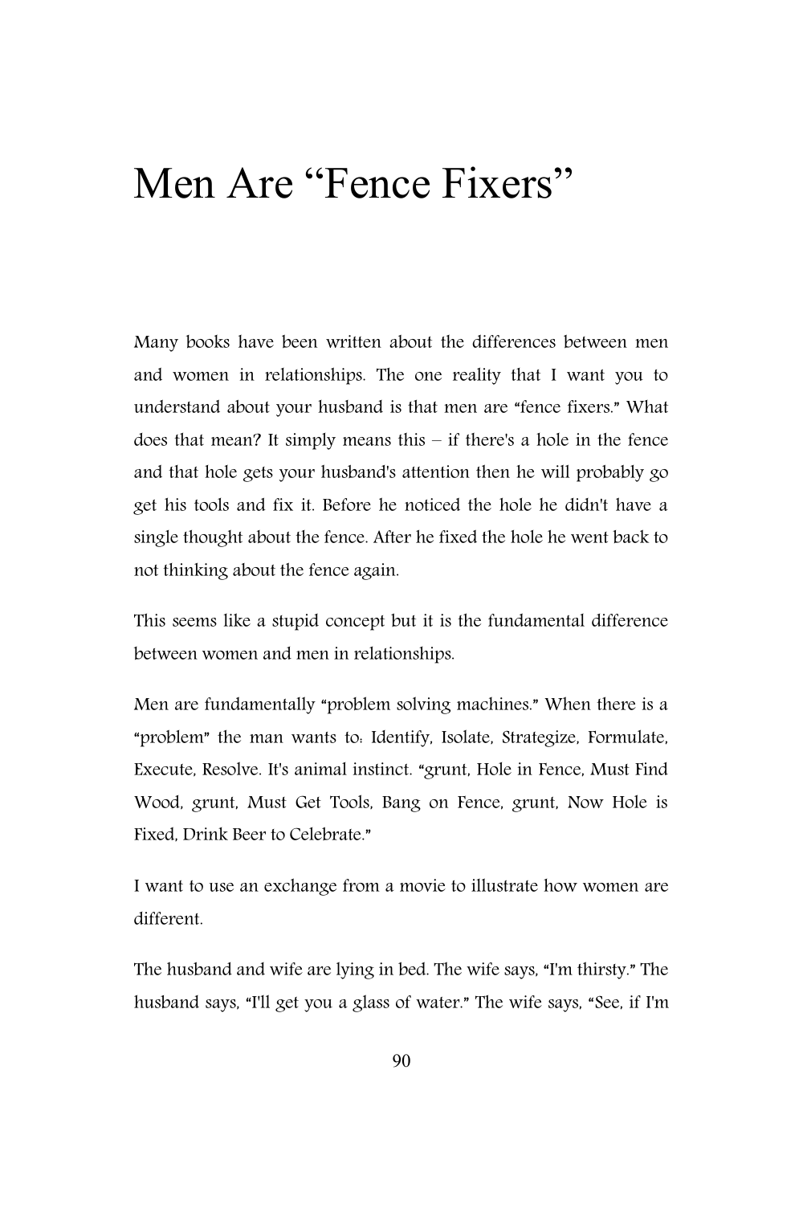# Men Are "Fence Fixers"

Many books have been written about the differences between men and women in relationships. The one reality that I want you to understand about your husband is that men are "fence fixers." What does that mean? It simply means this – if there's a hole in the fence and that hole gets your husband's attention then he will probably go get his tools and fix it. Before he noticed the hole he didn't have a single thought about the fence. After he fixed the hole he went back to not thinking about the fence again.

This seems like a stupid concept but it is the fundamental difference between women and men in relationships.

Men are fundamentally "problem solving machines." When there is a "problem" the man wants to: Identify, Isolate, Strategize, Formulate, Execute, Resolve. It's animal instinct. "grunt, Hole in Fence, Must Find Wood, grunt, Must Get Tools, Bang on Fence, grunt, Now Hole is Fixed, Drink Beer to Celebrate."

I want to use an exchange from a movie to illustrate how women are different.

The husband and wife are lying in bed. The wife says, "I'm thirsty." The husband says, "I'll get you a glass of water." The wife says, "See, if I'm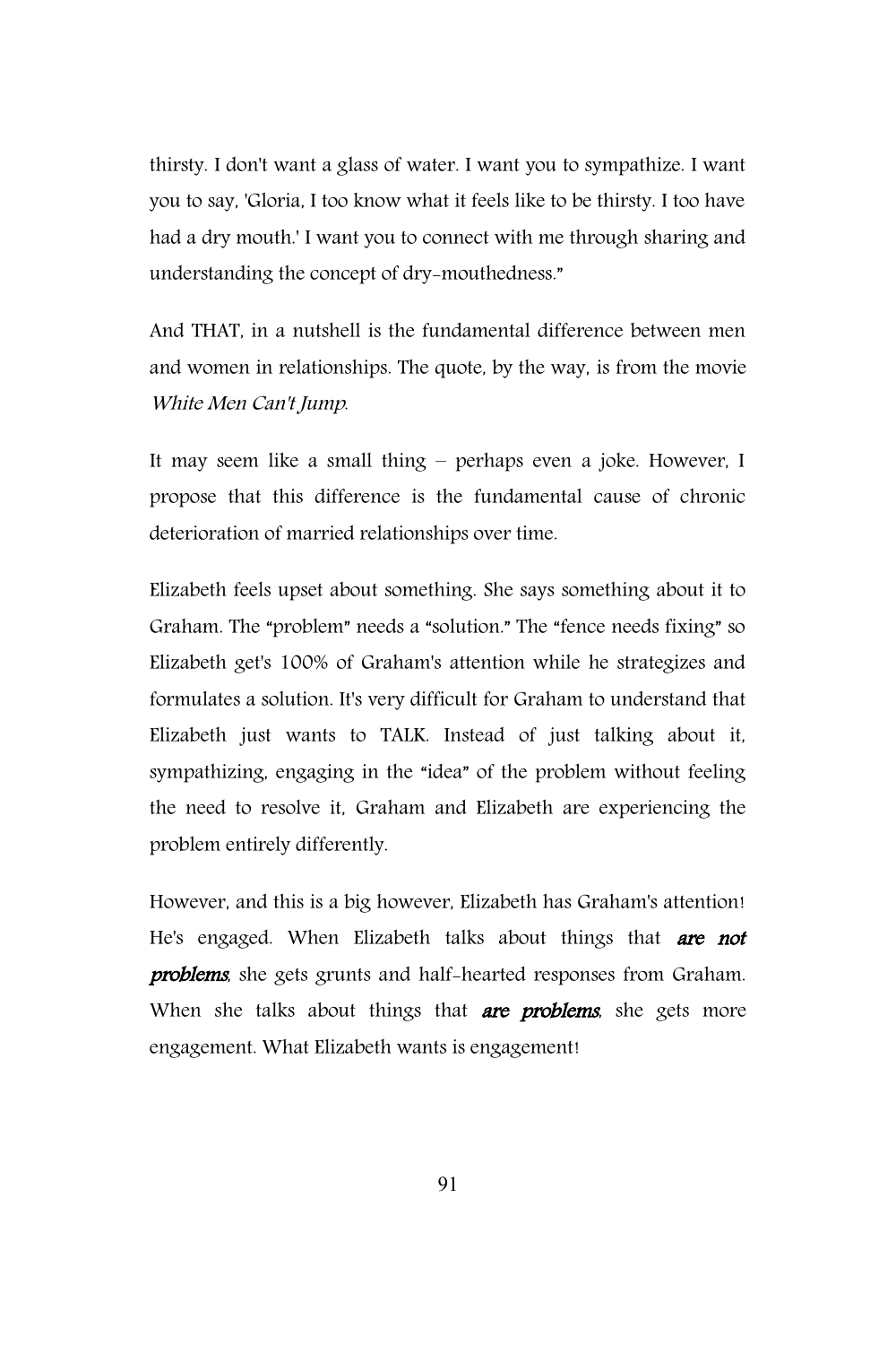thirsty. I don't want a glass of water. I want you to sympathize. I want you to say, 'Gloria, I too know what it feels like to be thirsty. I too have had a dry mouth.' I want you to connect with me through sharing and understanding the concept of dry-mouthedness."

And THAT, in a nutshell is the fundamental difference between men and women in relationships. The quote, by the way, is from the movie *White Men Can't Jump*.

It may seem like a small thing – perhaps even a joke. However, I propose that this difference is the fundamental cause of chronic deterioration of married relationships over time.

Elizabeth feels upset about something. She says something about it to Graham. The "problem" needs a "solution." The "fence needs fixing" so Elizabeth get's 100% of Graham's attention while he strategizes and formulates a solution. It's very difficult for Graham to understand that Elizabeth just wants to TALK. Instead of just talking about it, sympathizing, engaging in the "idea" of the problem without feeling the need to resolve it, Graham and Elizabeth are experiencing the problem entirely differently.

However, and this is a big however, Elizabeth has Graham's attention! He's engaged. When Elizabeth talks about things that ***are not problems***, she gets grunts and half-hearted responses from Graham. When she talks about things that ***are problems***, she gets more engagement. What Elizabeth wants is engagement!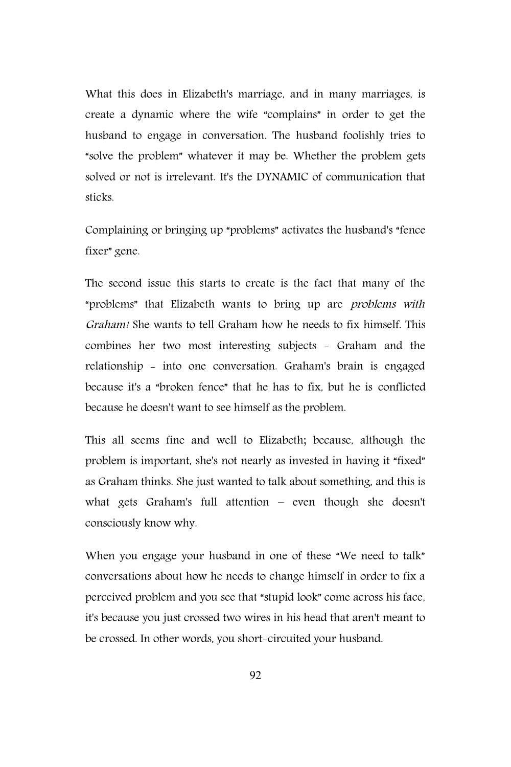What this does in Elizabeth's marriage, and in many marriages, is create a dynamic where the wife "complains" in order to get the husband to engage in conversation. The husband foolishly tries to "solve the problem" whatever it may be. Whether the problem gets solved or not is irrelevant. It's the DYNAMIC of communication that sticks.

Complaining or bringing up "problems" activates the husband's "fence fixer" gene.

The second issue this starts to create is the fact that many of the "problems" that Elizabeth wants to bring up are *problems with Graham!* She wants to tell Graham how he needs to fix himself. This combines her two most interesting subjects - Graham and the relationship - into one conversation. Graham's brain is engaged because it's a "broken fence" that he has to fix, but he is conflicted because he doesn't want to see himself as the problem.

This all seems fine and well to Elizabeth; because, although the problem is important, she's not nearly as invested in having it "fixed" as Graham thinks. She just wanted to talk about something, and this is what gets Graham's full attention – even though she doesn't consciously know why.

When you engage your husband in one of these "We need to talk" conversations about how he needs to change himself in order to fix a perceived problem and you see that "stupid look" come across his face, it's because you just crossed two wires in his head that aren't meant to be crossed. In other words, you short-circuited your husband.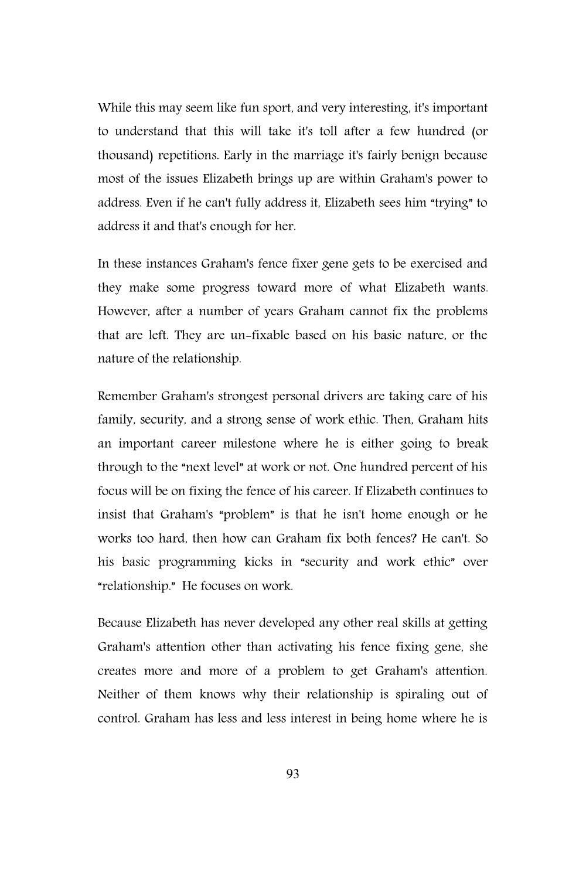While this may seem like fun sport, and very interesting, it's important to understand that this will take it's toll after a few hundred (or thousand) repetitions. Early in the marriage it's fairly benign because most of the issues Elizabeth brings up are within Graham's power to address. Even if he can't fully address it, Elizabeth sees him "trying" to address it and that's enough for her.

In these instances Graham's fence fixer gene gets to be exercised and they make some progress toward more of what Elizabeth wants. However, after a number of years Graham cannot fix the problems that are left. They are un-fixable based on his basic nature, or the nature of the relationship.

Remember Graham's strongest personal drivers are taking care of his family, security, and a strong sense of work ethic. Then, Graham hits an important career milestone where he is either going to break through to the "next level" at work or not. One hundred percent of his focus will be on fixing the fence of his career. If Elizabeth continues to insist that Graham's "problem" is that he isn't home enough or he works too hard, then how can Graham fix both fences? He can't. So his basic programming kicks in "security and work ethic" over "relationship." He focuses on work.

Because Elizabeth has never developed any other real skills at getting Graham's attention other than activating his fence fixing gene, she creates more and more of a problem to get Graham's attention. Neither of them knows why their relationship is spiraling out of control. Graham has less and less interest in being home where he is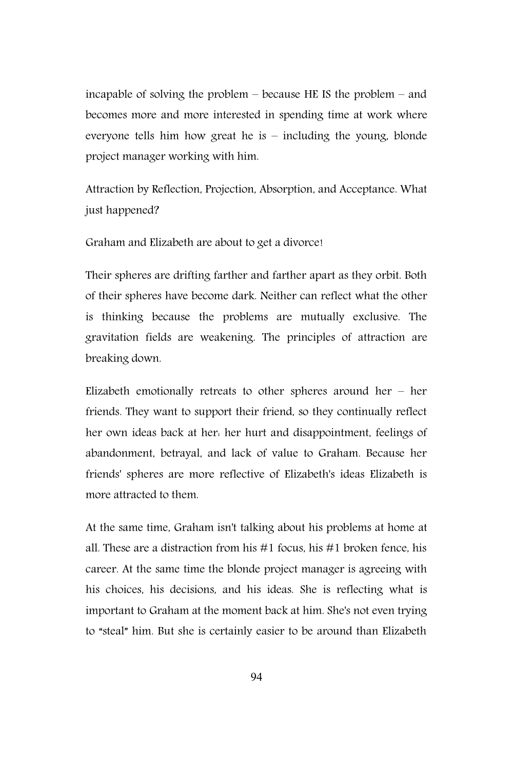incapable of solving the problem – because HE IS the problem – and becomes more and more interested in spending time at work where everyone tells him how great he is – including the young, blonde project manager working with him.

Attraction by Reflection, Projection, Absorption, and Acceptance. What just happened?

Graham and Elizabeth are about to get a divorce!

Their spheres are drifting farther and farther apart as they orbit. Both of their spheres have become dark. Neither can reflect what the other is thinking because the problems are mutually exclusive. The gravitation fields are weakening. The principles of attraction are breaking down.

Elizabeth emotionally retreats to other spheres around her – her friends. They want to support their friend, so they continually reflect her own ideas back at her: her hurt and disappointment, feelings of abandonment, betrayal, and lack of value to Graham. Because her friends' spheres are more reflective of Elizabeth's ideas Elizabeth is more attracted to them.

At the same time, Graham isn't talking about his problems at home at all. These are a distraction from his #1 focus, his #1 broken fence, his career. At the same time the blonde project manager is agreeing with his choices, his decisions, and his ideas. She is reflecting what is important to Graham at the moment back at him. She's not even trying to "steal" him. But she is certainly easier to be around than Elizabeth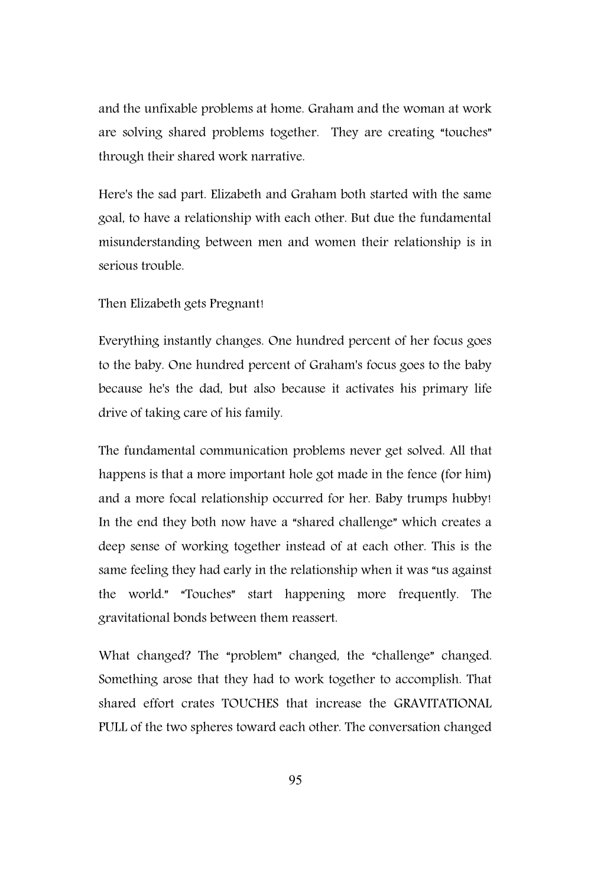and the unfixable problems at home. Graham and the woman at work are solving shared problems together. They are creating "touches" through their shared work narrative.

Here's the sad part. Elizabeth and Graham both started with the same goal, to have a relationship with each other. But due the fundamental misunderstanding between men and women their relationship is in serious trouble.

Then Elizabeth gets Pregnant!

Everything instantly changes. One hundred percent of her focus goes to the baby. One hundred percent of Graham's focus goes to the baby because he's the dad, but also because it activates his primary life drive of taking care of his family.

The fundamental communication problems never get solved. All that happens is that a more important hole got made in the fence (for him) and a more focal relationship occurred for her. Baby trumps hubby! In the end they both now have a "shared challenge" which creates a deep sense of working together instead of at each other. This is the same feeling they had early in the relationship when it was "us against the world." "Touches" start happening more frequently. The gravitational bonds between them reassert.

What changed? The "problem" changed, the "challenge" changed. Something arose that they had to work together to accomplish. That shared effort crates TOUCHES that increase the GRAVITATIONAL PULL of the two spheres toward each other. The conversation changed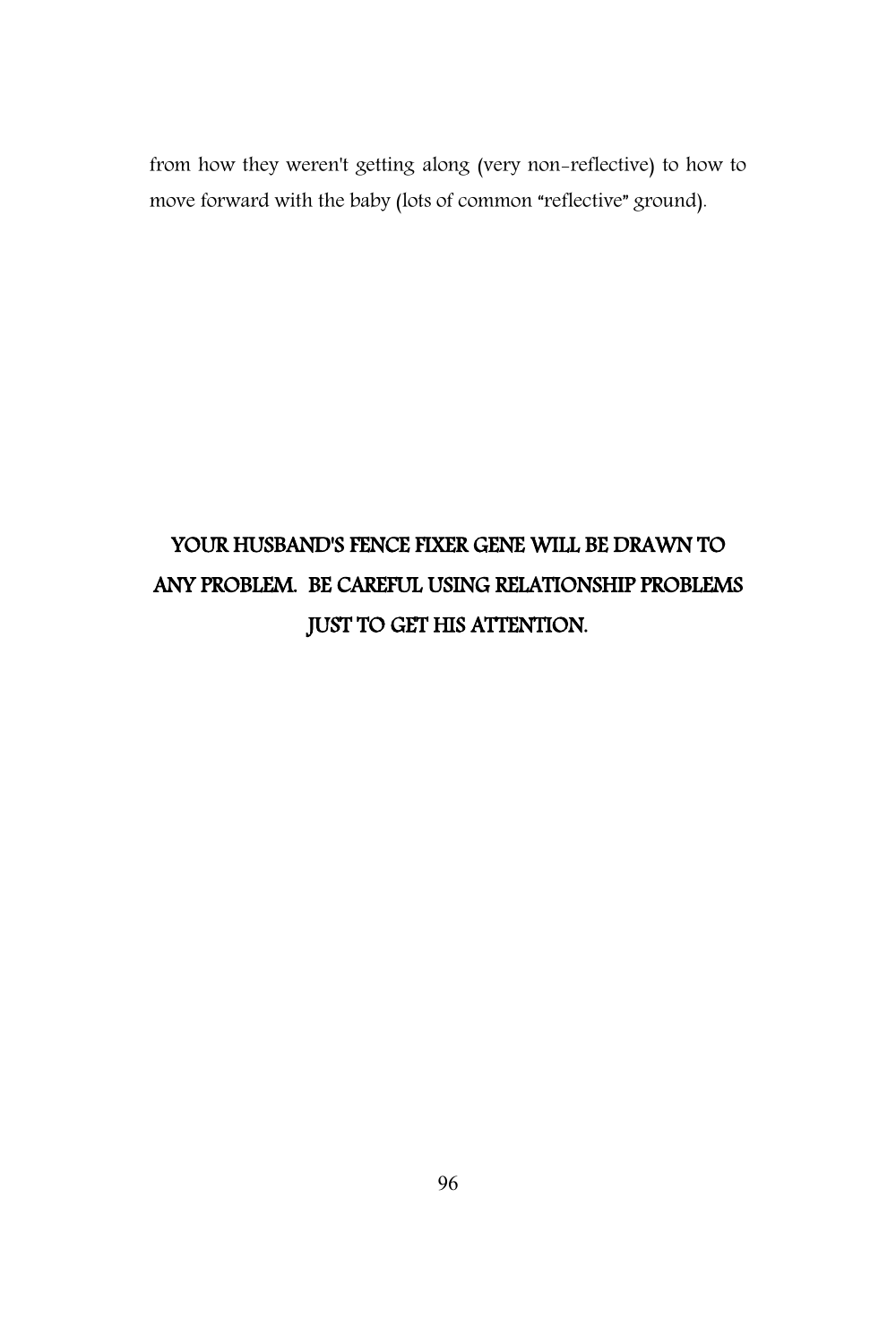from how they weren't getting along (very non-reflective) to how to move forward with the baby (lots of common "reflective" ground).

**YOUR HUSBAND'S FENCE FIXER GENE WILL BE DRAWN TO ANY PROBLEM. BE CAREFUL USING RELATIONSHIP PROBLEMS JUST TO GET HIS ATTENTION.**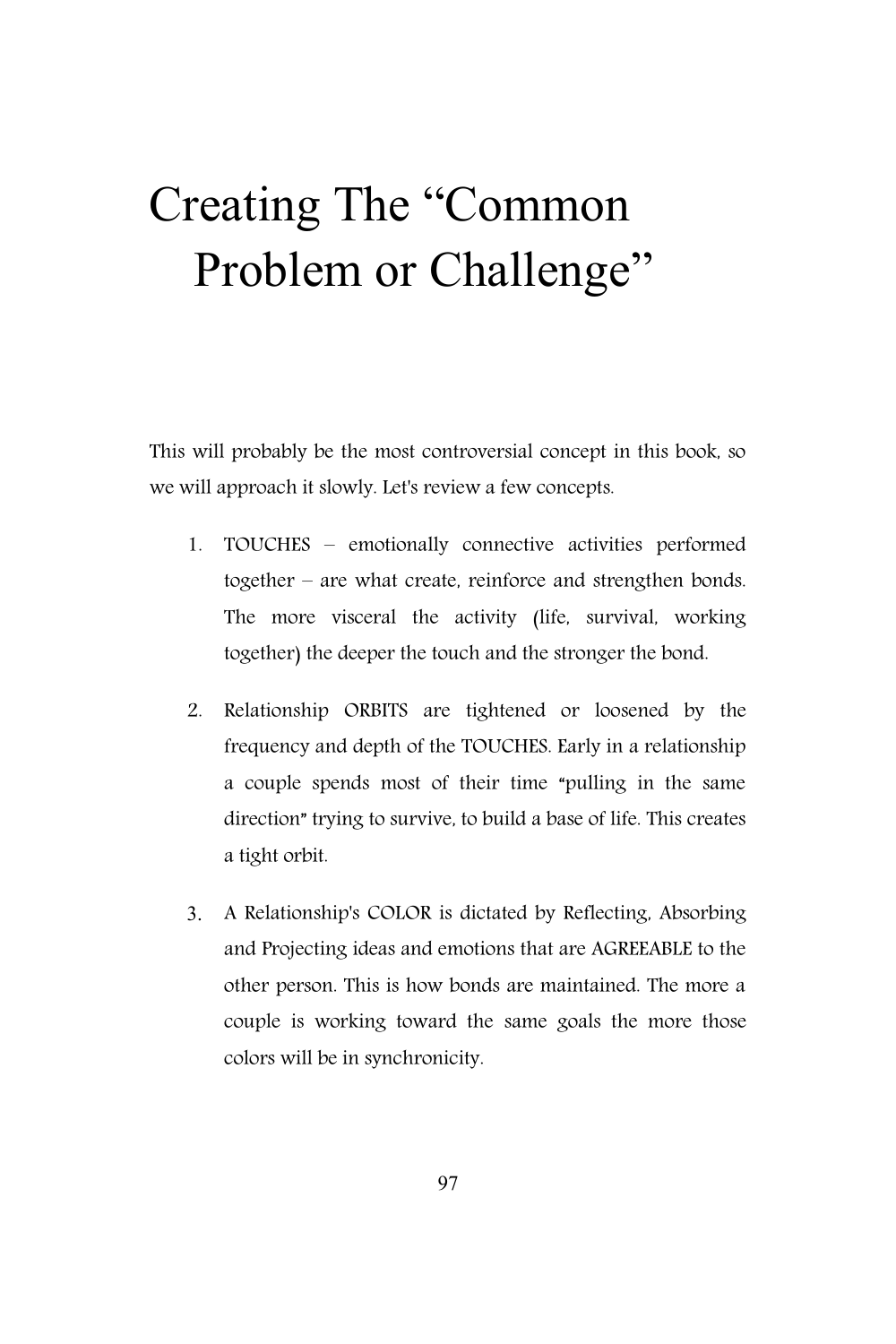# Creating The "Common Problem or Challenge"

This will probably be the most controversial concept in this book, so we will approach it slowly. Let's review a few concepts.

1. TOUCHES – emotionally connective activities performed together – are what create, reinforce and strengthen bonds. The more visceral the activity (life, survival, working together) the deeper the touch and the stronger the bond.

2. Relationship ORBITS are tightened or loosened by the frequency and depth of the TOUCHES. Early in a relationship a couple spends most of their time "pulling in the same direction" trying to survive, to build a base of life. This creates a tight orbit.

3. A Relationship's COLOR is dictated by Reflecting, Absorbing and Projecting ideas and emotions that are AGREEABLE to the other person. This is how bonds are maintained. The more a couple is working toward the same goals the more those colors will be in synchronicity.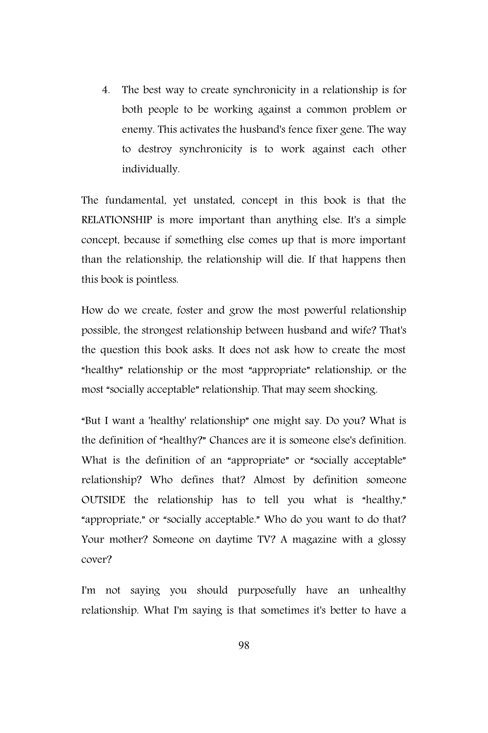4. The best way to create synchronicity in a relationship is for both people to be working against a common problem or enemy. This activates the husband's fence fixer gene. The way to destroy synchronicity is to work against each other individually.

The fundamental, yet unstated, concept in this book is that the RELATIONSHIP is more important than anything else. It's a simple concept, because if something else comes up that is more important than the relationship, the relationship will die. If that happens then this book is pointless.

How do we create, foster and grow the most powerful relationship possible, the strongest relationship between husband and wife? That's the question this book asks. It does not ask how to create the most "healthy" relationship or the most "appropriate" relationship, or the most "socially acceptable" relationship. That may seem shocking.

"But I want a 'healthy' relationship" one might say. Do you? What is the definition of "healthy?" Chances are it is someone else's definition. What is the definition of an "appropriate" or "socially acceptable" relationship? Who defines that? Almost by definition someone OUTSIDE the relationship has to tell you what is "healthy," "appropriate," or "socially acceptable." Who do you want to do that? Your mother? Someone on daytime TV? A magazine with a glossy cover?

I'm not saying you should purposefully have an unhealthy relationship. What I'm saying is that sometimes it's better to have a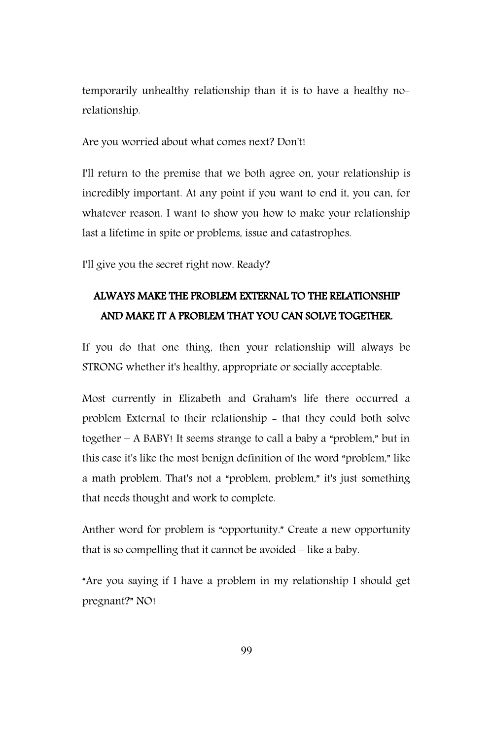temporarily unhealthy relationship than it is to have a healthy no-relationship.

Are you worried about what comes next? Don't!

I'll return to the premise that we both agree on, your relationship is incredibly important. At any point if you want to end it, you can, for whatever reason. I want to show you how to make your relationship last a lifetime in spite or problems, issue and catastrophes.

I'll give you the secret right now. Ready?

**ALWAYS MAKE THE PROBLEM EXTERNAL TO THE RELATIONSHIP AND MAKE IT A PROBLEM THAT YOU CAN SOLVE TOGETHER.**

If you do that one thing, then your relationship will always be STRONG whether it's healthy, appropriate or socially acceptable.

Most currently in Elizabeth and Graham's life there occurred a problem External to their relationship - that they could both solve together – A BABY! It seems strange to call a baby a "problem," but in this case it's like the most benign definition of the word "problem," like a math problem. That's not a "problem, problem," it's just something that needs thought and work to complete.

Anther word for problem is "opportunity." Create a new opportunity that is so compelling that it cannot be avoided – like a baby.

"Are you saying if I have a problem in my relationship I should get pregnant?" NO!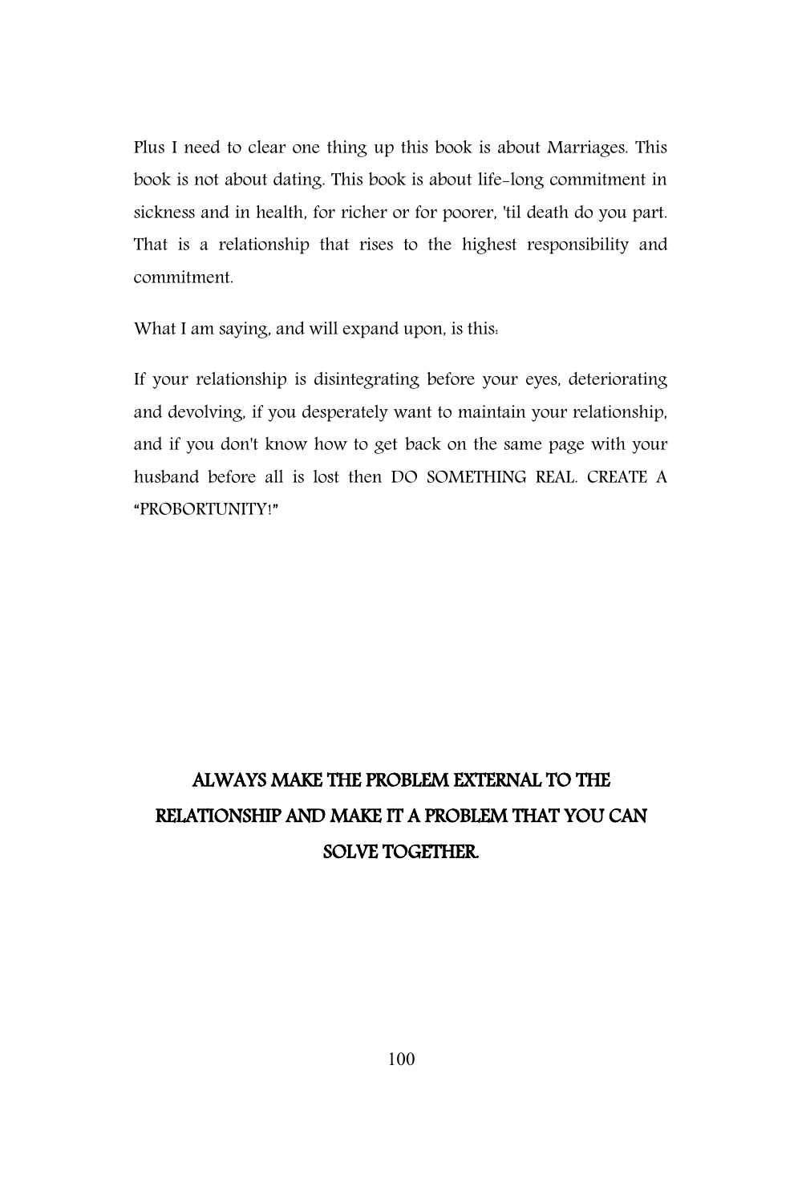Plus I need to clear one thing up this book is about Marriages. This book is not about dating. This book is about life-long commitment in sickness and in health, for richer or for poorer, 'til death do you part. That is a relationship that rises to the highest responsibility and commitment.

What I am saying, and will expand upon, is this:

If your relationship is disintegrating before your eyes, deteriorating and devolving, if you desperately want to maintain your relationship, and if you don't know how to get back on the same page with your husband before all is lost then DO SOMETHING REAL. CREATE A "PROBORTUNITY!"

**ALWAYS MAKE THE PROBLEM EXTERNAL TO THE RELATIONSHIP AND MAKE IT A PROBLEM THAT YOU CAN SOLVE TOGETHER.**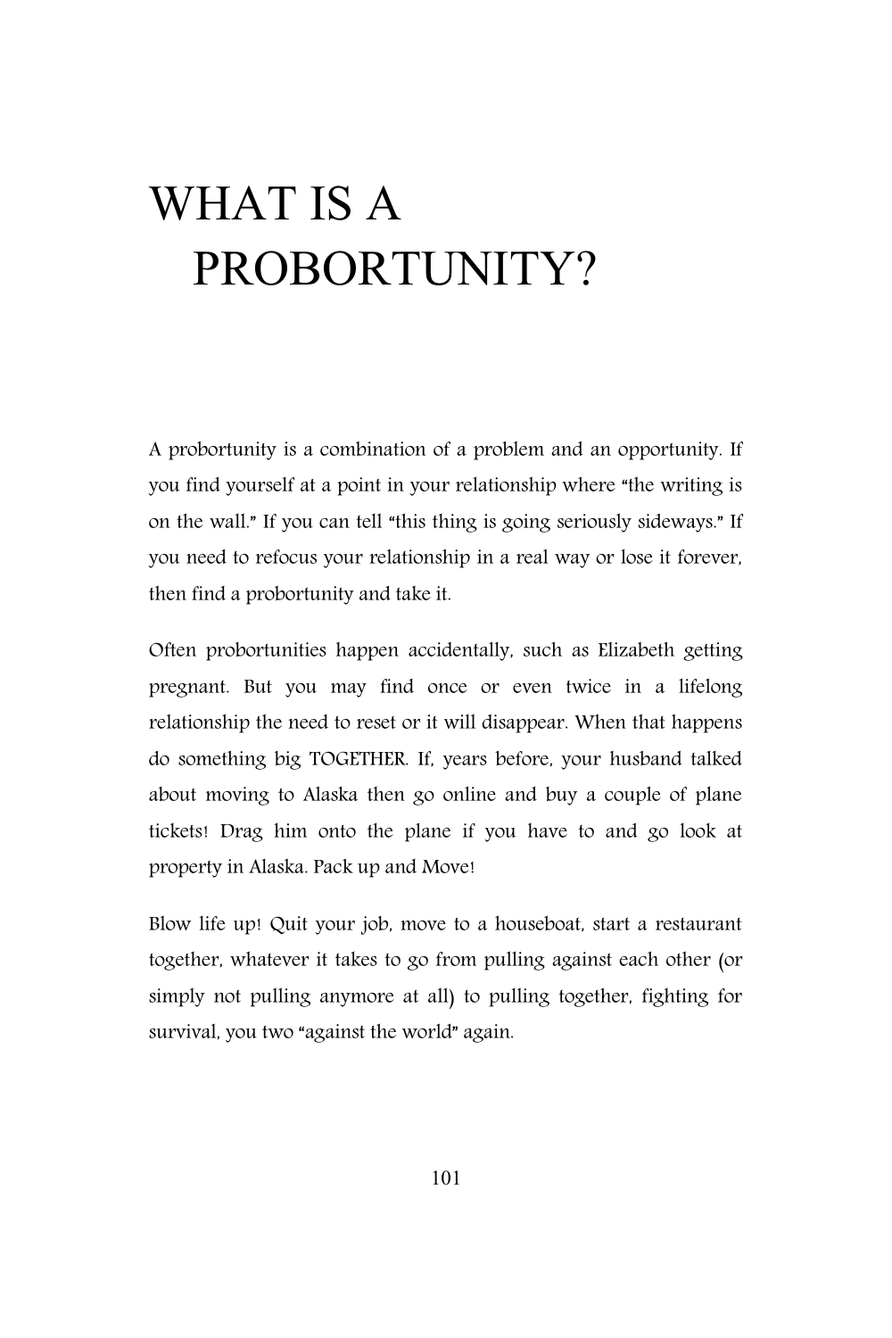# WHAT IS A PROBORTUNITY?

A probortunity is a combination of a problem and an opportunity. If you find yourself at a point in your relationship where "the writing is on the wall." If you can tell "this thing is going seriously sideways." If you need to refocus your relationship in a real way or lose it forever, then find a probortunity and take it.

Often probortunities happen accidentally, such as Elizabeth getting pregnant. But you may find once or even twice in a lifelong relationship the need to reset or it will disappear. When that happens do something big TOGETHER. If, years before, your husband talked about moving to Alaska then go online and buy a couple of plane tickets! Drag him onto the plane if you have to and go look at property in Alaska. Pack up and Move!

Blow life up! Quit your job, move to a houseboat, start a restaurant together, whatever it takes to go from pulling against each other (or simply not pulling anymore at all) to pulling together, fighting for survival, you two "against the world" again.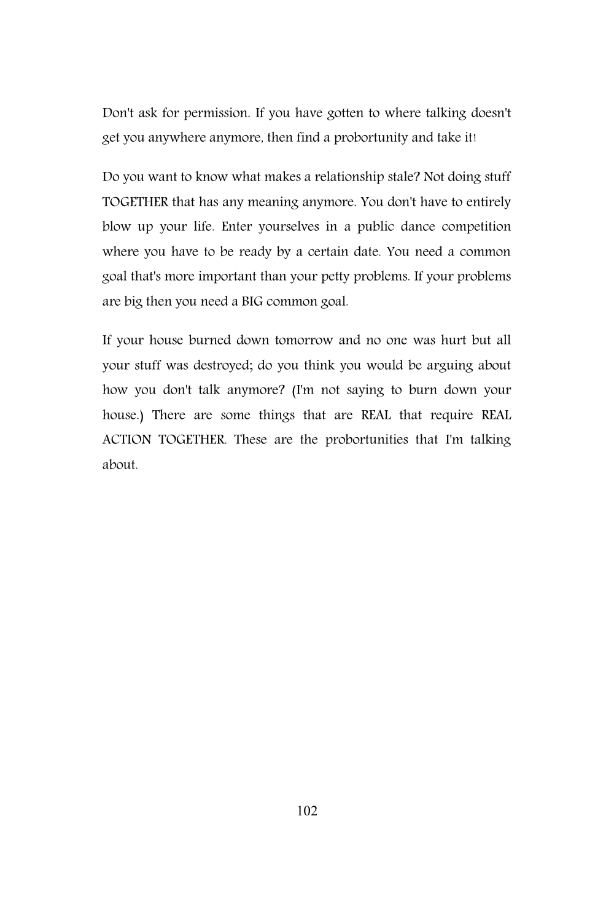Don't ask for permission. If you have gotten to where talking doesn't get you anywhere anymore, then find a probortunity and take it!

Do you want to know what makes a relationship stale? Not doing stuff TOGETHER that has any meaning anymore. You don't have to entirely blow up your life. Enter yourselves in a public dance competition where you have to be ready by a certain date. You need a common goal that's more important than your petty problems. If your problems are big then you need a BIG common goal.

If your house burned down tomorrow and no one was hurt but all your stuff was destroyed; do you think you would be arguing about how you don't talk anymore? (I'm not saying to burn down your house.) There are some things that are REAL that require REAL ACTION TOGETHER. These are the probortunities that I'm talking about.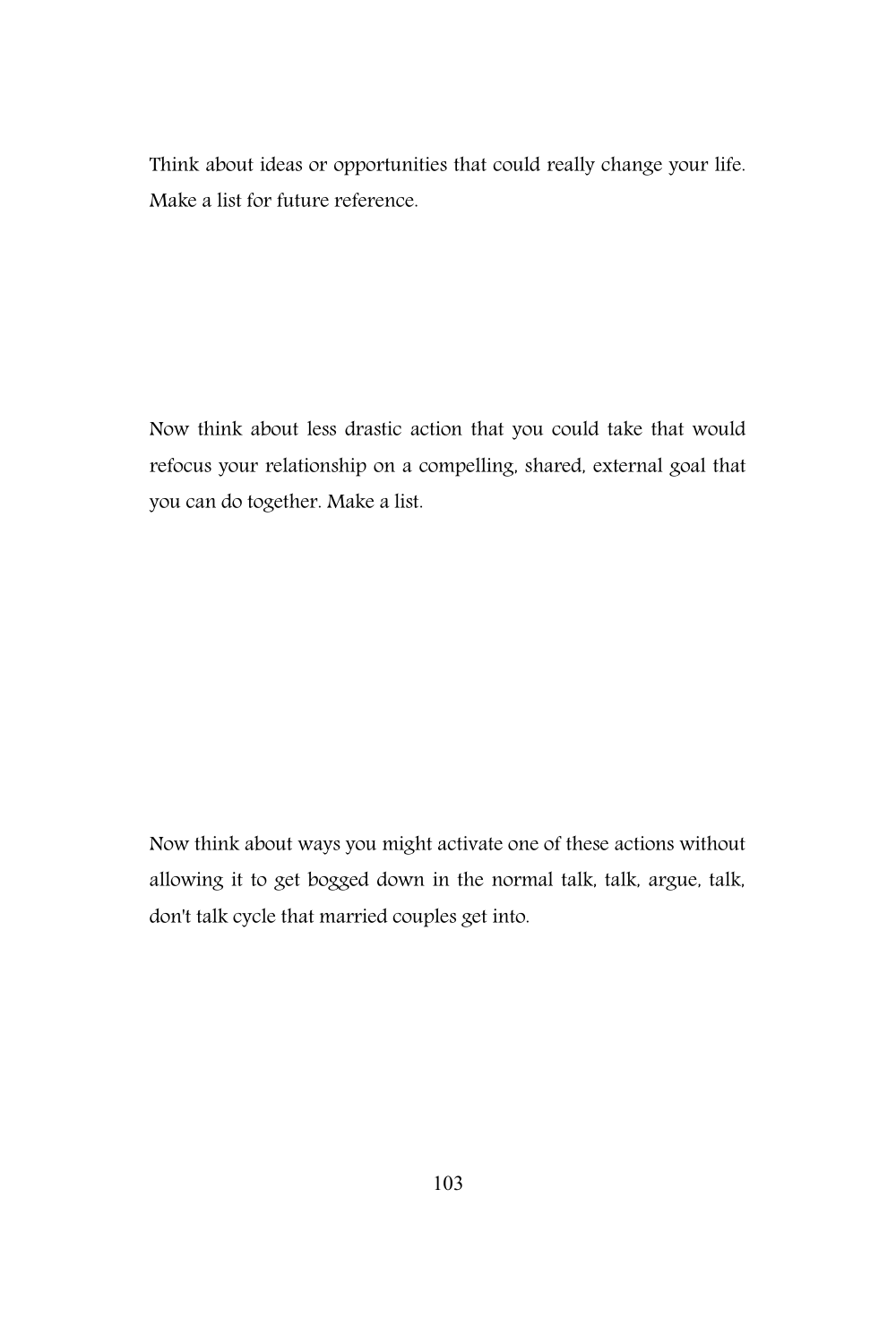Think about ideas or opportunities that could really change your life. Make a list for future reference.

Now think about less drastic action that you could take that would refocus your relationship on a compelling, shared, external goal that you can do together. Make a list.

Now think about ways you might activate one of these actions without allowing it to get bogged down in the normal talk, talk, argue, talk, don't talk cycle that married couples get into.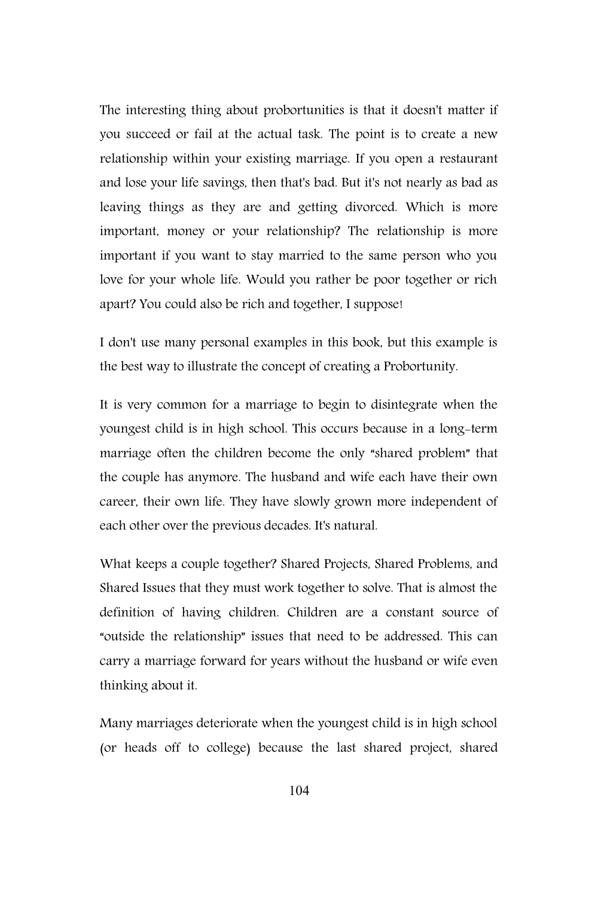The interesting thing about probortunities is that it doesn't matter if you succeed or fail at the actual task. The point is to create a new relationship within your existing marriage. If you open a restaurant and lose your life savings, then that's bad. But it's not nearly as bad as leaving things as they are and getting divorced. Which is more important, money or your relationship? The relationship is more important if you want to stay married to the same person who you love for your whole life. Would you rather be poor together or rich apart? You could also be rich and together, I suppose!

I don't use many personal examples in this book, but this example is the best way to illustrate the concept of creating a Probortunity.

It is very common for a marriage to begin to disintegrate when the youngest child is in high school. This occurs because in a long-term marriage often the children become the only "shared problem" that the couple has anymore. The husband and wife each have their own career, their own life. They have slowly grown more independent of each other over the previous decades. It's natural.

What keeps a couple together? Shared Projects, Shared Problems, and Shared Issues that they must work together to solve. That is almost the definition of having children. Children are a constant source of "outside the relationship" issues that need to be addressed. This can carry a marriage forward for years without the husband or wife even thinking about it.

Many marriages deteriorate when the youngest child is in high school (or heads off to college) because the last shared project, shared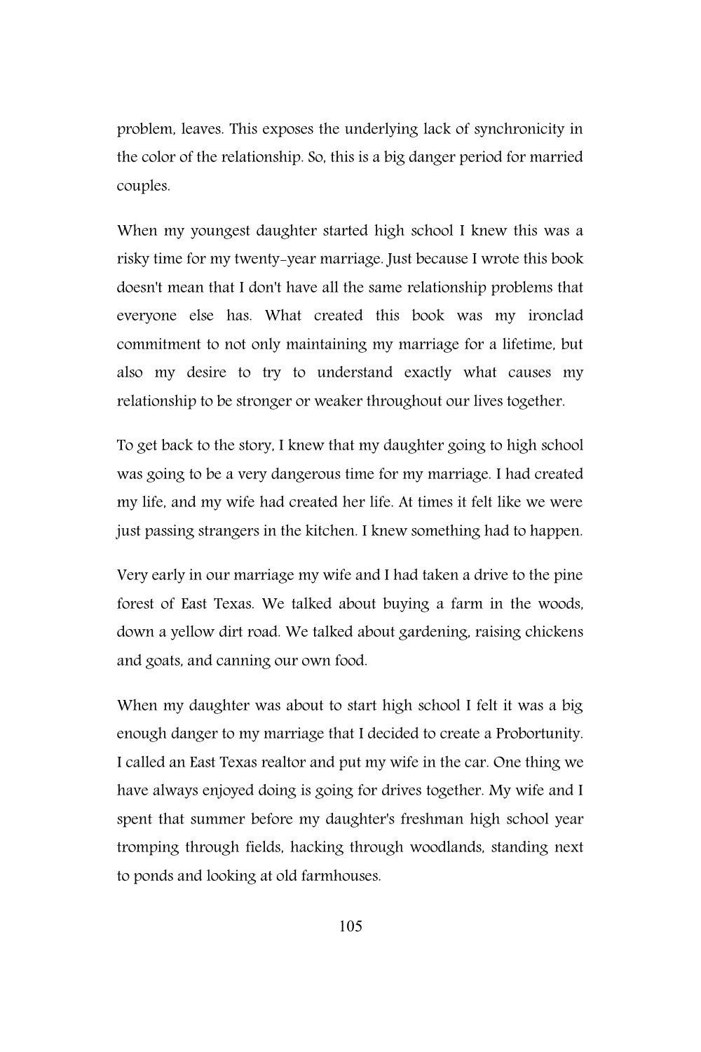problem, leaves. This exposes the underlying lack of synchronicity in the color of the relationship. So, this is a big danger period for married couples.

When my youngest daughter started high school I knew this was a risky time for my twenty-year marriage. Just because I wrote this book doesn't mean that I don't have all the same relationship problems that everyone else has. What created this book was my ironclad commitment to not only maintaining my marriage for a lifetime, but also my desire to try to understand exactly what causes my relationship to be stronger or weaker throughout our lives together.

To get back to the story, I knew that my daughter going to high school was going to be a very dangerous time for my marriage. I had created my life, and my wife had created her life. At times it felt like we were just passing strangers in the kitchen. I knew something had to happen.

Very early in our marriage my wife and I had taken a drive to the pine forest of East Texas. We talked about buying a farm in the woods, down a yellow dirt road. We talked about gardening, raising chickens and goats, and canning our own food.

When my daughter was about to start high school I felt it was a big enough danger to my marriage that I decided to create a Probortunity. I called an East Texas realtor and put my wife in the car. One thing we have always enjoyed doing is going for drives together. My wife and I spent that summer before my daughter's freshman high school year tromping through fields, hacking through woodlands, standing next to ponds and looking at old farmhouses.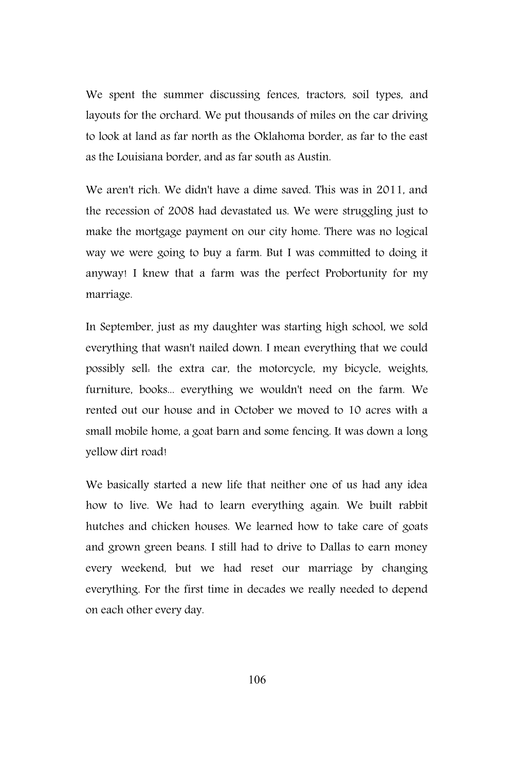We spent the summer discussing fences, tractors, soil types, and layouts for the orchard. We put thousands of miles on the car driving to look at land as far north as the Oklahoma border, as far to the east as the Louisiana border, and as far south as Austin.

We aren't rich. We didn't have a dime saved. This was in 2011, and the recession of 2008 had devastated us. We were struggling just to make the mortgage payment on our city home. There was no logical way we were going to buy a farm. But I was committed to doing it anyway! I knew that a farm was the perfect Probortunity for my marriage.

In September, just as my daughter was starting high school, we sold everything that wasn't nailed down. I mean everything that we could possibly sell: the extra car, the motorcycle, my bicycle, weights, furniture, books... everything we wouldn't need on the farm. We rented out our house and in October we moved to 10 acres with a small mobile home, a goat barn and some fencing. It was down a long yellow dirt road!

We basically started a new life that neither one of us had any idea how to live. We had to learn everything again. We built rabbit hutches and chicken houses. We learned how to take care of goats and grown green beans. I still had to drive to Dallas to earn money every weekend, but we had reset our marriage by changing everything. For the first time in decades we really needed to depend on each other every day.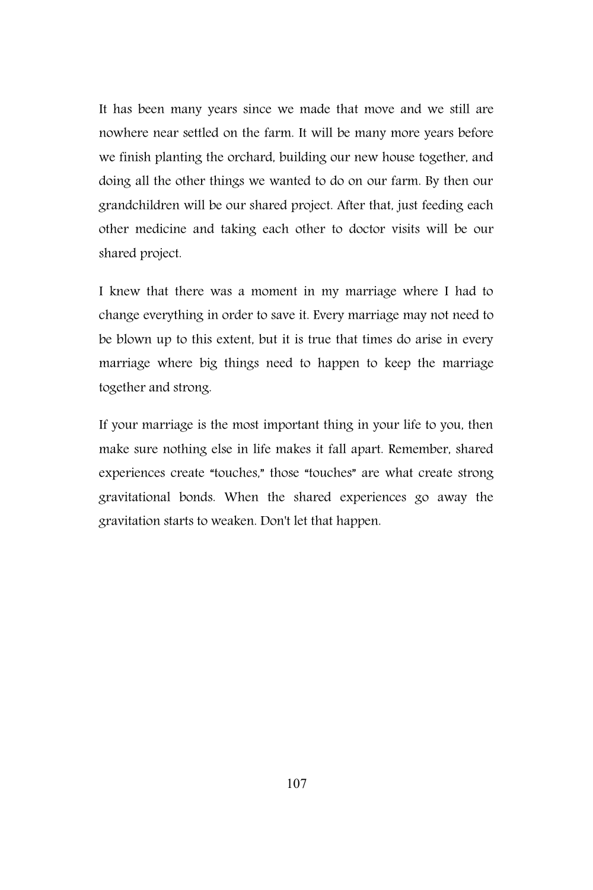It has been many years since we made that move and we still are nowhere near settled on the farm. It will be many more years before we finish planting the orchard, building our new house together, and doing all the other things we wanted to do on our farm. By then our grandchildren will be our shared project. After that, just feeding each other medicine and taking each other to doctor visits will be our shared project.

I knew that there was a moment in my marriage where I had to change everything in order to save it. Every marriage may not need to be blown up to this extent, but it is true that times do arise in every marriage where big things need to happen to keep the marriage together and strong.

If your marriage is the most important thing in your life to you, then make sure nothing else in life makes it fall apart. Remember, shared experiences create "touches," those "touches" are what create strong gravitational bonds. When the shared experiences go away the gravitation starts to weaken. Don't let that happen.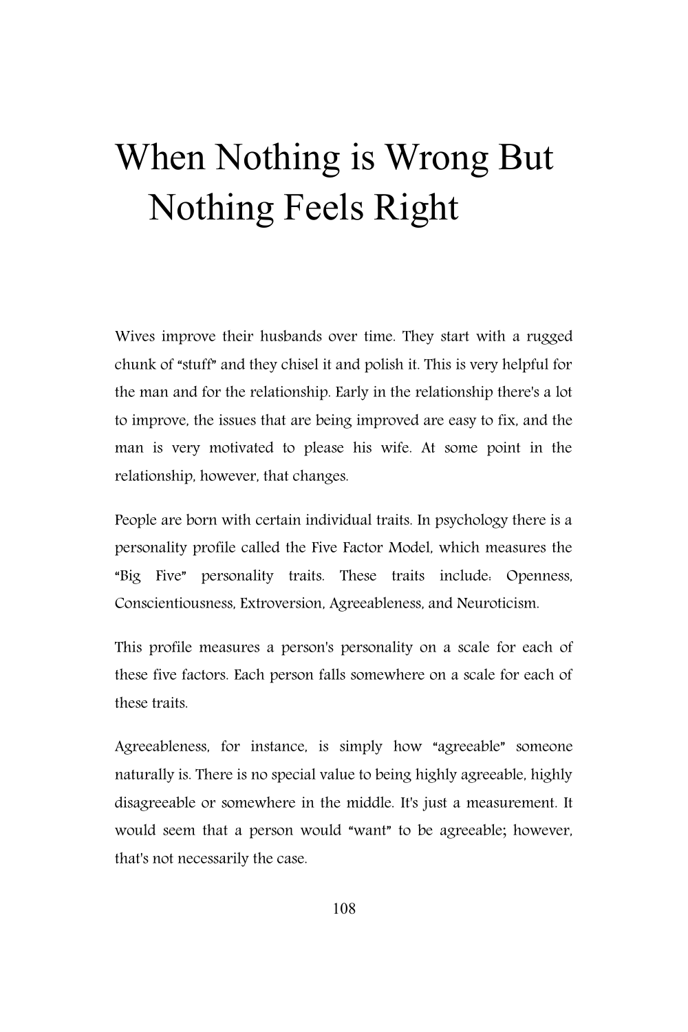# When Nothing is Wrong But Nothing Feels Right

Wives improve their husbands over time. They start with a rugged chunk of "stuff" and they chisel it and polish it. This is very helpful for the man and for the relationship. Early in the relationship there's a lot to improve, the issues that are being improved are easy to fix, and the man is very motivated to please his wife. At some point in the relationship, however, that changes.

People are born with certain individual traits. In psychology there is a personality profile called the Five Factor Model, which measures the "Big Five" personality traits. These traits include: Openness, Conscientiousness, Extroversion, Agreeableness, and Neuroticism.

This profile measures a person's personality on a scale for each of these five factors. Each person falls somewhere on a scale for each of these traits.

Agreeableness, for instance, is simply how "agreeable" someone naturally is. There is no special value to being highly agreeable, highly disagreeable or somewhere in the middle. It's just a measurement. It would seem that a person would "want" to be agreeable; however, that's not necessarily the case.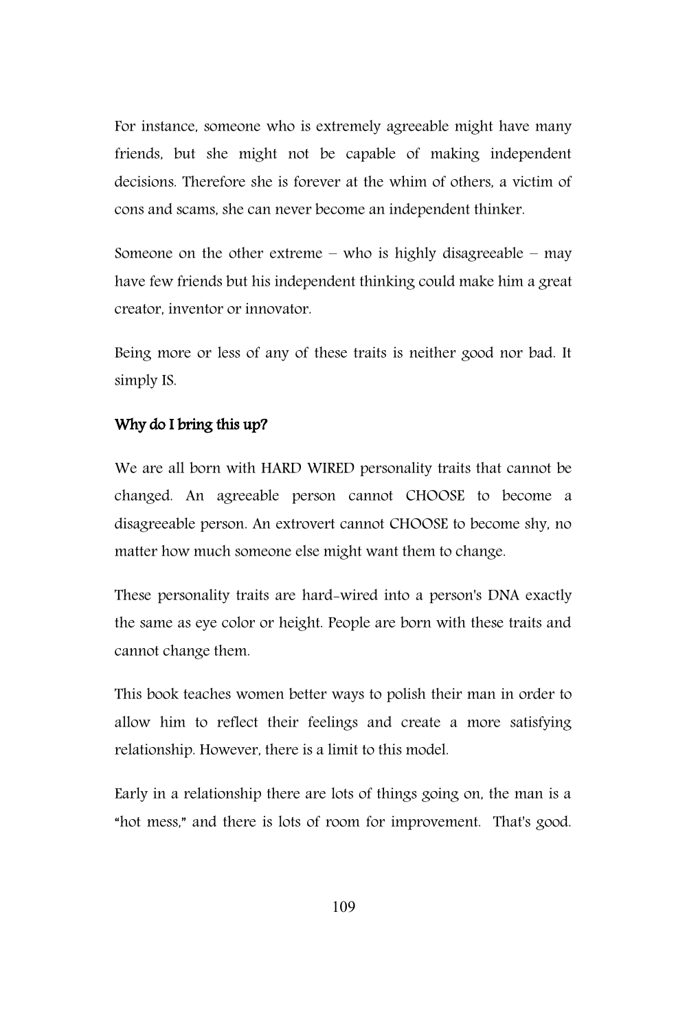For instance, someone who is extremely agreeable might have many friends, but she might not be capable of making independent decisions. Therefore she is forever at the whim of others, a victim of cons and scams, she can never become an independent thinker.

Someone on the other extreme – who is highly disagreeable – may have few friends but his independent thinking could make him a great creator, inventor or innovator.

Being more or less of any of these traits is neither good nor bad. It simply IS.

### Why do I bring this up?

We are all born with HARD WIRED personality traits that cannot be changed. An agreeable person cannot CHOOSE to become a disagreeable person. An extrovert cannot CHOOSE to become shy, no matter how much someone else might want them to change.

These personality traits are hard-wired into a person's DNA exactly the same as eye color or height. People are born with these traits and cannot change them.

This book teaches women better ways to polish their man in order to allow him to reflect their feelings and create a more satisfying relationship. However, there is a limit to this model.

Early in a relationship there are lots of things going on, the man is a "hot mess," and there is lots of room for improvement. That's good.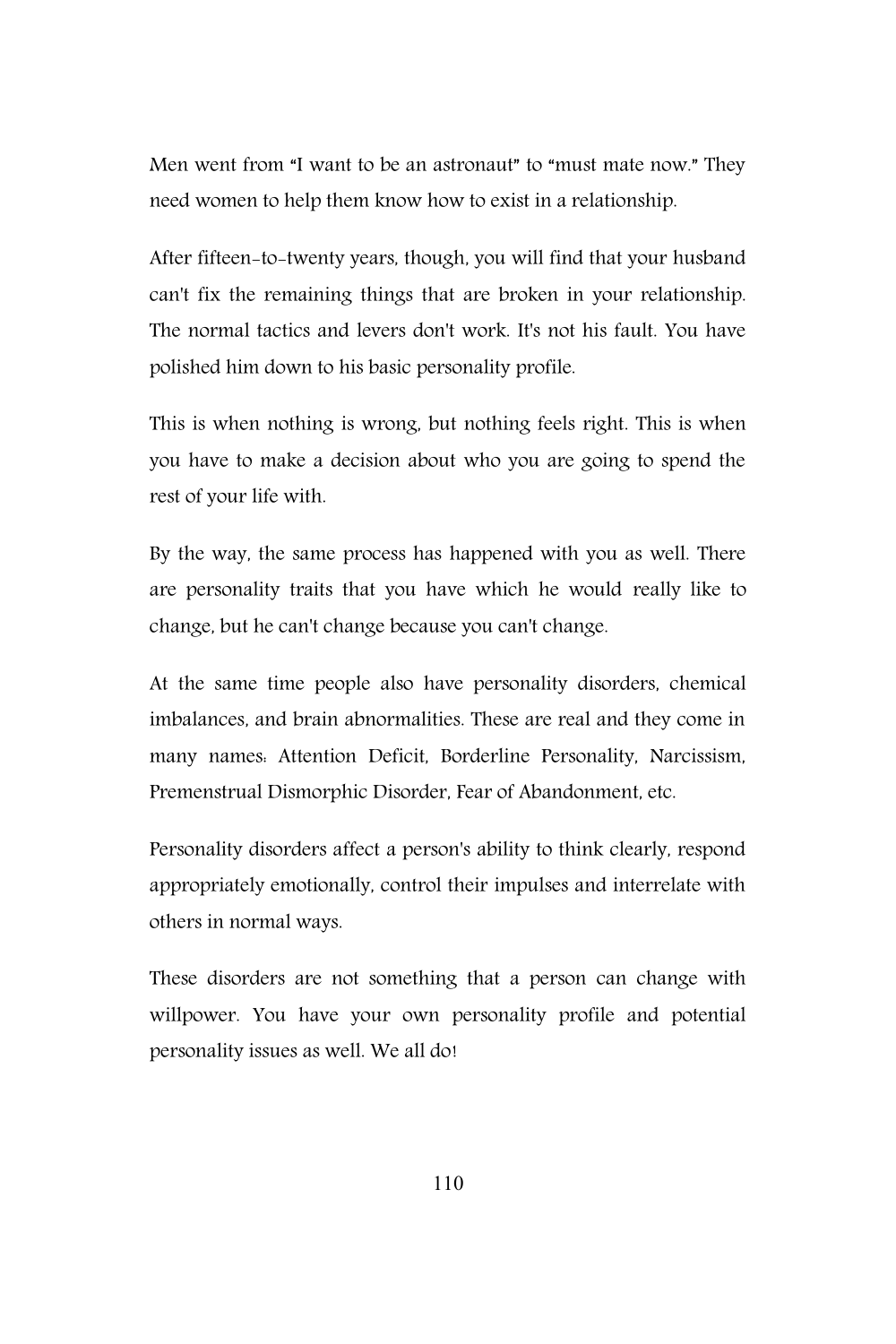Men went from "I want to be an astronaut" to "must mate now." They need women to help them know how to exist in a relationship.

After fifteen-to-twenty years, though, you will find that your husband can't fix the remaining things that are broken in your relationship. The normal tactics and levers don't work. It's not his fault. You have polished him down to his basic personality profile.

This is when nothing is wrong, but nothing feels right. This is when you have to make a decision about who you are going to spend the rest of your life with.

By the way, the same process has happened with you as well. There are personality traits that you have which he would really like to change, but he can't change because you can't change.

At the same time people also have personality disorders, chemical imbalances, and brain abnormalities. These are real and they come in many names: Attention Deficit, Borderline Personality, Narcissism, Premenstrual Dismorphic Disorder, Fear of Abandonment, etc.

Personality disorders affect a person's ability to think clearly, respond appropriately emotionally, control their impulses and interrelate with others in normal ways.

These disorders are not something that a person can change with willpower. You have your own personality profile and potential personality issues as well. We all do!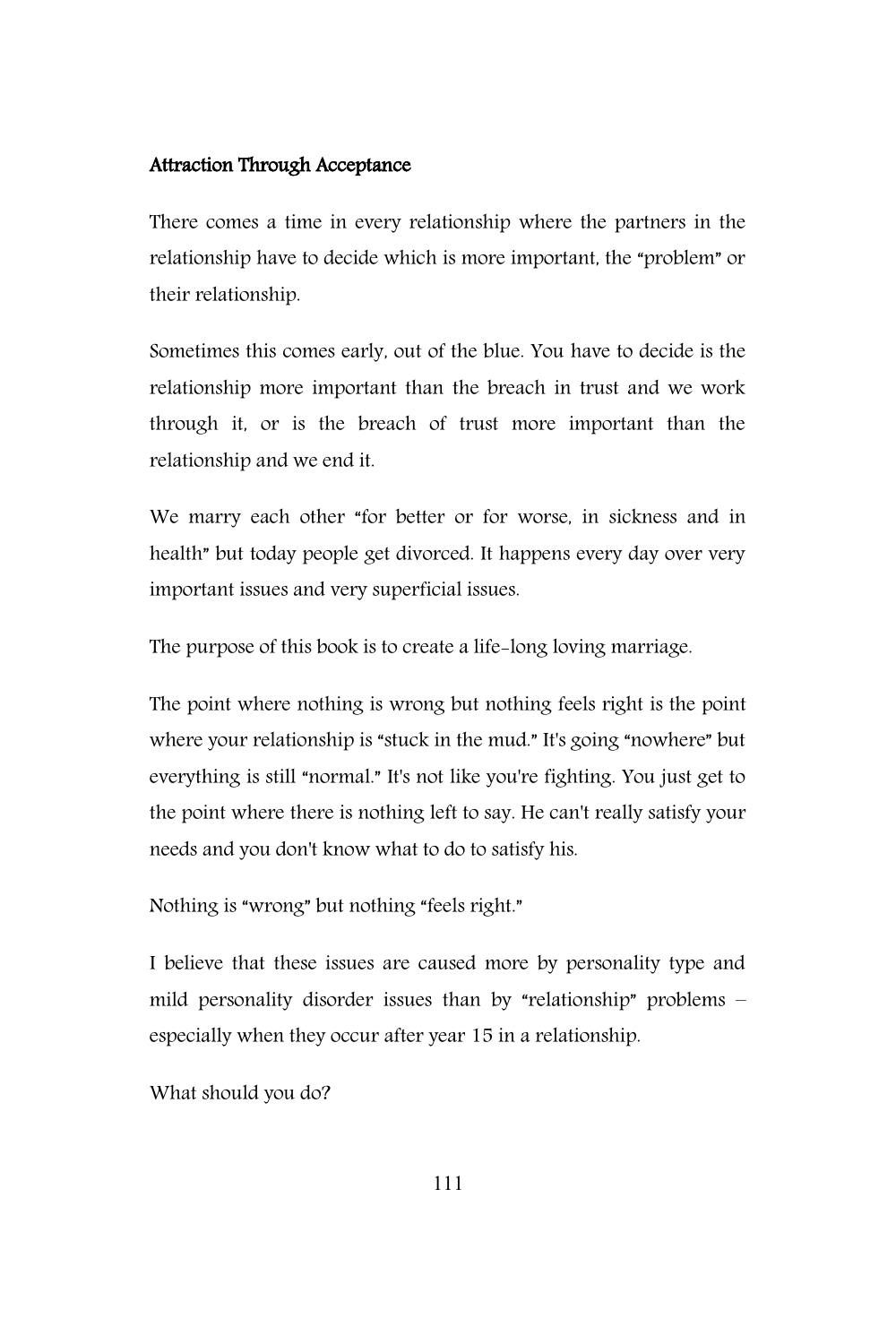## Attraction Through Acceptance

There comes a time in every relationship where the partners in the relationship have to decide which is more important, the "problem" or their relationship.

Sometimes this comes early, out of the blue. You have to decide is the relationship more important than the breach in trust and we work through it, or is the breach of trust more important than the relationship and we end it.

We marry each other "for better or for worse, in sickness and in health" but today people get divorced. It happens every day over very important issues and very superficial issues.

The purpose of this book is to create a life-long loving marriage.

The point where nothing is wrong but nothing feels right is the point where your relationship is "stuck in the mud." It's going "nowhere" but everything is still "normal." It's not like you're fighting. You just get to the point where there is nothing left to say. He can't really satisfy your needs and you don't know what to do to satisfy his.

Nothing is "wrong" but nothing "feels right."

I believe that these issues are caused more by personality type and mild personality disorder issues than by "relationship" problems – especially when they occur after year 15 in a relationship.

What should you do?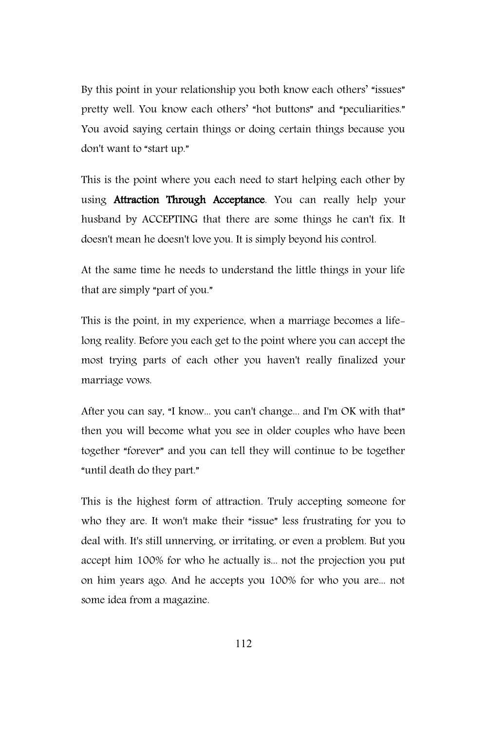By this point in your relationship you both know each others' "issues" pretty well. You know each others' "hot buttons" and "peculiarities." You avoid saying certain things or doing certain things because you don't want to "start up."

This is the point where you each need to start helping each other by using **Attraction Through Acceptance**. You can really help your husband by ACCEPTING that there are some things he can't fix. It doesn't mean he doesn't love you. It is simply beyond his control.

At the same time he needs to understand the little things in your life that are simply "part of you."

This is the point, in my experience, when a marriage becomes a life-long reality. Before you each get to the point where you can accept the most trying parts of each other you haven't really finalized your marriage vows.

After you can say, "I know... you can't change... and I'm OK with that" then you will become what you see in older couples who have been together "forever" and you can tell they will continue to be together "until death do they part."

This is the highest form of attraction. Truly accepting someone for who they are. It won't make their "issue" less frustrating for you to deal with. It's still unnerving, or irritating, or even a problem. But you accept him 100% for who he actually is... not the projection you put on him years ago. And he accepts you 100% for who you are... not some idea from a magazine.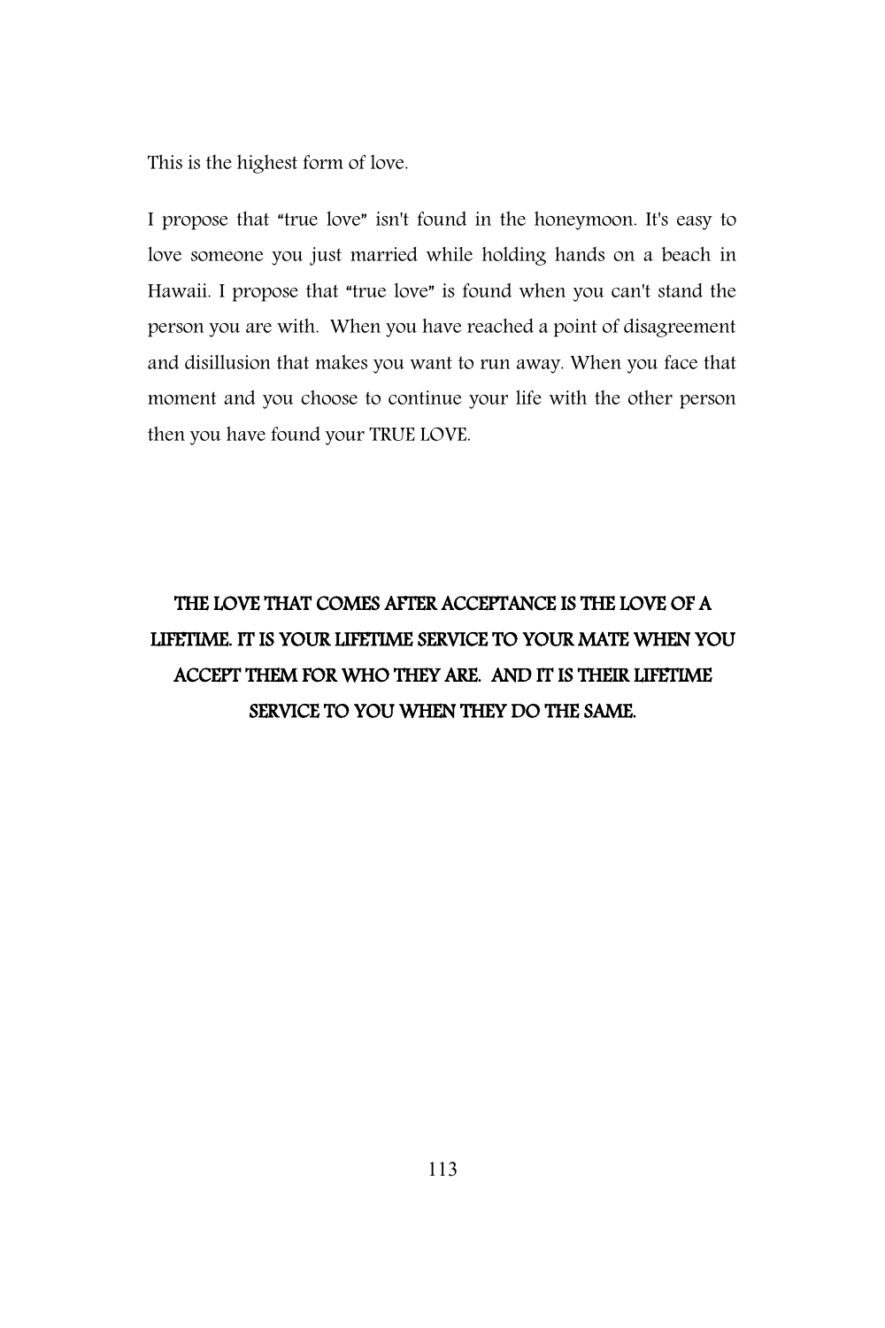This is the highest form of love.

I propose that "true love" isn't found in the honeymoon. It's easy to love someone you just married while holding hands on a beach in Hawaii. I propose that "true love" is found when you can't stand the person you are with. When you have reached a point of disagreement and disillusion that makes you want to run away. When you face that moment and you choose to continue your life with the other person then you have found your TRUE LOVE.

**THE LOVE THAT COMES AFTER ACCEPTANCE IS THE LOVE OF A LIFETIME. IT IS YOUR LIFETIME SERVICE TO YOUR MATE WHEN YOU ACCEPT THEM FOR WHO THEY ARE. AND IT IS THEIR LIFETIME SERVICE TO YOU WHEN THEY DO THE SAME.**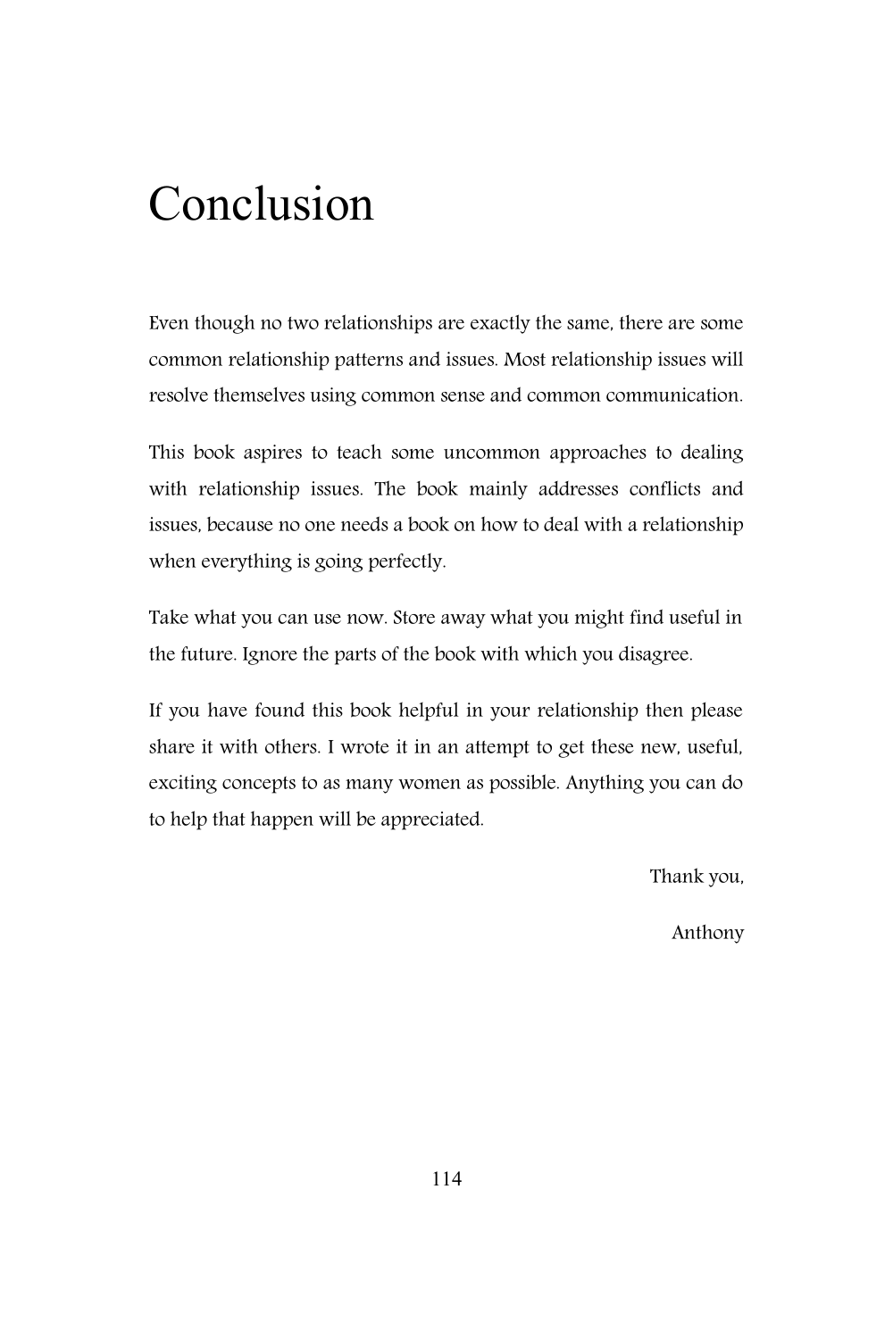# Conclusion

Even though no two relationships are exactly the same, there are some common relationship patterns and issues. Most relationship issues will resolve themselves using common sense and common communication.

This book aspires to teach some uncommon approaches to dealing with relationship issues. The book mainly addresses conflicts and issues, because no one needs a book on how to deal with a relationship when everything is going perfectly.

Take what you can use now. Store away what you might find useful in the future. Ignore the parts of the book with which you disagree.

If you have found this book helpful in your relationship then please share it with others. I wrote it in an attempt to get these new, useful, exciting concepts to as many women as possible. Anything you can do to help that happen will be appreciated.

Thank you,

Anthony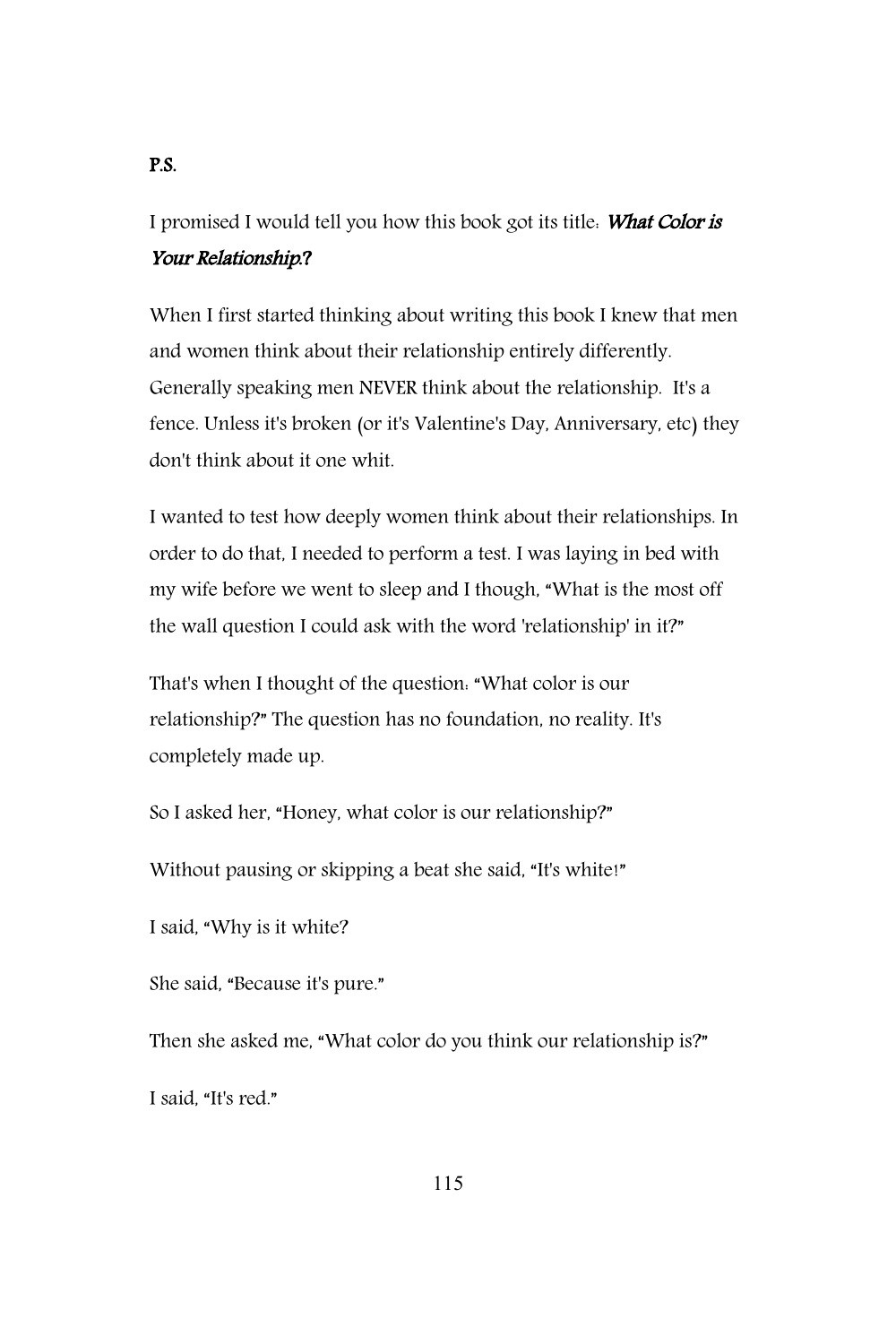**P.S.**

I promised I would tell you how this book got its title: ***What Color is Your Relationship?***

When I first started thinking about writing this book I knew that men and women think about their relationship entirely differently. Generally speaking men NEVER think about the relationship. It's a fence. Unless it's broken (or it's Valentine's Day, Anniversary, etc) they don't think about it one whit.

I wanted to test how deeply women think about their relationships. In order to do that, I needed to perform a test. I was laying in bed with my wife before we went to sleep and I though, "What is the most off the wall question I could ask with the word 'relationship' in it?"

That's when I thought of the question: "What color is our relationship?" The question has no foundation, no reality. It's completely made up.

So I asked her, "Honey, what color is our relationship?"

Without pausing or skipping a beat she said, "It's white!"

I said, "Why is it white?

She said, "Because it's pure."

Then she asked me, "What color do you think our relationship is?"

I said, "It's red."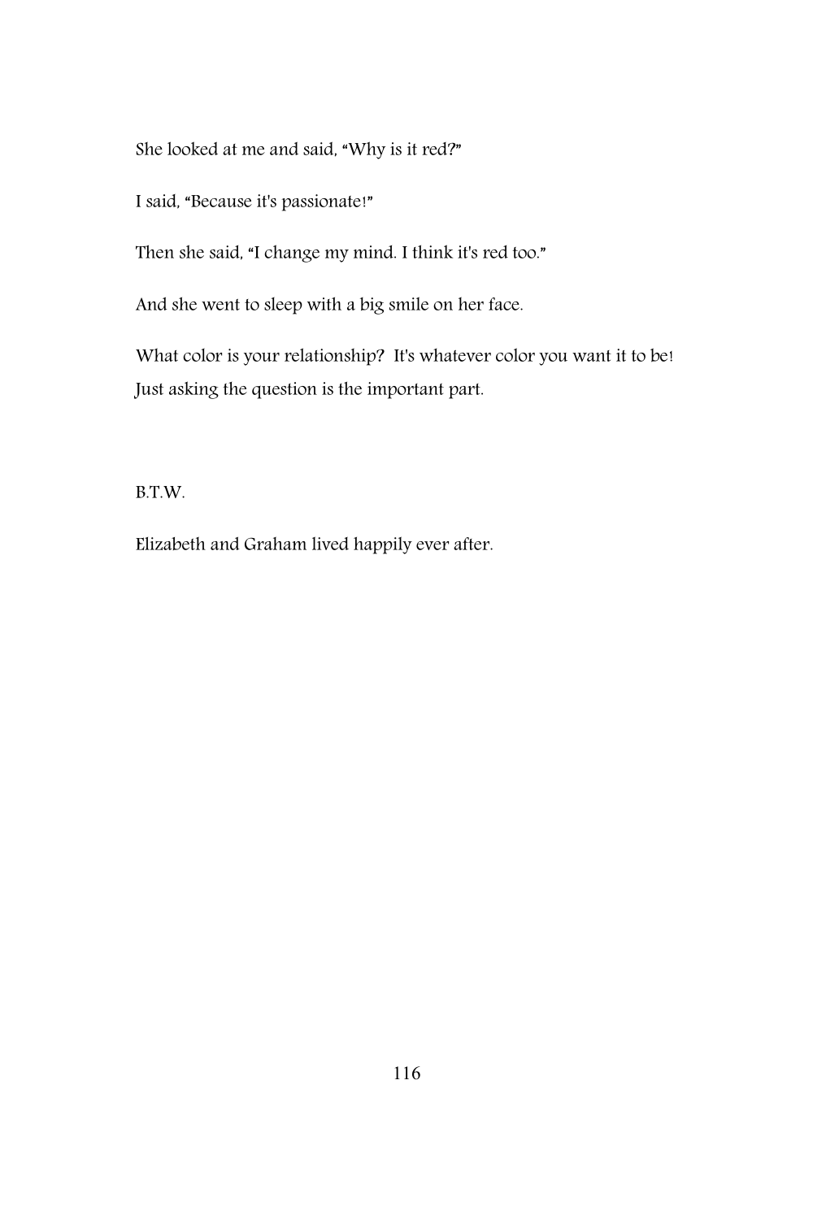She looked at me and said, "Why is it red?"

I said, "Because it's passionate!"

Then she said, "I change my mind. I think it's red too."

And she went to sleep with a big smile on her face.

What color is your relationship?  It's whatever color you want it to be! Just asking the question is the important part.

B.T.W.

Elizabeth and Graham lived happily ever after.